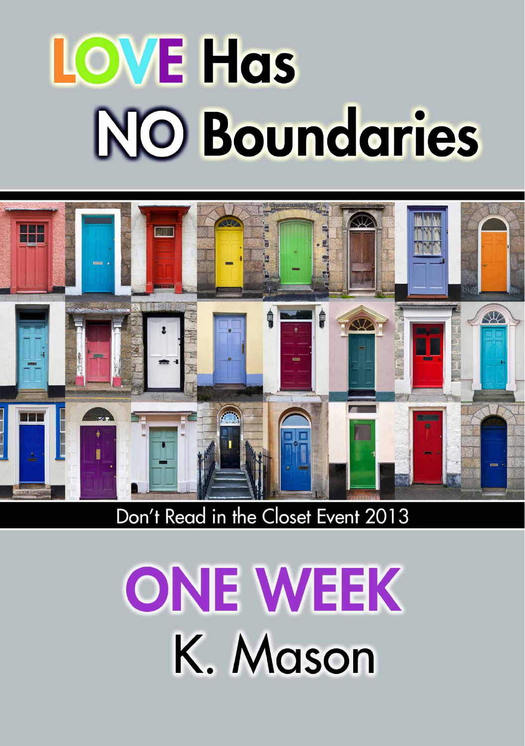# LOVE Has NO Boundaries

Don't Read in the Closet Event 2013

# ONE WEEK

K. Mason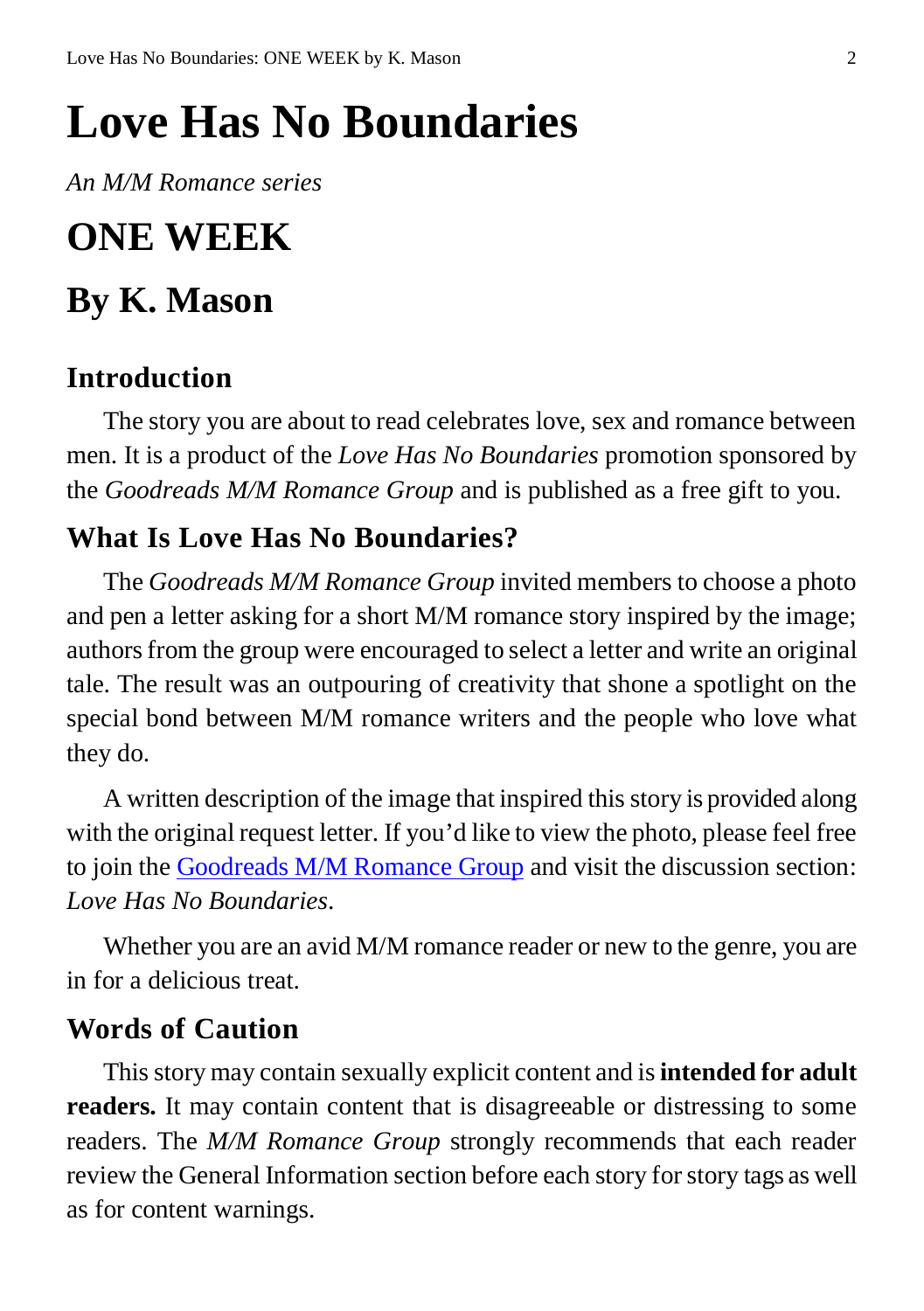# Love Has No Boundaries

*An M/M Romance series*

# ONE WEEK

# By K. Mason

## Introduction

The story you are about to read celebrates love, sex and romance between men. It is a product of the *Love Has No Boundaries* promotion sponsored by the *Goodreads M/M Romance Group* and is published as a free gift to you.

## What Is Love Has No Boundaries?

The *Goodreads M/M Romance Group* invited members to choose a photo and pen a letter asking for a short M/M romance story inspired by the image; authors from the group were encouraged to select a letter and write an original tale. The result was an outpouring of creativity that shone a spotlight on the special bond between M/M romance writers and the people who love what they do.

A written description of the image that inspired this story is provided along with the original request letter. If you'd like to view the photo, please feel free to join the Goodreads M/M Romance Group and visit the discussion section: *Love Has No Boundaries*.

Whether you are an avid M/M romance reader or new to the genre, you are in for a delicious treat.

## Words of Caution

This story may contain sexually explicit content and is **intended for adult readers.** It may contain content that is disagreeable or distressing to some readers. The *M/M Romance Group* strongly recommends that each reader review the General Information section before each story for story tags as well as for content warnings.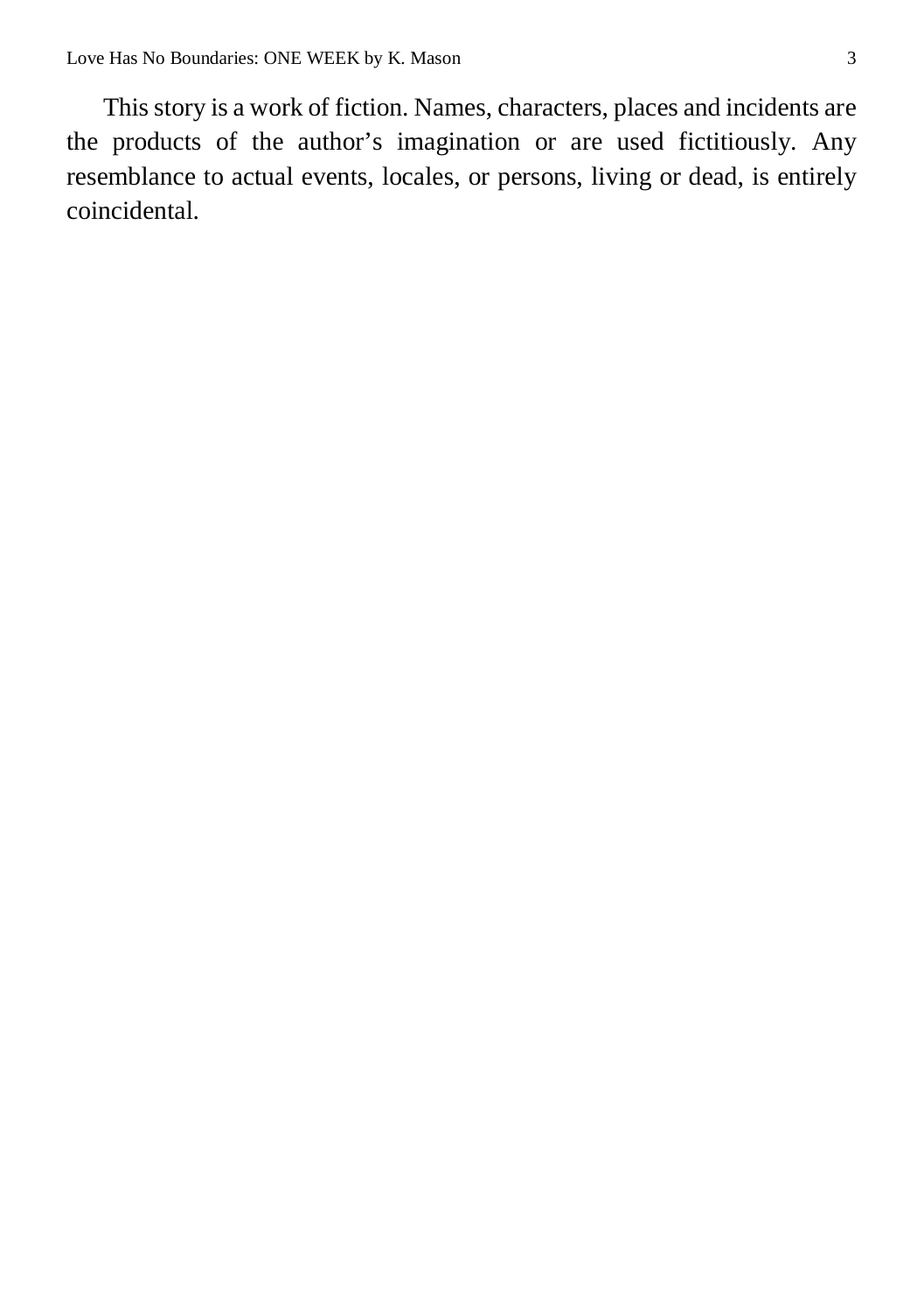This story is a work of fiction. Names, characters, places and incidents are the products of the author's imagination or are used fictitiously. Any resemblance to actual events, locales, or persons, living or dead, is entirely coincidental.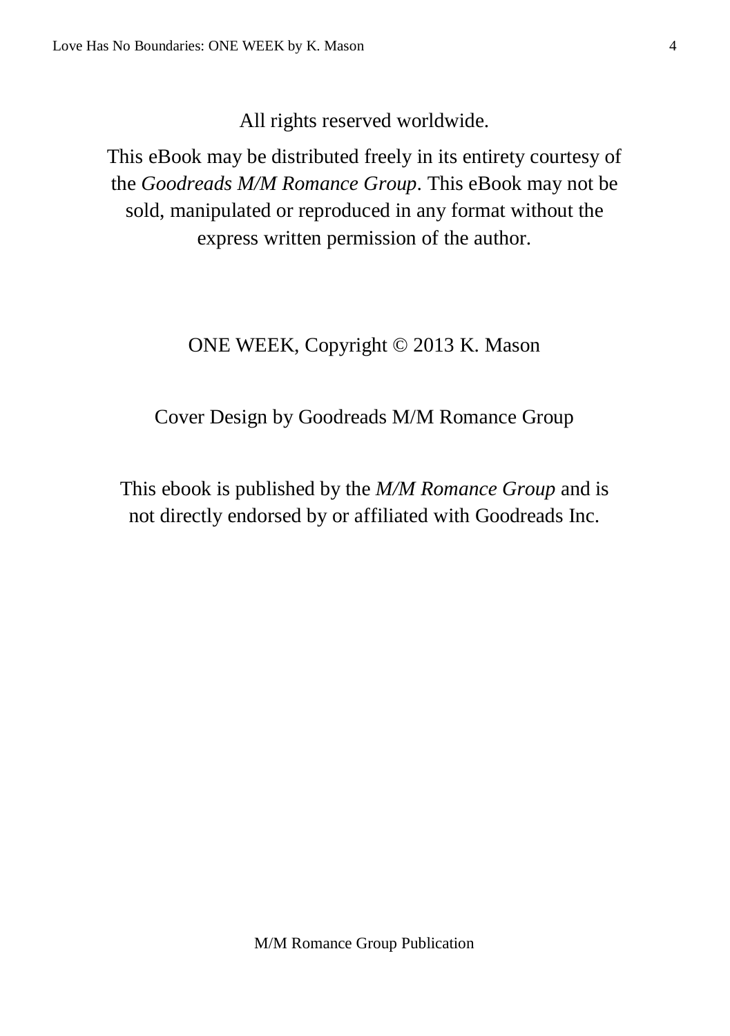All rights reserved worldwide.

This eBook may be distributed freely in its entirety courtesy of the *Goodreads M/M Romance Group*. This eBook may not be sold, manipulated or reproduced in any format without the express written permission of the author.

ONE WEEK, Copyright © 2013 K. Mason

Cover Design by Goodreads M/M Romance Group

This ebook is published by the *M/M Romance Group* and is not directly endorsed by or affiliated with Goodreads Inc.

M/M Romance Group Publication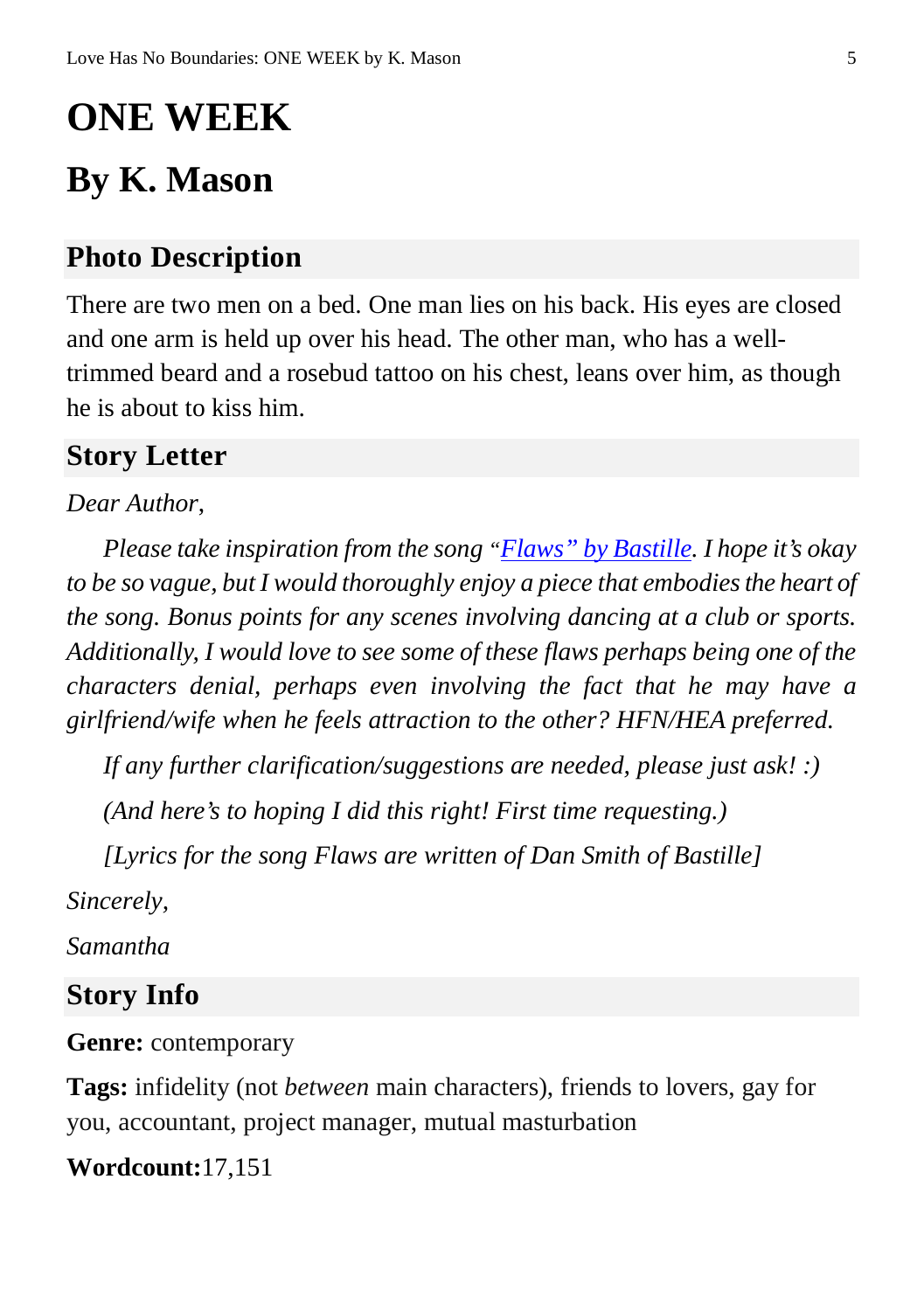# ONE WEEK

# By K. Mason

## Photo Description

There are two men on a bed. One man lies on his back. His eyes are closed and one arm is held up over his head. The other man, who has a well-trimmed beard and a rosebud tattoo on his chest, leans over him, as though he is about to kiss him.

## Story Letter

*Dear Author,*

*Please take inspiration from the song "Flaws" by Bastille. I hope it's okay to be so vague, but I would thoroughly enjoy a piece that embodies the heart of the song. Bonus points for any scenes involving dancing at a club or sports. Additionally, I would love to see some of these flaws perhaps being one of the characters denial, perhaps even involving the fact that he may have a girlfriend/wife when he feels attraction to the other? HFN/HEA preferred.*

*If any further clarification/suggestions are needed, please just ask! :)*

*(And here's to hoping I did this right! First time requesting.)*

*[Lyrics for the song Flaws are written of Dan Smith of Bastille]*

*Sincerely,*

*Samantha*

## Story Info

**Genre:** contemporary

**Tags:** infidelity (not *between* main characters), friends to lovers, gay for you, accountant, project manager, mutual masturbation

**Wordcount:**17,151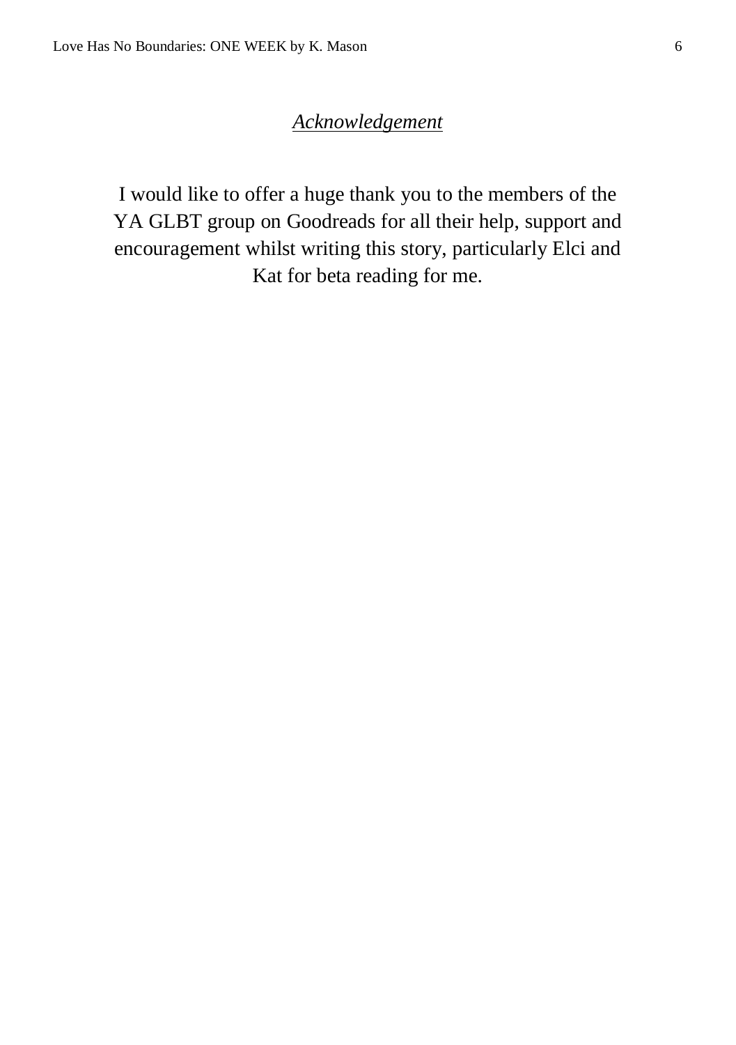## *Acknowledgement*

I would like to offer a huge thank you to the members of the YA GLBT group on Goodreads for all their help, support and encouragement whilst writing this story, particularly Elci and Kat for beta reading for me.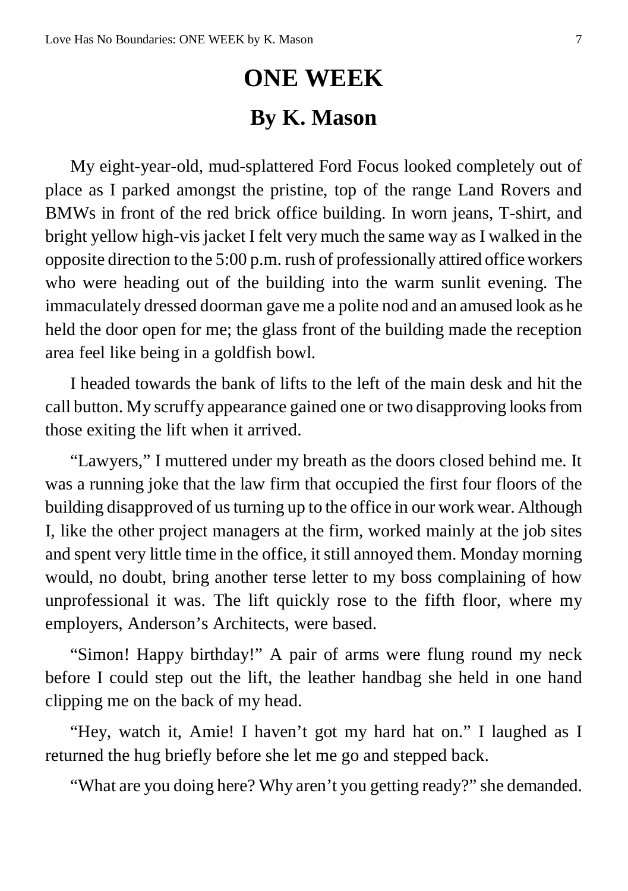# ONE WEEK

## By K. Mason

My eight-year-old, mud-splattered Ford Focus looked completely out of place as I parked amongst the pristine, top of the range Land Rovers and BMWs in front of the red brick office building. In worn jeans, T-shirt, and bright yellow high-vis jacket I felt very much the same way as I walked in the opposite direction to the 5:00 p.m. rush of professionally attired office workers who were heading out of the building into the warm sunlit evening. The immaculately dressed doorman gave me a polite nod and an amused look as he held the door open for me; the glass front of the building made the reception area feel like being in a goldfish bowl.

I headed towards the bank of lifts to the left of the main desk and hit the call button. My scruffy appearance gained one or two disapproving looks from those exiting the lift when it arrived.

"Lawyers," I muttered under my breath as the doors closed behind me. It was a running joke that the law firm that occupied the first four floors of the building disapproved of us turning up to the office in our work wear. Although I, like the other project managers at the firm, worked mainly at the job sites and spent very little time in the office, it still annoyed them. Monday morning would, no doubt, bring another terse letter to my boss complaining of how unprofessional it was. The lift quickly rose to the fifth floor, where my employers, Anderson's Architects, were based.

"Simon! Happy birthday!" A pair of arms were flung round my neck before I could step out the lift, the leather handbag she held in one hand clipping me on the back of my head.

"Hey, watch it, Amie! I haven't got my hard hat on." I laughed as I returned the hug briefly before she let me go and stepped back.

"What are you doing here? Why aren't you getting ready?" she demanded.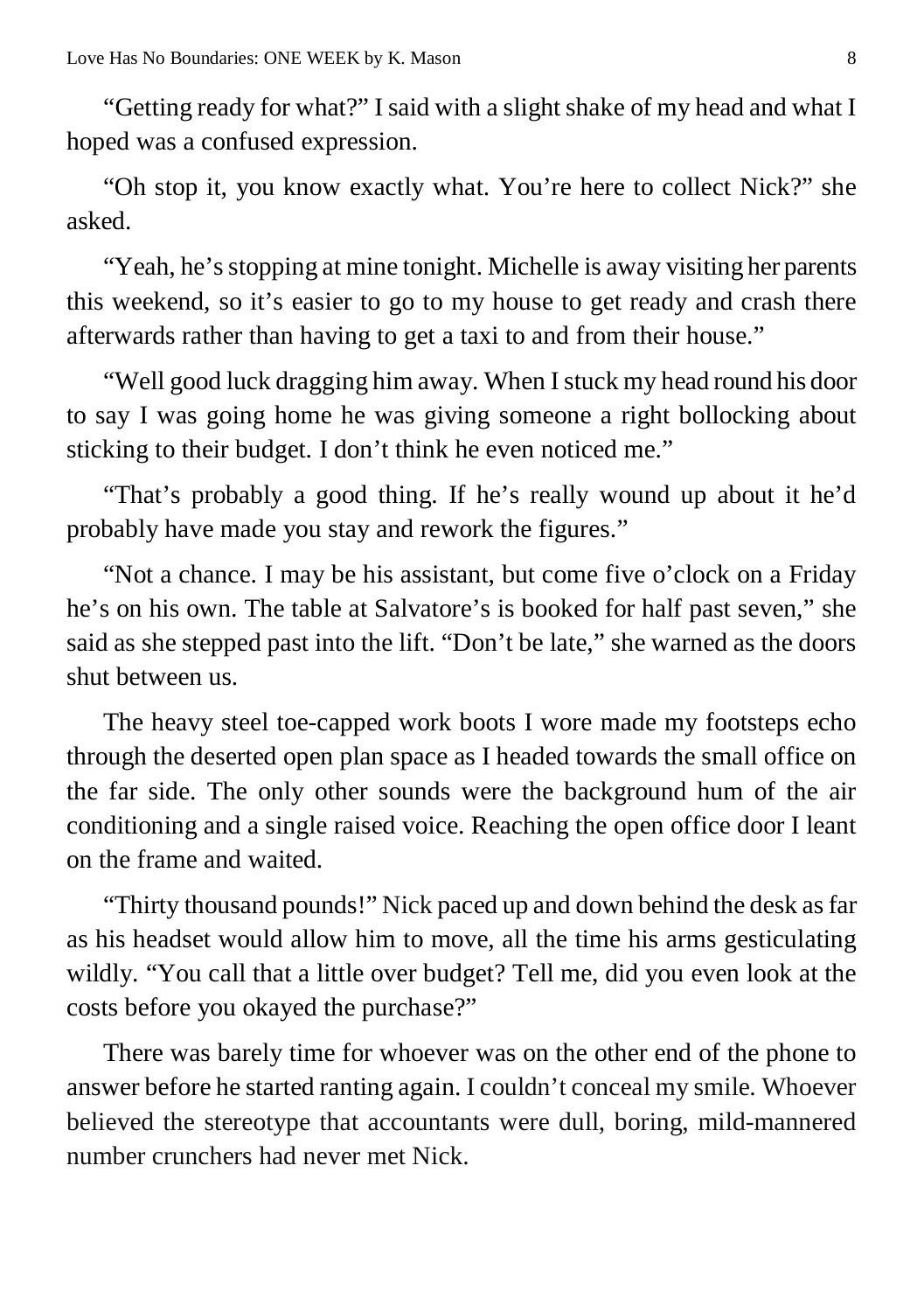"Getting ready for what?" I said with a slight shake of my head and what I hoped was a confused expression.

"Oh stop it, you know exactly what. You're here to collect Nick?" she asked.

"Yeah, he's stopping at mine tonight. Michelle is away visiting her parents this weekend, so it's easier to go to my house to get ready and crash there afterwards rather than having to get a taxi to and from their house."

"Well good luck dragging him away. When I stuck my head round his door to say I was going home he was giving someone a right bollocking about sticking to their budget. I don't think he even noticed me."

"That's probably a good thing. If he's really wound up about it he'd probably have made you stay and rework the figures."

"Not a chance. I may be his assistant, but come five o'clock on a Friday he's on his own. The table at Salvatore's is booked for half past seven," she said as she stepped past into the lift. "Don't be late," she warned as the doors shut between us.

The heavy steel toe-capped work boots I wore made my footsteps echo through the deserted open plan space as I headed towards the small office on the far side. The only other sounds were the background hum of the air conditioning and a single raised voice. Reaching the open office door I leant on the frame and waited.

"Thirty thousand pounds!" Nick paced up and down behind the desk as far as his headset would allow him to move, all the time his arms gesticulating wildly. "You call that a little over budget? Tell me, did you even look at the costs before you okayed the purchase?"

There was barely time for whoever was on the other end of the phone to answer before he started ranting again. I couldn't conceal my smile. Whoever believed the stereotype that accountants were dull, boring, mild-mannered number crunchers had never met Nick.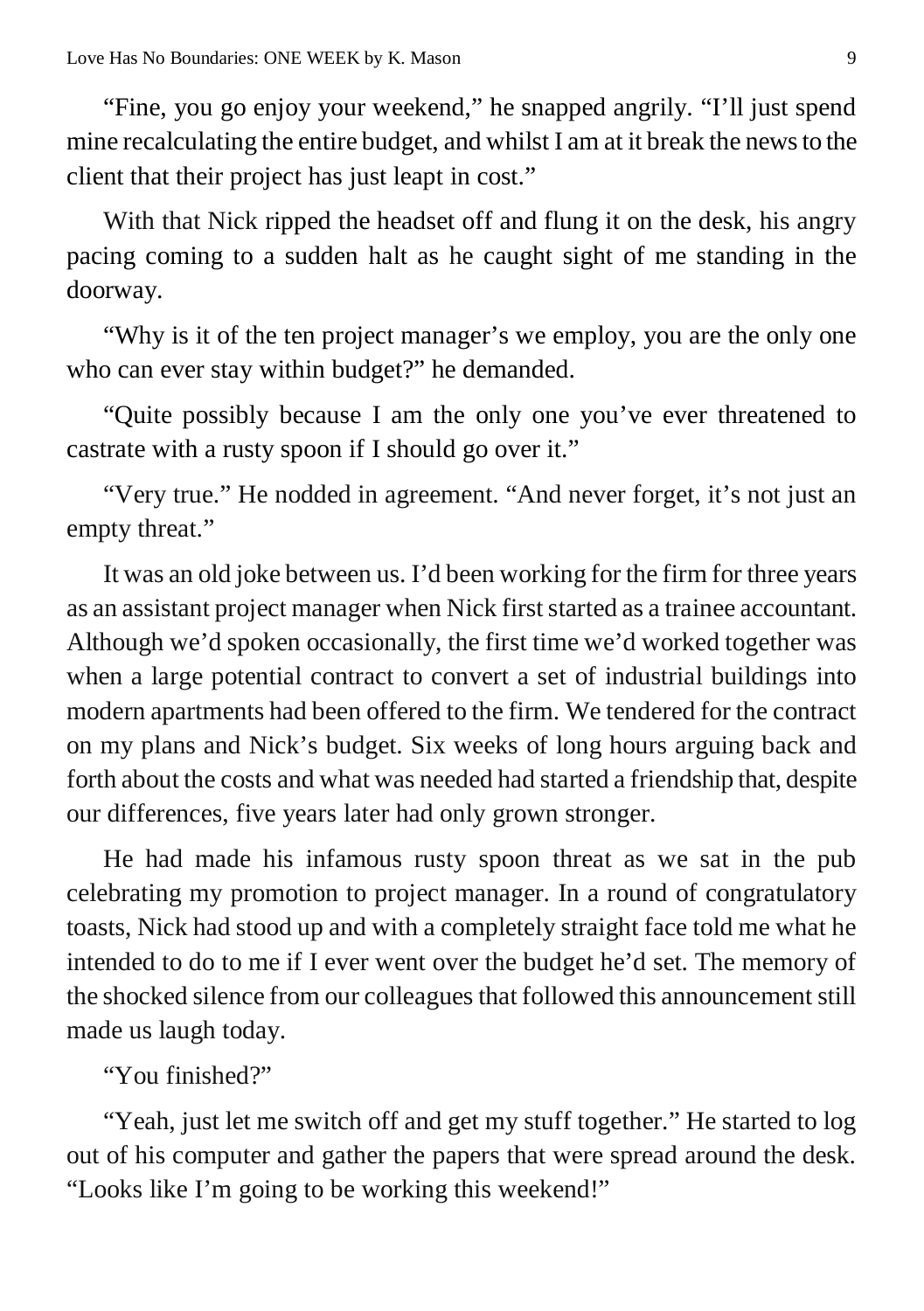"Fine, you go enjoy your weekend," he snapped angrily. "I'll just spend mine recalculating the entire budget, and whilst I am at it break the news to the client that their project has just leapt in cost."

With that Nick ripped the headset off and flung it on the desk, his angry pacing coming to a sudden halt as he caught sight of me standing in the doorway.

"Why is it of the ten project manager's we employ, you are the only one who can ever stay within budget?" he demanded.

"Quite possibly because I am the only one you've ever threatened to castrate with a rusty spoon if I should go over it."

"Very true." He nodded in agreement. "And never forget, it's not just an empty threat."

It was an old joke between us. I'd been working for the firm for three years as an assistant project manager when Nick first started as a trainee accountant. Although we'd spoken occasionally, the first time we'd worked together was when a large potential contract to convert a set of industrial buildings into modern apartments had been offered to the firm. We tendered for the contract on my plans and Nick's budget. Six weeks of long hours arguing back and forth about the costs and what was needed had started a friendship that, despite our differences, five years later had only grown stronger.

He had made his infamous rusty spoon threat as we sat in the pub celebrating my promotion to project manager. In a round of congratulatory toasts, Nick had stood up and with a completely straight face told me what he intended to do to me if I ever went over the budget he'd set. The memory of the shocked silence from our colleagues that followed this announcement still made us laugh today.

"You finished?"

"Yeah, just let me switch off and get my stuff together." He started to log out of his computer and gather the papers that were spread around the desk. "Looks like I'm going to be working this weekend!"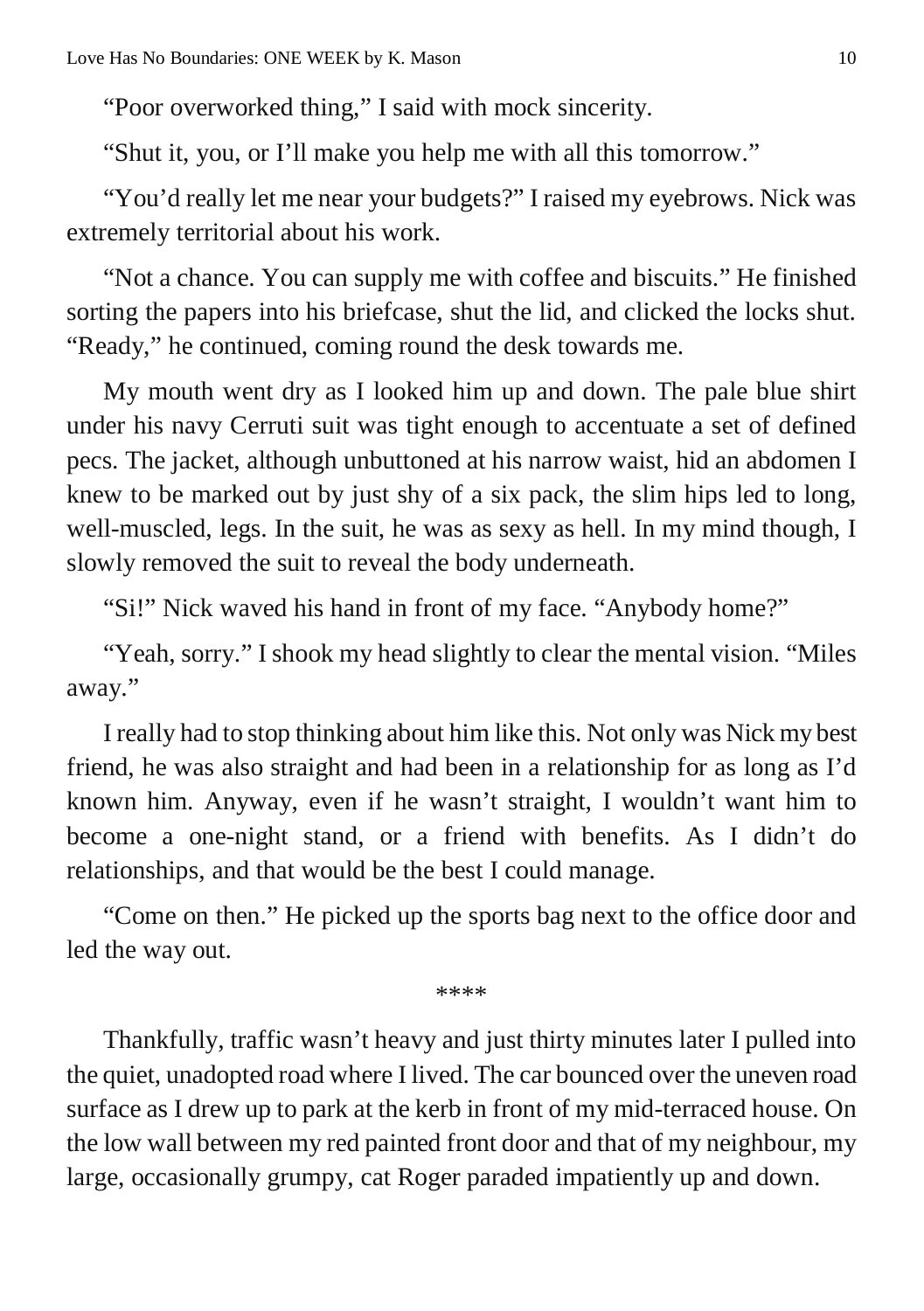"Poor overworked thing," I said with mock sincerity.

"Shut it, you, or I'll make you help me with all this tomorrow."

"You'd really let me near your budgets?" I raised my eyebrows. Nick was extremely territorial about his work.

"Not a chance. You can supply me with coffee and biscuits." He finished sorting the papers into his briefcase, shut the lid, and clicked the locks shut. "Ready," he continued, coming round the desk towards me.

My mouth went dry as I looked him up and down. The pale blue shirt under his navy Cerruti suit was tight enough to accentuate a set of defined pecs. The jacket, although unbuttoned at his narrow waist, hid an abdomen I knew to be marked out by just shy of a six pack, the slim hips led to long, well-muscled, legs. In the suit, he was as sexy as hell. In my mind though, I slowly removed the suit to reveal the body underneath.

"Si!" Nick waved his hand in front of my face. "Anybody home?"

"Yeah, sorry." I shook my head slightly to clear the mental vision. "Miles away."

I really had to stop thinking about him like this. Not only was Nick my best friend, he was also straight and had been in a relationship for as long as I'd known him. Anyway, even if he wasn't straight, I wouldn't want him to become a one-night stand, or a friend with benefits. As I didn't do relationships, and that would be the best I could manage.

"Come on then." He picked up the sports bag next to the office door and led the way out.

****

Thankfully, traffic wasn't heavy and just thirty minutes later I pulled into the quiet, unadopted road where I lived. The car bounced over the uneven road surface as I drew up to park at the kerb in front of my mid-terraced house. On the low wall between my red painted front door and that of my neighbour, my large, occasionally grumpy, cat Roger paraded impatiently up and down.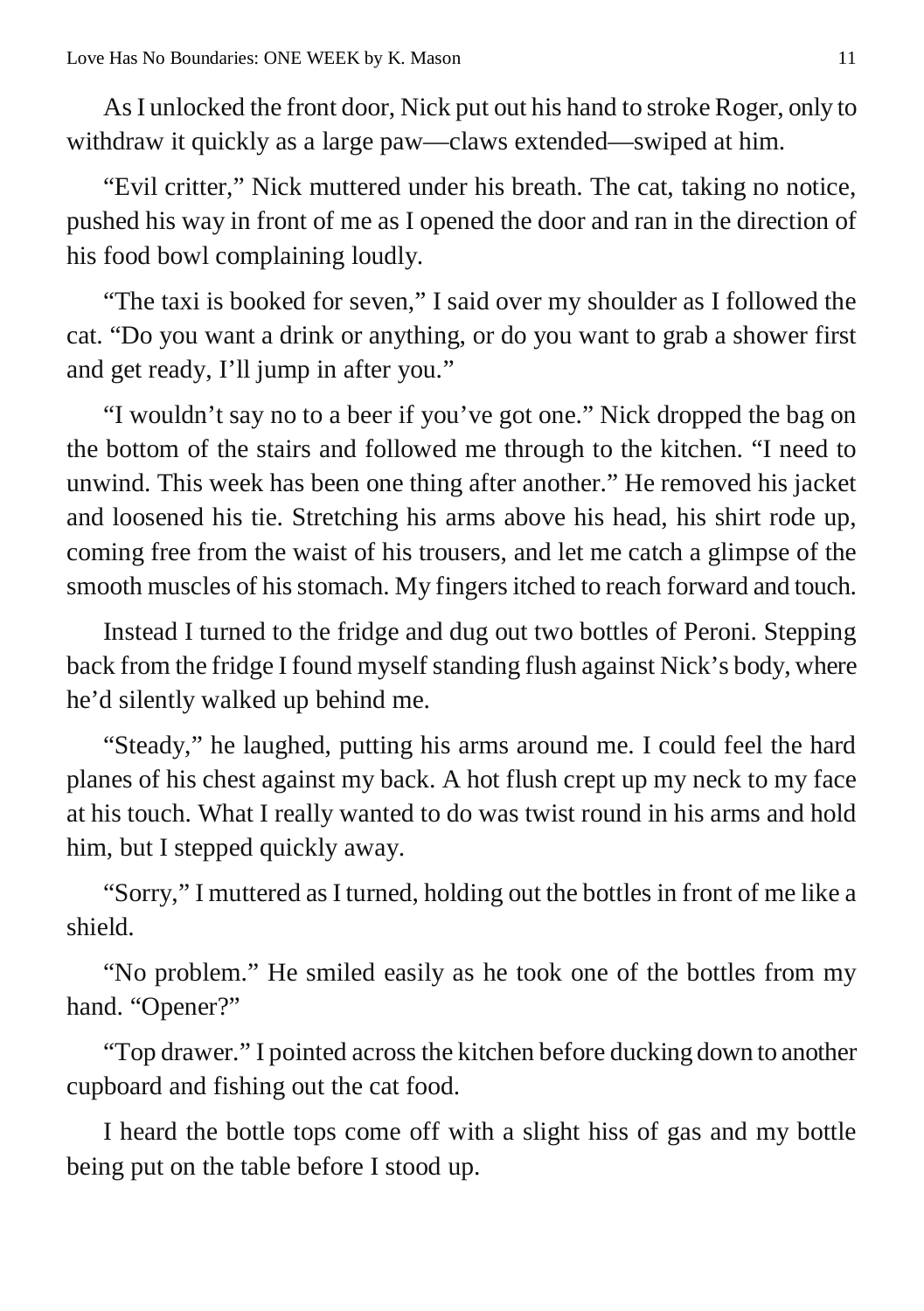As I unlocked the front door, Nick put out his hand to stroke Roger, only to withdraw it quickly as a large paw—claws extended—swiped at him.

"Evil critter," Nick muttered under his breath. The cat, taking no notice, pushed his way in front of me as I opened the door and ran in the direction of his food bowl complaining loudly.

"The taxi is booked for seven," I said over my shoulder as I followed the cat. "Do you want a drink or anything, or do you want to grab a shower first and get ready, I'll jump in after you."

"I wouldn't say no to a beer if you've got one." Nick dropped the bag on the bottom of the stairs and followed me through to the kitchen. "I need to unwind. This week has been one thing after another." He removed his jacket and loosened his tie. Stretching his arms above his head, his shirt rode up, coming free from the waist of his trousers, and let me catch a glimpse of the smooth muscles of his stomach. My fingers itched to reach forward and touch.

Instead I turned to the fridge and dug out two bottles of Peroni. Stepping back from the fridge I found myself standing flush against Nick's body, where he'd silently walked up behind me.

"Steady," he laughed, putting his arms around me. I could feel the hard planes of his chest against my back. A hot flush crept up my neck to my face at his touch. What I really wanted to do was twist round in his arms and hold him, but I stepped quickly away.

"Sorry," I muttered as I turned, holding out the bottles in front of me like a shield.

"No problem." He smiled easily as he took one of the bottles from my hand. "Opener?"

"Top drawer." I pointed across the kitchen before ducking down to another cupboard and fishing out the cat food.

I heard the bottle tops come off with a slight hiss of gas and my bottle being put on the table before I stood up.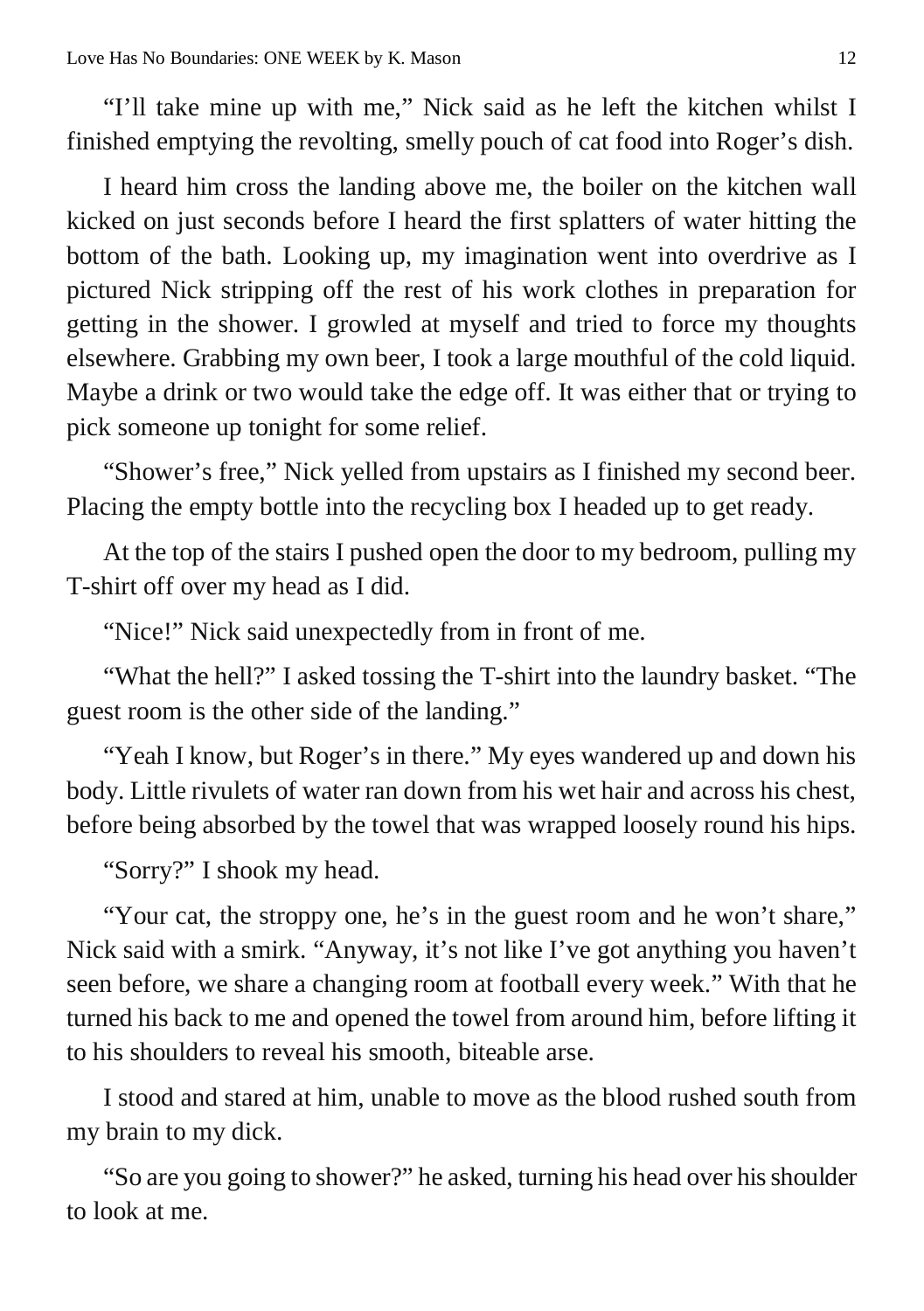"I'll take mine up with me," Nick said as he left the kitchen whilst I finished emptying the revolting, smelly pouch of cat food into Roger's dish.

I heard him cross the landing above me, the boiler on the kitchen wall kicked on just seconds before I heard the first splatters of water hitting the bottom of the bath. Looking up, my imagination went into overdrive as I pictured Nick stripping off the rest of his work clothes in preparation for getting in the shower. I growled at myself and tried to force my thoughts elsewhere. Grabbing my own beer, I took a large mouthful of the cold liquid. Maybe a drink or two would take the edge off. It was either that or trying to pick someone up tonight for some relief.

"Shower's free," Nick yelled from upstairs as I finished my second beer. Placing the empty bottle into the recycling box I headed up to get ready.

At the top of the stairs I pushed open the door to my bedroom, pulling my T-shirt off over my head as I did.

"Nice!" Nick said unexpectedly from in front of me.

"What the hell?" I asked tossing the T-shirt into the laundry basket. "The guest room is the other side of the landing."

"Yeah I know, but Roger's in there." My eyes wandered up and down his body. Little rivulets of water ran down from his wet hair and across his chest, before being absorbed by the towel that was wrapped loosely round his hips.

"Sorry?" I shook my head.

"Your cat, the stroppy one, he's in the guest room and he won't share," Nick said with a smirk. "Anyway, it's not like I've got anything you haven't seen before, we share a changing room at football every week." With that he turned his back to me and opened the towel from around him, before lifting it to his shoulders to reveal his smooth, biteable arse.

I stood and stared at him, unable to move as the blood rushed south from my brain to my dick.

"So are you going to shower?" he asked, turning his head over his shoulder to look at me.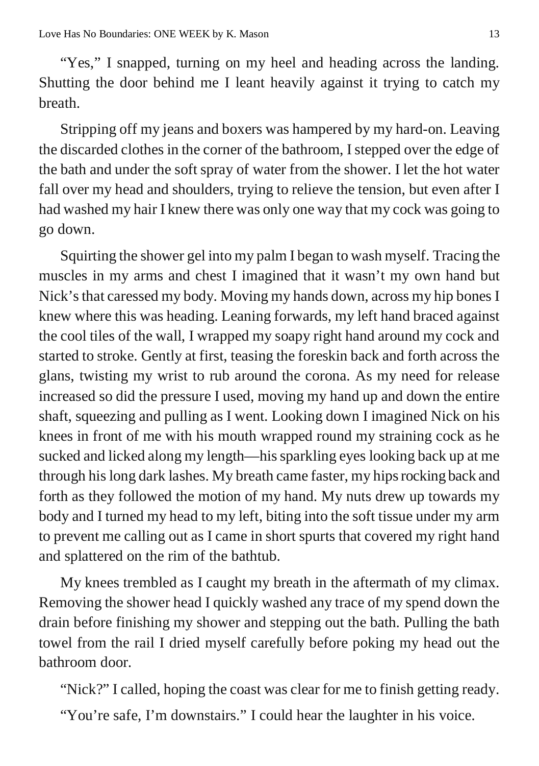"Yes," I snapped, turning on my heel and heading across the landing. Shutting the door behind me I leant heavily against it trying to catch my breath.

Stripping off my jeans and boxers was hampered by my hard-on. Leaving the discarded clothes in the corner of the bathroom, I stepped over the edge of the bath and under the soft spray of water from the shower. I let the hot water fall over my head and shoulders, trying to relieve the tension, but even after I had washed my hair I knew there was only one way that my cock was going to go down.

Squirting the shower gel into my palm I began to wash myself. Tracing the muscles in my arms and chest I imagined that it wasn't my own hand but Nick's that caressed my body. Moving my hands down, across my hip bones I knew where this was heading. Leaning forwards, my left hand braced against the cool tiles of the wall, I wrapped my soapy right hand around my cock and started to stroke. Gently at first, teasing the foreskin back and forth across the glans, twisting my wrist to rub around the corona. As my need for release increased so did the pressure I used, moving my hand up and down the entire shaft, squeezing and pulling as I went. Looking down I imagined Nick on his knees in front of me with his mouth wrapped round my straining cock as he sucked and licked along my length—his sparkling eyes looking back up at me through his long dark lashes. My breath came faster, my hips rocking back and forth as they followed the motion of my hand. My nuts drew up towards my body and I turned my head to my left, biting into the soft tissue under my arm to prevent me calling out as I came in short spurts that covered my right hand and splattered on the rim of the bathtub.

My knees trembled as I caught my breath in the aftermath of my climax. Removing the shower head I quickly washed any trace of my spend down the drain before finishing my shower and stepping out the bath. Pulling the bath towel from the rail I dried myself carefully before poking my head out the bathroom door.

"Nick?" I called, hoping the coast was clear for me to finish getting ready.

"You're safe, I'm downstairs." I could hear the laughter in his voice.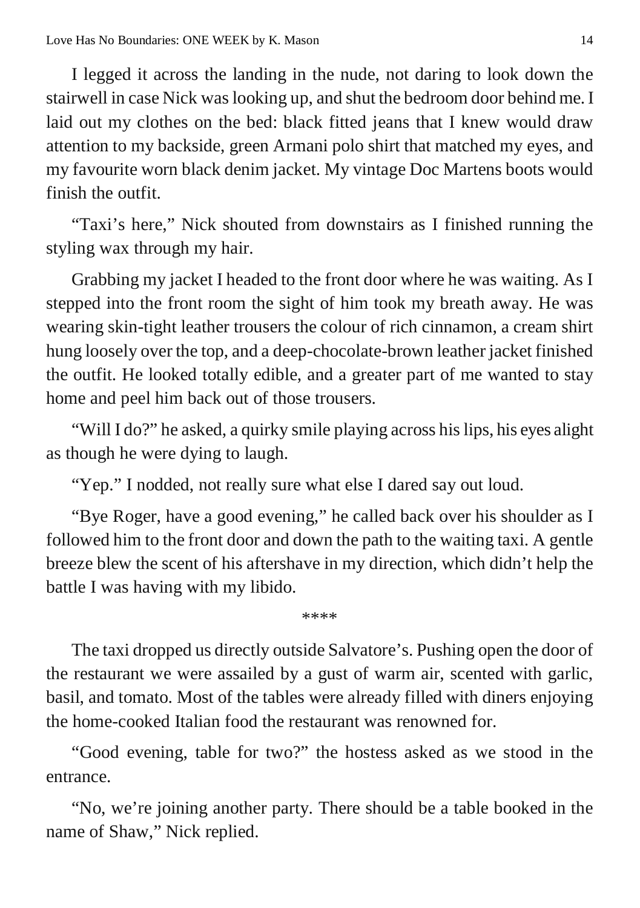I legged it across the landing in the nude, not daring to look down the stairwell in case Nick was looking up, and shut the bedroom door behind me. I laid out my clothes on the bed: black fitted jeans that I knew would draw attention to my backside, green Armani polo shirt that matched my eyes, and my favourite worn black denim jacket. My vintage Doc Martens boots would finish the outfit.

"Taxi's here," Nick shouted from downstairs as I finished running the styling wax through my hair.

Grabbing my jacket I headed to the front door where he was waiting. As I stepped into the front room the sight of him took my breath away. He was wearing skin-tight leather trousers the colour of rich cinnamon, a cream shirt hung loosely over the top, and a deep-chocolate-brown leather jacket finished the outfit. He looked totally edible, and a greater part of me wanted to stay home and peel him back out of those trousers.

"Will I do?" he asked, a quirky smile playing across his lips, his eyes alight as though he were dying to laugh.

"Yep." I nodded, not really sure what else I dared say out loud.

"Bye Roger, have a good evening," he called back over his shoulder as I followed him to the front door and down the path to the waiting taxi. A gentle breeze blew the scent of his aftershave in my direction, which didn't help the battle I was having with my libido.

****

The taxi dropped us directly outside Salvatore's. Pushing open the door of the restaurant we were assailed by a gust of warm air, scented with garlic, basil, and tomato. Most of the tables were already filled with diners enjoying the home-cooked Italian food the restaurant was renowned for.

"Good evening, table for two?" the hostess asked as we stood in the entrance.

"No, we're joining another party. There should be a table booked in the name of Shaw," Nick replied.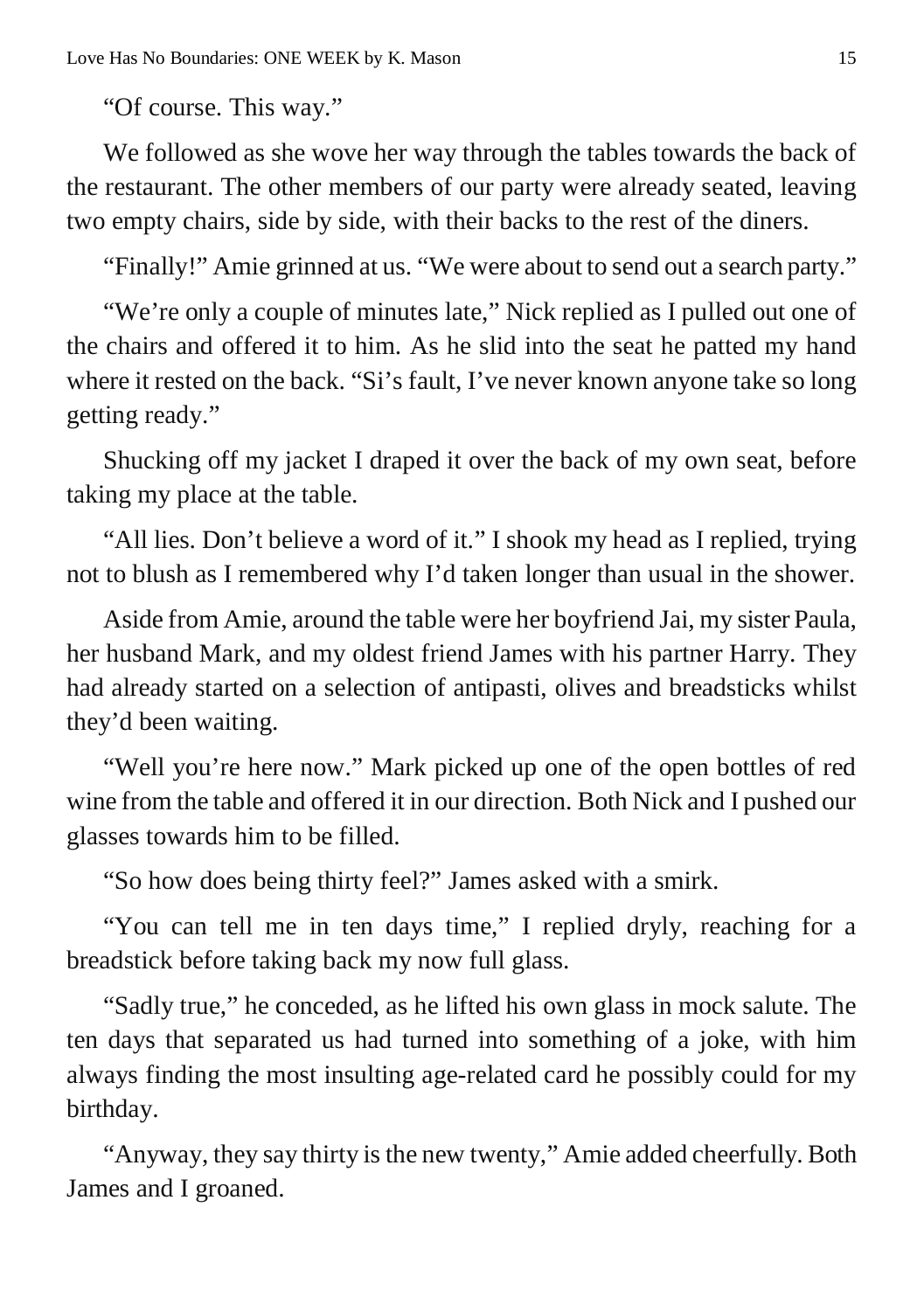"Of course. This way."

We followed as she wove her way through the tables towards the back of the restaurant. The other members of our party were already seated, leaving two empty chairs, side by side, with their backs to the rest of the diners.

"Finally!" Amie grinned at us. "We were about to send out a search party."

"We're only a couple of minutes late," Nick replied as I pulled out one of the chairs and offered it to him. As he slid into the seat he patted my hand where it rested on the back. "Si's fault, I've never known anyone take so long getting ready."

Shucking off my jacket I draped it over the back of my own seat, before taking my place at the table.

"All lies. Don't believe a word of it." I shook my head as I replied, trying not to blush as I remembered why I'd taken longer than usual in the shower.

Aside from Amie, around the table were her boyfriend Jai, my sister Paula, her husband Mark, and my oldest friend James with his partner Harry. They had already started on a selection of antipasti, olives and breadsticks whilst they'd been waiting.

"Well you're here now." Mark picked up one of the open bottles of red wine from the table and offered it in our direction. Both Nick and I pushed our glasses towards him to be filled.

"So how does being thirty feel?" James asked with a smirk.

"You can tell me in ten days time," I replied dryly, reaching for a breadstick before taking back my now full glass.

"Sadly true," he conceded, as he lifted his own glass in mock salute. The ten days that separated us had turned into something of a joke, with him always finding the most insulting age-related card he possibly could for my birthday.

"Anyway, they say thirty is the new twenty," Amie added cheerfully. Both James and I groaned.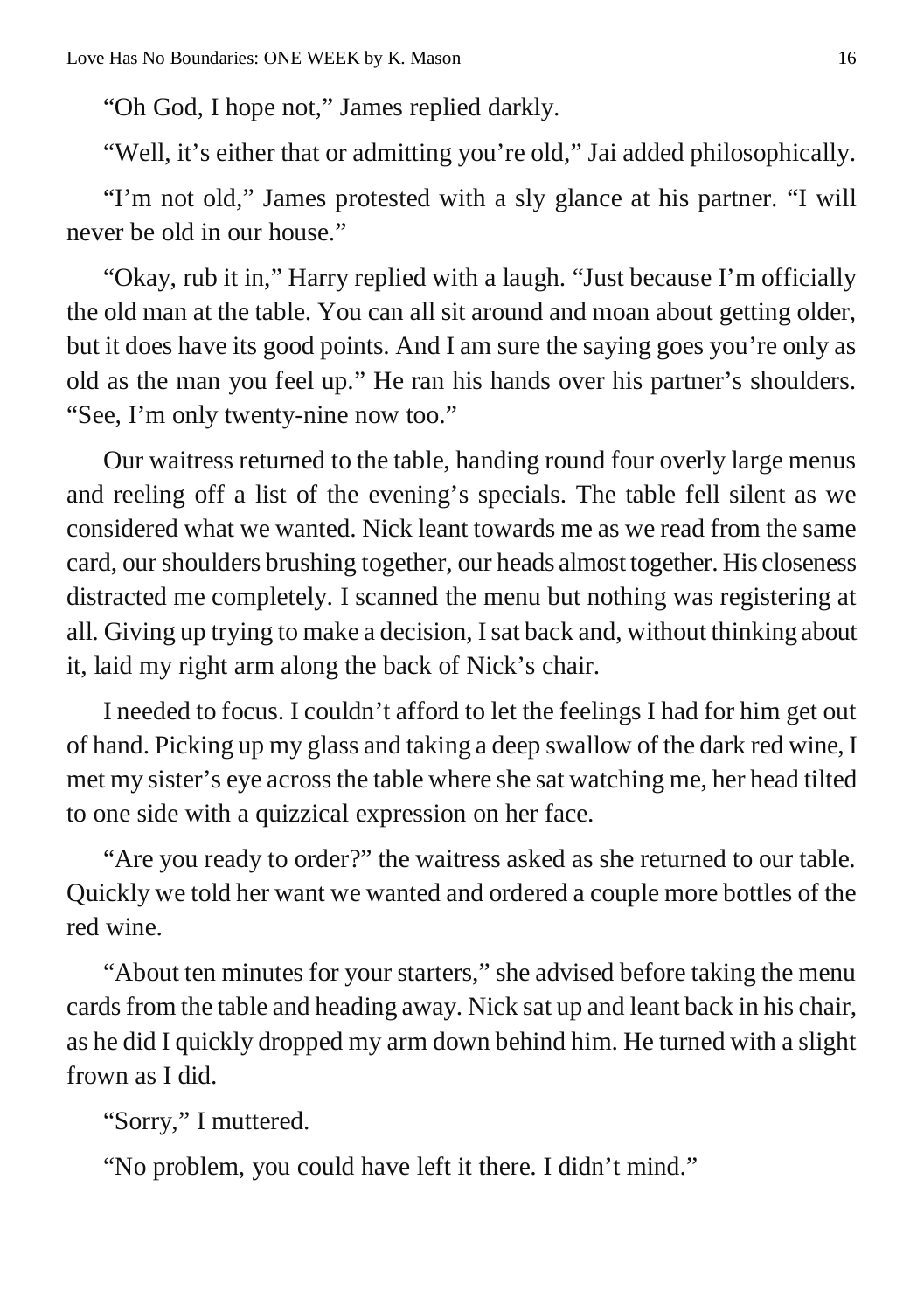"Oh God, I hope not," James replied darkly.

"Well, it's either that or admitting you're old," Jai added philosophically.

"I'm not old," James protested with a sly glance at his partner. "I will never be old in our house."

"Okay, rub it in," Harry replied with a laugh. "Just because I'm officially the old man at the table. You can all sit around and moan about getting older, but it does have its good points. And I am sure the saying goes you're only as old as the man you feel up." He ran his hands over his partner's shoulders. "See, I'm only twenty-nine now too."

Our waitress returned to the table, handing round four overly large menus and reeling off a list of the evening's specials. The table fell silent as we considered what we wanted. Nick leant towards me as we read from the same card, our shoulders brushing together, our heads almost together. His closeness distracted me completely. I scanned the menu but nothing was registering at all. Giving up trying to make a decision, I sat back and, without thinking about it, laid my right arm along the back of Nick's chair.

I needed to focus. I couldn't afford to let the feelings I had for him get out of hand. Picking up my glass and taking a deep swallow of the dark red wine, I met my sister's eye across the table where she sat watching me, her head tilted to one side with a quizzical expression on her face.

"Are you ready to order?" the waitress asked as she returned to our table. Quickly we told her want we wanted and ordered a couple more bottles of the red wine.

"About ten minutes for your starters," she advised before taking the menu cards from the table and heading away. Nick sat up and leant back in his chair, as he did I quickly dropped my arm down behind him. He turned with a slight frown as I did.

"Sorry," I muttered.

"No problem, you could have left it there. I didn't mind."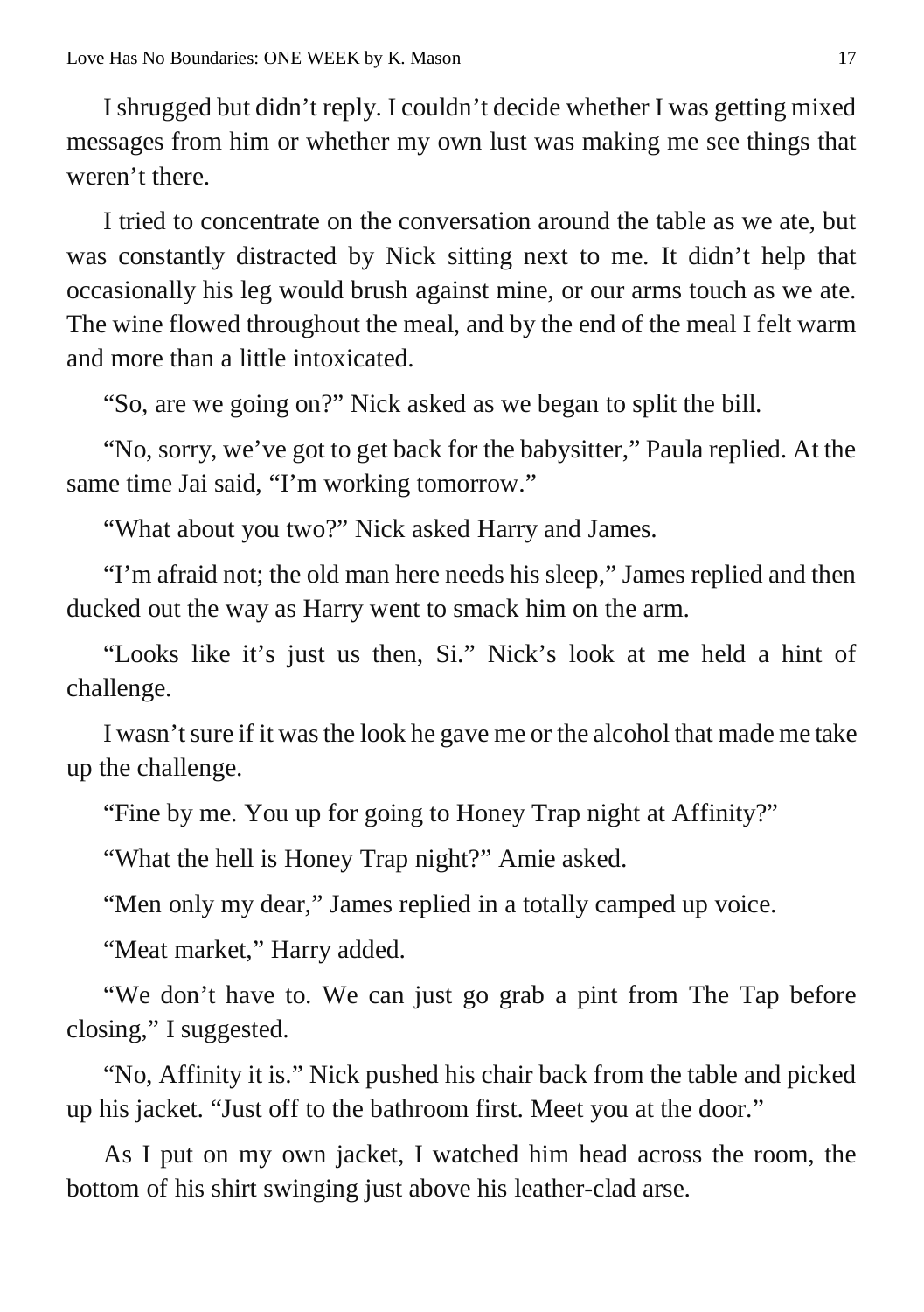I shrugged but didn't reply. I couldn't decide whether I was getting mixed messages from him or whether my own lust was making me see things that weren't there.

I tried to concentrate on the conversation around the table as we ate, but was constantly distracted by Nick sitting next to me. It didn't help that occasionally his leg would brush against mine, or our arms touch as we ate. The wine flowed throughout the meal, and by the end of the meal I felt warm and more than a little intoxicated.

"So, are we going on?" Nick asked as we began to split the bill.

"No, sorry, we've got to get back for the babysitter," Paula replied. At the same time Jai said, "I'm working tomorrow."

"What about you two?" Nick asked Harry and James.

"I'm afraid not; the old man here needs his sleep," James replied and then ducked out the way as Harry went to smack him on the arm.

"Looks like it's just us then, Si." Nick's look at me held a hint of challenge.

I wasn't sure if it was the look he gave me or the alcohol that made me take up the challenge.

"Fine by me. You up for going to Honey Trap night at Affinity?"

"What the hell is Honey Trap night?" Amie asked.

"Men only my dear," James replied in a totally camped up voice.

"Meat market," Harry added.

"We don't have to. We can just go grab a pint from The Tap before closing," I suggested.

"No, Affinity it is." Nick pushed his chair back from the table and picked up his jacket. "Just off to the bathroom first. Meet you at the door."

As I put on my own jacket, I watched him head across the room, the bottom of his shirt swinging just above his leather-clad arse.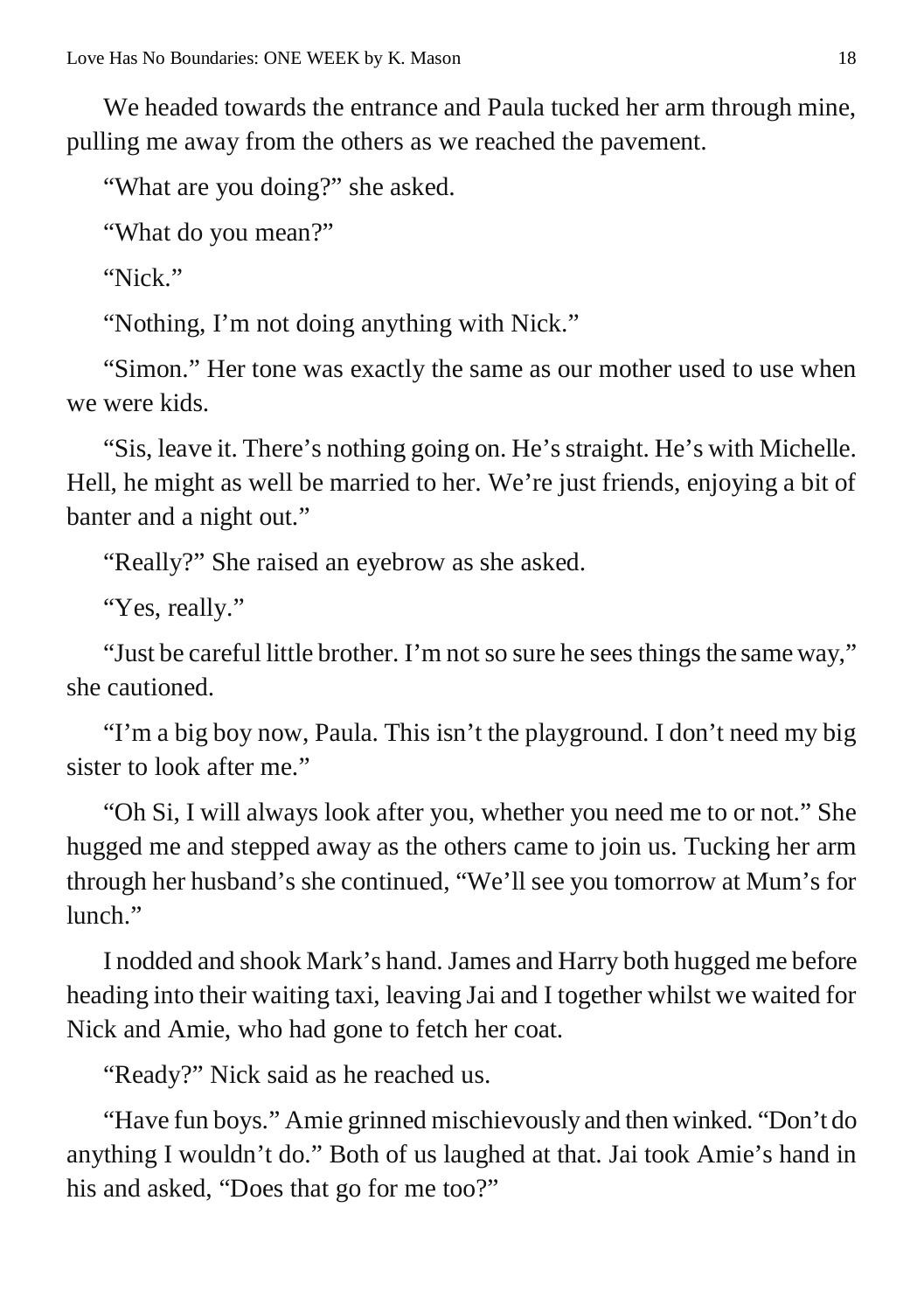We headed towards the entrance and Paula tucked her arm through mine, pulling me away from the others as we reached the pavement.

“What are you doing?” she asked.

“What do you mean?”

“Nick.”

“Nothing, I’m not doing anything with Nick.”

“Simon.” Her tone was exactly the same as our mother used to use when we were kids.

“Sis, leave it. There’s nothing going on. He’s straight. He’s with Michelle. Hell, he might as well be married to her. We’re just friends, enjoying a bit of banter and a night out.”

“Really?” She raised an eyebrow as she asked.

“Yes, really.”

“Just be careful little brother. I’m not so sure he sees things the same way,” she cautioned.

“I’m a big boy now, Paula. This isn’t the playground. I don’t need my big sister to look after me.”

“Oh Si, I will always look after you, whether you need me to or not.” She hugged me and stepped away as the others came to join us. Tucking her arm through her husband’s she continued, “We’ll see you tomorrow at Mum’s for lunch.”

I nodded and shook Mark’s hand. James and Harry both hugged me before heading into their waiting taxi, leaving Jai and I together whilst we waited for Nick and Amie, who had gone to fetch her coat.

“Ready?” Nick said as he reached us.

“Have fun boys.” Amie grinned mischievously and then winked. “Don’t do anything I wouldn’t do.” Both of us laughed at that. Jai took Amie’s hand in his and asked, “Does that go for me too?”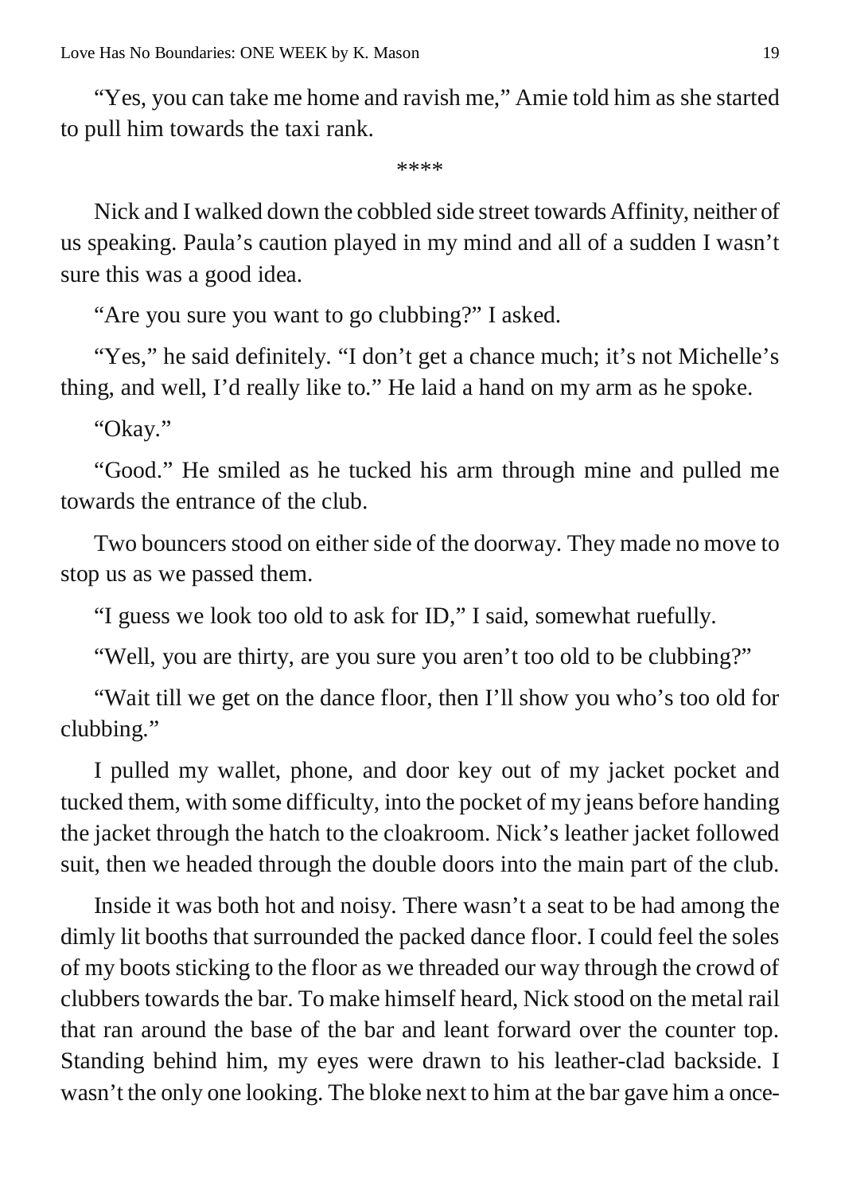"Yes, you can take me home and ravish me," Amie told him as she started to pull him towards the taxi rank.

\*\*\*\*

Nick and I walked down the cobbled side street towards Affinity, neither of us speaking. Paula's caution played in my mind and all of a sudden I wasn't sure this was a good idea.

"Are you sure you want to go clubbing?" I asked.

"Yes," he said definitely. "I don't get a chance much; it's not Michelle's thing, and well, I'd really like to." He laid a hand on my arm as he spoke.

"Okay."

"Good." He smiled as he tucked his arm through mine and pulled me towards the entrance of the club.

Two bouncers stood on either side of the doorway. They made no move to stop us as we passed them.

"I guess we look too old to ask for ID," I said, somewhat ruefully.

"Well, you are thirty, are you sure you aren't too old to be clubbing?"

"Wait till we get on the dance floor, then I'll show you who's too old for clubbing."

I pulled my wallet, phone, and door key out of my jacket pocket and tucked them, with some difficulty, into the pocket of my jeans before handing the jacket through the hatch to the cloakroom. Nick's leather jacket followed suit, then we headed through the double doors into the main part of the club.

Inside it was both hot and noisy. There wasn't a seat to be had among the dimly lit booths that surrounded the packed dance floor. I could feel the soles of my boots sticking to the floor as we threaded our way through the crowd of clubbers towards the bar. To make himself heard, Nick stood on the metal rail that ran around the base of the bar and leant forward over the counter top. Standing behind him, my eyes were drawn to his leather-clad backside. I wasn't the only one looking. The bloke next to him at the bar gave him a once-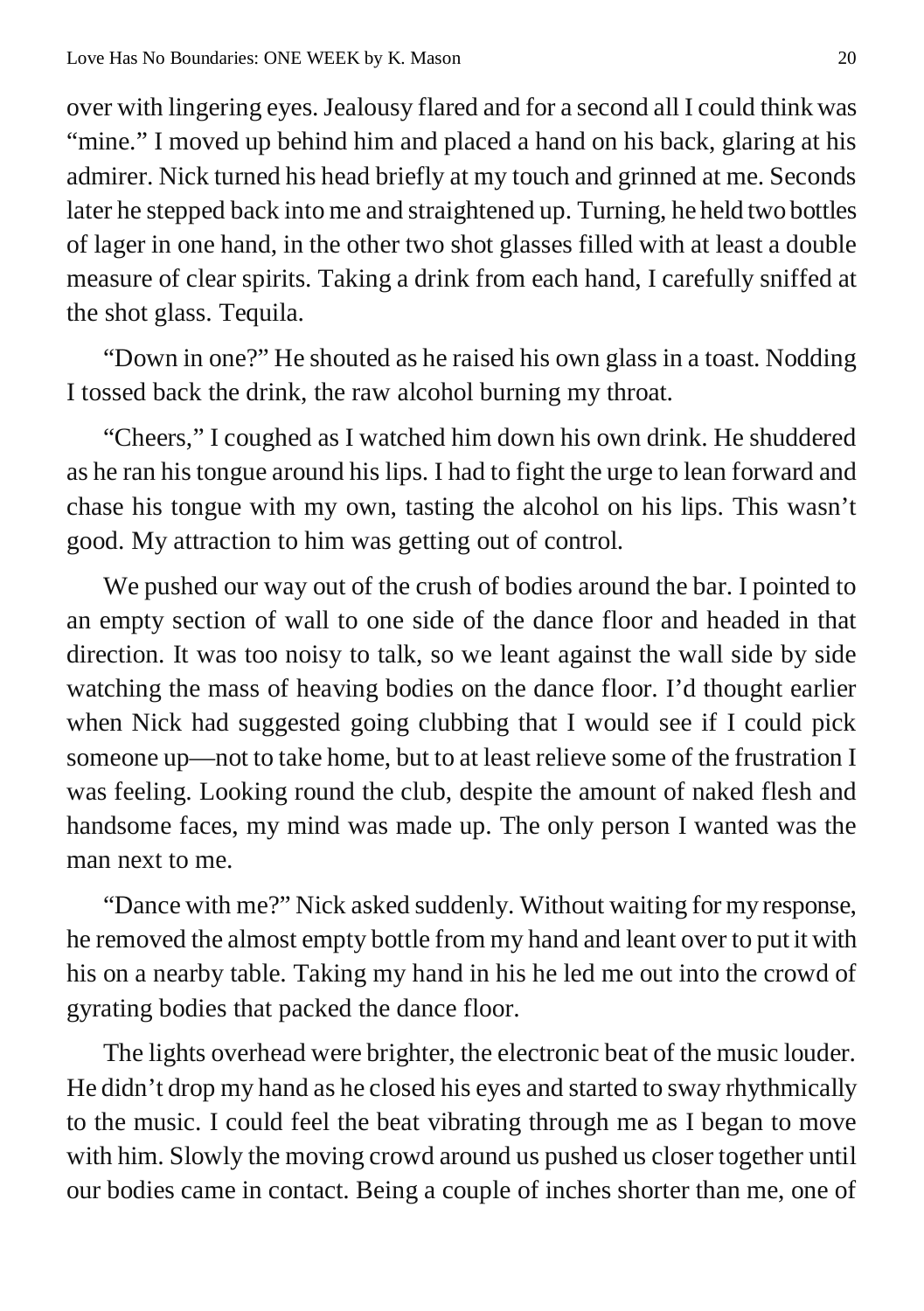over with lingering eyes. Jealousy flared and for a second all I could think was "mine." I moved up behind him and placed a hand on his back, glaring at his admirer. Nick turned his head briefly at my touch and grinned at me. Seconds later he stepped back into me and straightened up. Turning, he held two bottles of lager in one hand, in the other two shot glasses filled with at least a double measure of clear spirits. Taking a drink from each hand, I carefully sniffed at the shot glass. Tequila.

"Down in one?" He shouted as he raised his own glass in a toast. Nodding I tossed back the drink, the raw alcohol burning my throat.

"Cheers," I coughed as I watched him down his own drink. He shuddered as he ran his tongue around his lips. I had to fight the urge to lean forward and chase his tongue with my own, tasting the alcohol on his lips. This wasn't good. My attraction to him was getting out of control.

We pushed our way out of the crush of bodies around the bar. I pointed to an empty section of wall to one side of the dance floor and headed in that direction. It was too noisy to talk, so we leant against the wall side by side watching the mass of heaving bodies on the dance floor. I'd thought earlier when Nick had suggested going clubbing that I would see if I could pick someone up—not to take home, but to at least relieve some of the frustration I was feeling. Looking round the club, despite the amount of naked flesh and handsome faces, my mind was made up. The only person I wanted was the man next to me.

"Dance with me?" Nick asked suddenly. Without waiting for my response, he removed the almost empty bottle from my hand and leant over to put it with his on a nearby table. Taking my hand in his he led me out into the crowd of gyrating bodies that packed the dance floor.

The lights overhead were brighter, the electronic beat of the music louder. He didn't drop my hand as he closed his eyes and started to sway rhythmically to the music. I could feel the beat vibrating through me as I began to move with him. Slowly the moving crowd around us pushed us closer together until our bodies came in contact. Being a couple of inches shorter than me, one of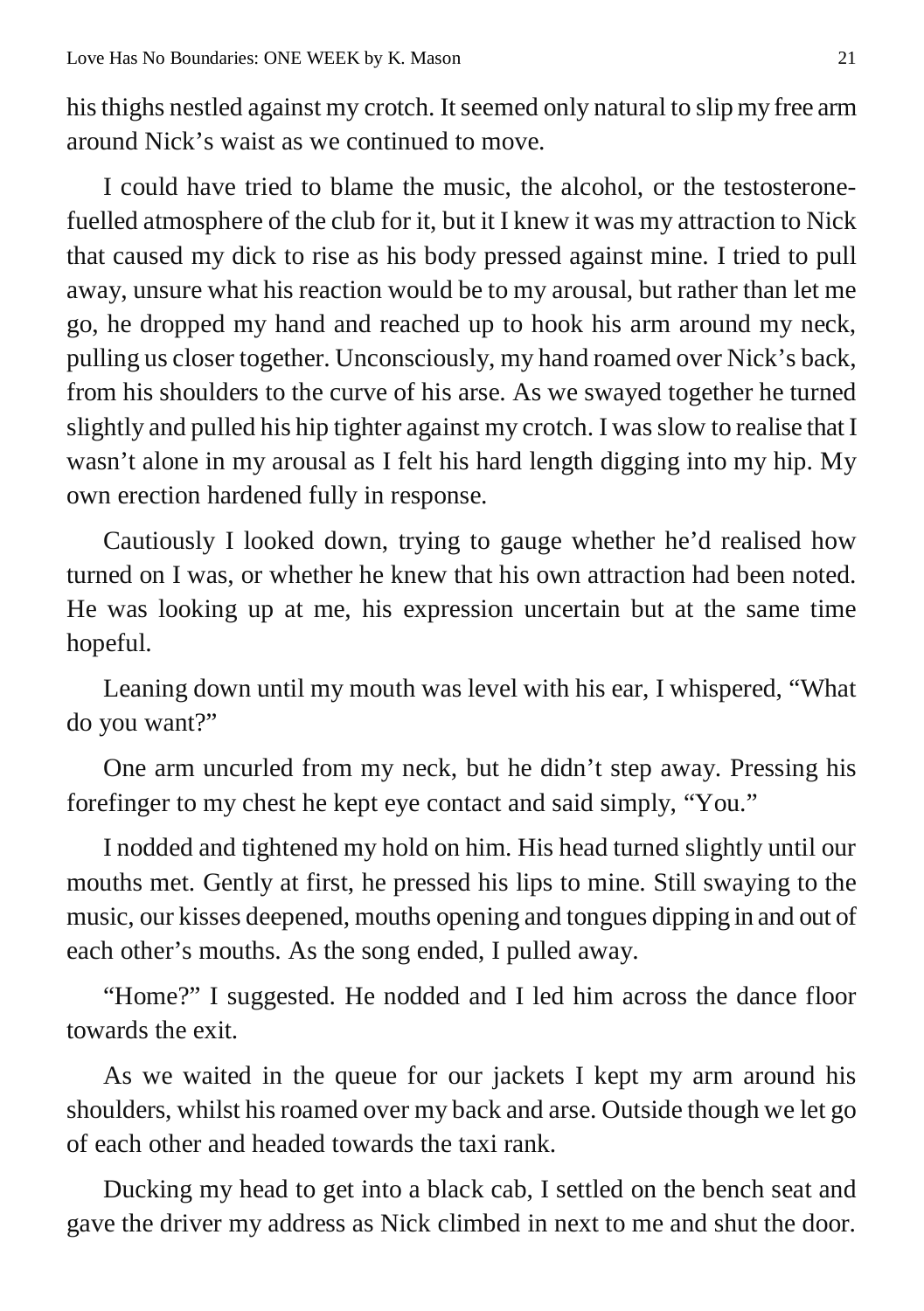his thighs nestled against my crotch. It seemed only natural to slip my free arm around Nick's waist as we continued to move.

I could have tried to blame the music, the alcohol, or the testosterone-fuelled atmosphere of the club for it, but it I knew it was my attraction to Nick that caused my dick to rise as his body pressed against mine. I tried to pull away, unsure what his reaction would be to my arousal, but rather than let me go, he dropped my hand and reached up to hook his arm around my neck, pulling us closer together. Unconsciously, my hand roamed over Nick's back, from his shoulders to the curve of his arse. As we swayed together he turned slightly and pulled his hip tighter against my crotch. I was slow to realise that I wasn't alone in my arousal as I felt his hard length digging into my hip. My own erection hardened fully in response.

Cautiously I looked down, trying to gauge whether he'd realised how turned on I was, or whether he knew that his own attraction had been noted. He was looking up at me, his expression uncertain but at the same time hopeful.

Leaning down until my mouth was level with his ear, I whispered, "What do you want?"

One arm uncurled from my neck, but he didn't step away. Pressing his forefinger to my chest he kept eye contact and said simply, "You."

I nodded and tightened my hold on him. His head turned slightly until our mouths met. Gently at first, he pressed his lips to mine. Still swaying to the music, our kisses deepened, mouths opening and tongues dipping in and out of each other's mouths. As the song ended, I pulled away.

"Home?" I suggested. He nodded and I led him across the dance floor towards the exit.

As we waited in the queue for our jackets I kept my arm around his shoulders, whilst his roamed over my back and arse. Outside though we let go of each other and headed towards the taxi rank.

Ducking my head to get into a black cab, I settled on the bench seat and gave the driver my address as Nick climbed in next to me and shut the door.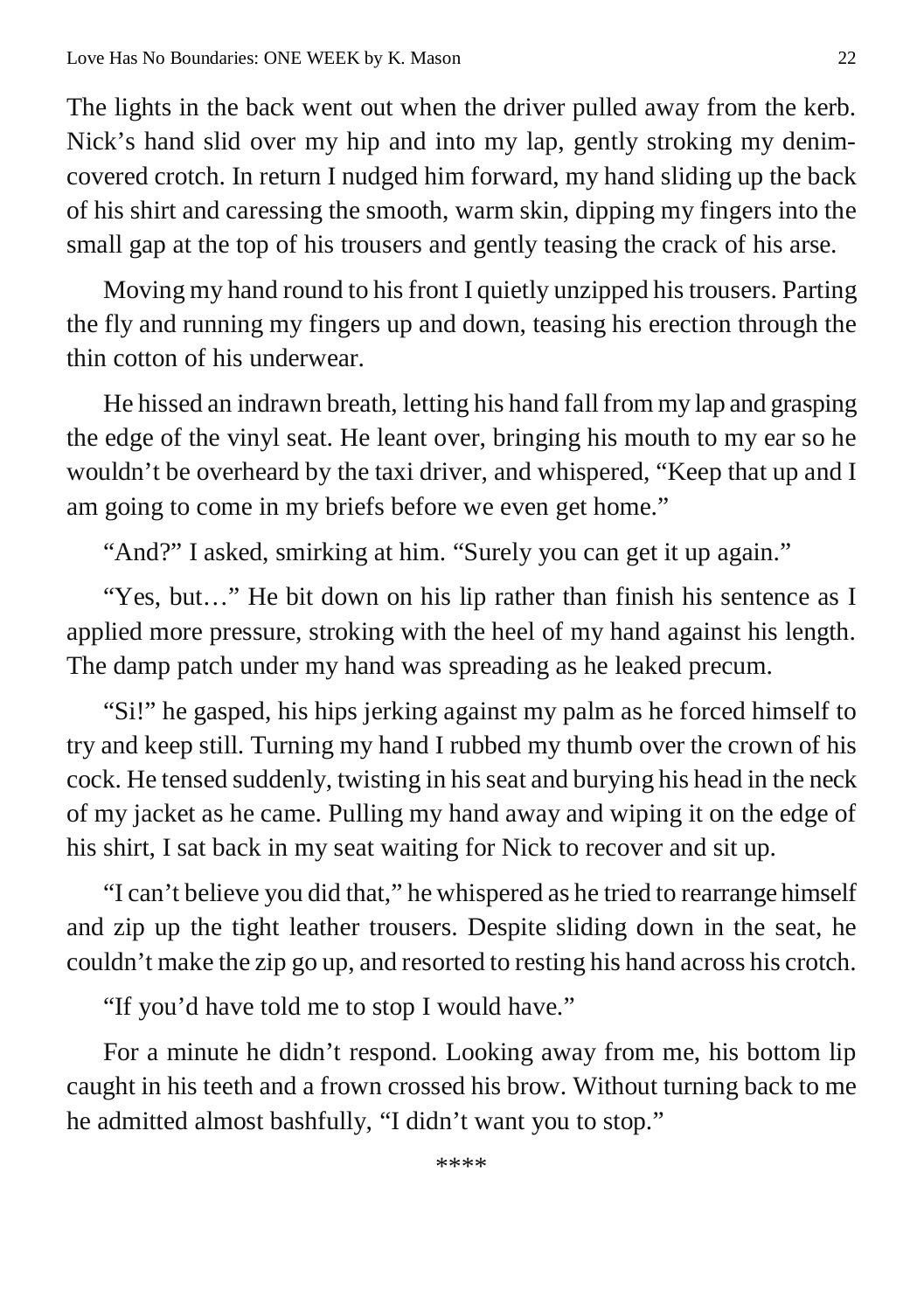The lights in the back went out when the driver pulled away from the kerb. Nick's hand slid over my hip and into my lap, gently stroking my denim-covered crotch. In return I nudged him forward, my hand sliding up the back of his shirt and caressing the smooth, warm skin, dipping my fingers into the small gap at the top of his trousers and gently teasing the crack of his arse.

Moving my hand round to his front I quietly unzipped his trousers. Parting the fly and running my fingers up and down, teasing his erection through the thin cotton of his underwear.

He hissed an indrawn breath, letting his hand fall from my lap and grasping the edge of the vinyl seat. He leant over, bringing his mouth to my ear so he wouldn't be overheard by the taxi driver, and whispered, "Keep that up and I am going to come in my briefs before we even get home."

"And?" I asked, smirking at him. "Surely you can get it up again."

"Yes, but…" He bit down on his lip rather than finish his sentence as I applied more pressure, stroking with the heel of my hand against his length. The damp patch under my hand was spreading as he leaked precum.

"Si!" he gasped, his hips jerking against my palm as he forced himself to try and keep still. Turning my hand I rubbed my thumb over the crown of his cock. He tensed suddenly, twisting in his seat and burying his head in the neck of my jacket as he came. Pulling my hand away and wiping it on the edge of his shirt, I sat back in my seat waiting for Nick to recover and sit up.

"I can't believe you did that," he whispered as he tried to rearrange himself and zip up the tight leather trousers. Despite sliding down in the seat, he couldn't make the zip go up, and resorted to resting his hand across his crotch.

"If you'd have told me to stop I would have."

For a minute he didn't respond. Looking away from me, his bottom lip caught in his teeth and a frown crossed his brow. Without turning back to me he admitted almost bashfully, "I didn't want you to stop."

****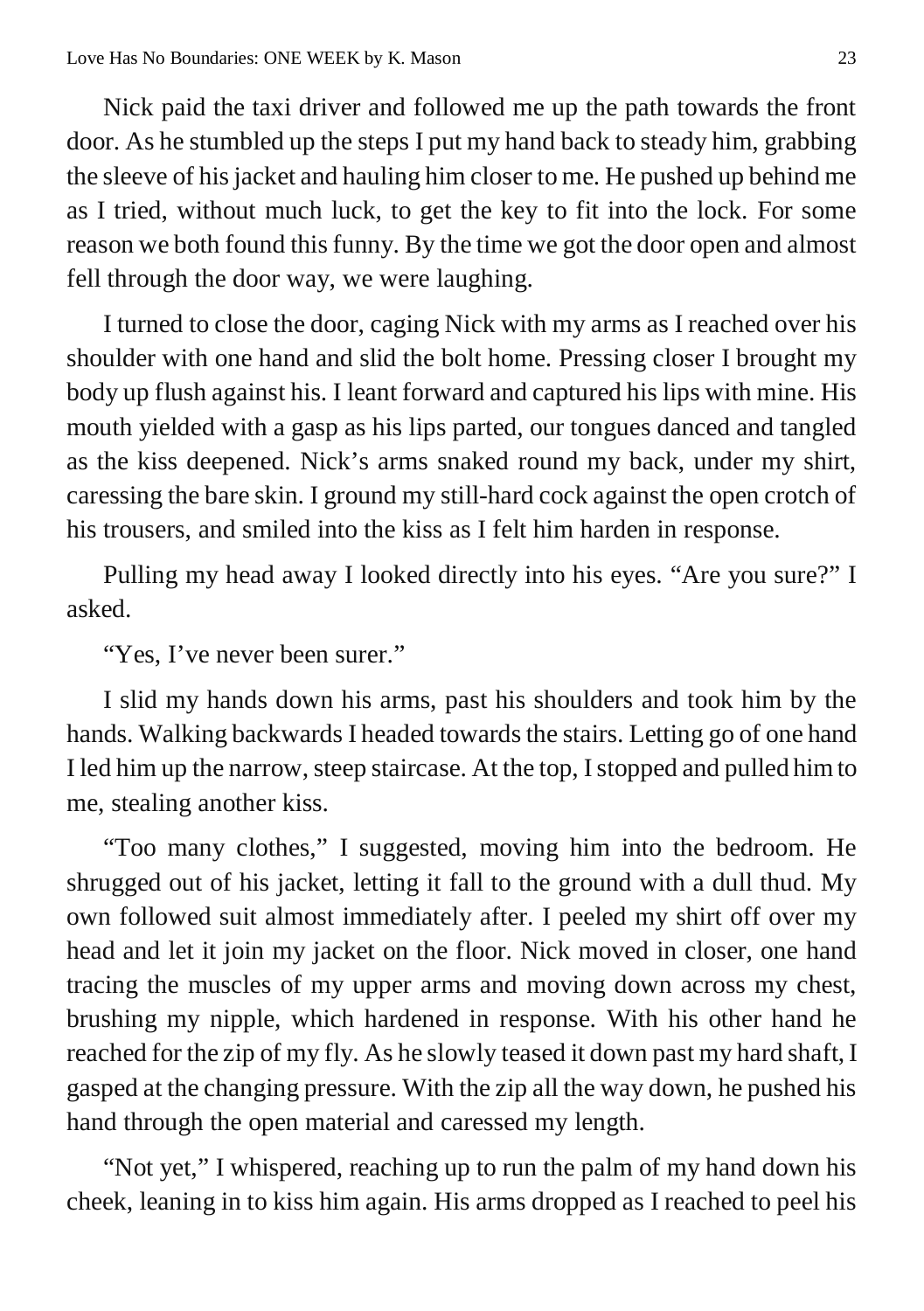Nick paid the taxi driver and followed me up the path towards the front door. As he stumbled up the steps I put my hand back to steady him, grabbing the sleeve of his jacket and hauling him closer to me. He pushed up behind me as I tried, without much luck, to get the key to fit into the lock. For some reason we both found this funny. By the time we got the door open and almost fell through the door way, we were laughing.

I turned to close the door, caging Nick with my arms as I reached over his shoulder with one hand and slid the bolt home. Pressing closer I brought my body up flush against his. I leant forward and captured his lips with mine. His mouth yielded with a gasp as his lips parted, our tongues danced and tangled as the kiss deepened. Nick's arms snaked round my back, under my shirt, caressing the bare skin. I ground my still-hard cock against the open crotch of his trousers, and smiled into the kiss as I felt him harden in response.

Pulling my head away I looked directly into his eyes. "Are you sure?" I asked.

"Yes, I've never been surer."

I slid my hands down his arms, past his shoulders and took him by the hands. Walking backwards I headed towards the stairs. Letting go of one hand I led him up the narrow, steep staircase. At the top, I stopped and pulled him to me, stealing another kiss.

"Too many clothes," I suggested, moving him into the bedroom. He shrugged out of his jacket, letting it fall to the ground with a dull thud. My own followed suit almost immediately after. I peeled my shirt off over my head and let it join my jacket on the floor. Nick moved in closer, one hand tracing the muscles of my upper arms and moving down across my chest, brushing my nipple, which hardened in response. With his other hand he reached for the zip of my fly. As he slowly teased it down past my hard shaft, I gasped at the changing pressure. With the zip all the way down, he pushed his hand through the open material and caressed my length.

"Not yet," I whispered, reaching up to run the palm of my hand down his cheek, leaning in to kiss him again. His arms dropped as I reached to peel his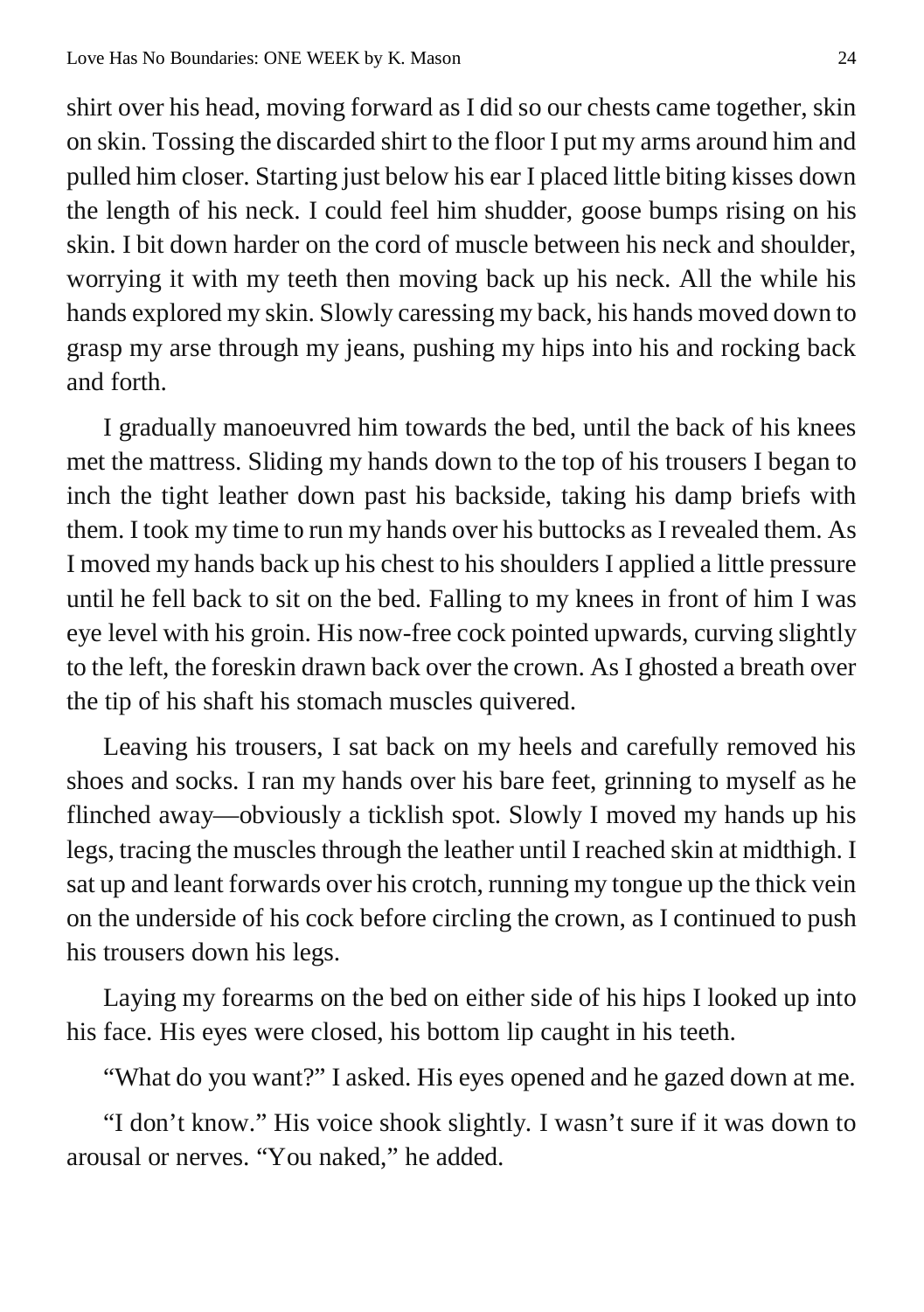shirt over his head, moving forward as I did so our chests came together, skin on skin. Tossing the discarded shirt to the floor I put my arms around him and pulled him closer. Starting just below his ear I placed little biting kisses down the length of his neck. I could feel him shudder, goose bumps rising on his skin. I bit down harder on the cord of muscle between his neck and shoulder, worrying it with my teeth then moving back up his neck. All the while his hands explored my skin. Slowly caressing my back, his hands moved down to grasp my arse through my jeans, pushing my hips into his and rocking back and forth.

I gradually manoeuvred him towards the bed, until the back of his knees met the mattress. Sliding my hands down to the top of his trousers I began to inch the tight leather down past his backside, taking his damp briefs with them. I took my time to run my hands over his buttocks as I revealed them. As I moved my hands back up his chest to his shoulders I applied a little pressure until he fell back to sit on the bed. Falling to my knees in front of him I was eye level with his groin. His now-free cock pointed upwards, curving slightly to the left, the foreskin drawn back over the crown. As I ghosted a breath over the tip of his shaft his stomach muscles quivered.

Leaving his trousers, I sat back on my heels and carefully removed his shoes and socks. I ran my hands over his bare feet, grinning to myself as he flinched away—obviously a ticklish spot. Slowly I moved my hands up his legs, tracing the muscles through the leather until I reached skin at midthigh. I sat up and leant forwards over his crotch, running my tongue up the thick vein on the underside of his cock before circling the crown, as I continued to push his trousers down his legs.

Laying my forearms on the bed on either side of his hips I looked up into his face. His eyes were closed, his bottom lip caught in his teeth.

"What do you want?" I asked. His eyes opened and he gazed down at me.

"I don't know." His voice shook slightly. I wasn't sure if it was down to arousal or nerves. "You naked," he added.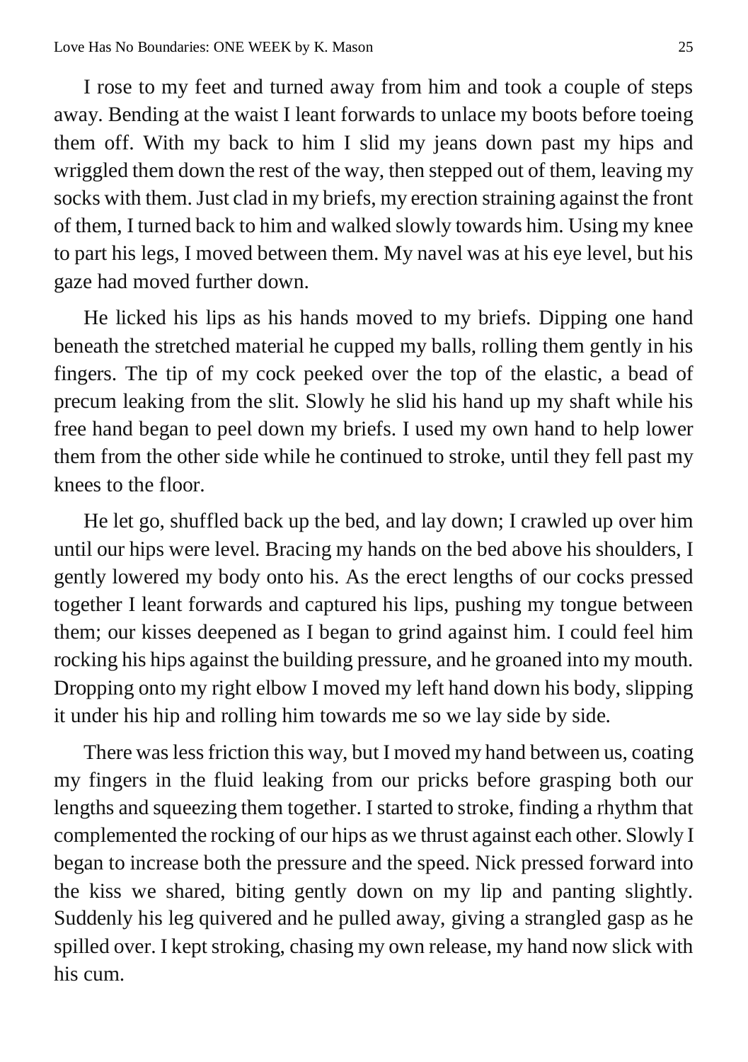I rose to my feet and turned away from him and took a couple of steps away. Bending at the waist I leant forwards to unlace my boots before toeing them off. With my back to him I slid my jeans down past my hips and wriggled them down the rest of the way, then stepped out of them, leaving my socks with them. Just clad in my briefs, my erection straining against the front of them, I turned back to him and walked slowly towards him. Using my knee to part his legs, I moved between them. My navel was at his eye level, but his gaze had moved further down.

He licked his lips as his hands moved to my briefs. Dipping one hand beneath the stretched material he cupped my balls, rolling them gently in his fingers. The tip of my cock peeked over the top of the elastic, a bead of precum leaking from the slit. Slowly he slid his hand up my shaft while his free hand began to peel down my briefs. I used my own hand to help lower them from the other side while he continued to stroke, until they fell past my knees to the floor.

He let go, shuffled back up the bed, and lay down; I crawled up over him until our hips were level. Bracing my hands on the bed above his shoulders, I gently lowered my body onto his. As the erect lengths of our cocks pressed together I leant forwards and captured his lips, pushing my tongue between them; our kisses deepened as I began to grind against him. I could feel him rocking his hips against the building pressure, and he groaned into my mouth. Dropping onto my right elbow I moved my left hand down his body, slipping it under his hip and rolling him towards me so we lay side by side.

There was less friction this way, but I moved my hand between us, coating my fingers in the fluid leaking from our pricks before grasping both our lengths and squeezing them together. I started to stroke, finding a rhythm that complemented the rocking of our hips as we thrust against each other. Slowly I began to increase both the pressure and the speed. Nick pressed forward into the kiss we shared, biting gently down on my lip and panting slightly. Suddenly his leg quivered and he pulled away, giving a strangled gasp as he spilled over. I kept stroking, chasing my own release, my hand now slick with his cum.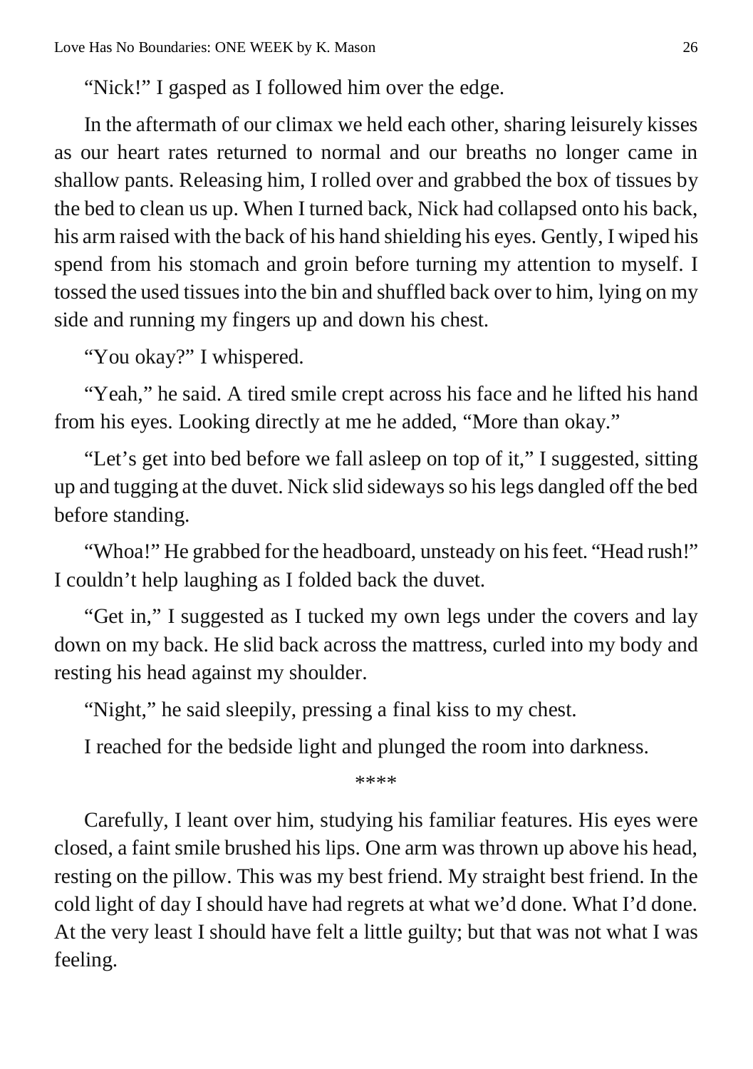"Nick!" I gasped as I followed him over the edge.

In the aftermath of our climax we held each other, sharing leisurely kisses as our heart rates returned to normal and our breaths no longer came in shallow pants. Releasing him, I rolled over and grabbed the box of tissues by the bed to clean us up. When I turned back, Nick had collapsed onto his back, his arm raised with the back of his hand shielding his eyes. Gently, I wiped his spend from his stomach and groin before turning my attention to myself. I tossed the used tissues into the bin and shuffled back over to him, lying on my side and running my fingers up and down his chest.

"You okay?" I whispered.

"Yeah," he said. A tired smile crept across his face and he lifted his hand from his eyes. Looking directly at me he added, "More than okay."

"Let's get into bed before we fall asleep on top of it," I suggested, sitting up and tugging at the duvet. Nick slid sideways so his legs dangled off the bed before standing.

"Whoa!" He grabbed for the headboard, unsteady on his feet. "Head rush!" I couldn't help laughing as I folded back the duvet.

"Get in," I suggested as I tucked my own legs under the covers and lay down on my back. He slid back across the mattress, curled into my body and resting his head against my shoulder.

"Night," he said sleepily, pressing a final kiss to my chest.

I reached for the bedside light and plunged the room into darkness.

****

Carefully, I leant over him, studying his familiar features. His eyes were closed, a faint smile brushed his lips. One arm was thrown up above his head, resting on the pillow. This was my best friend. My straight best friend. In the cold light of day I should have had regrets at what we'd done. What I'd done. At the very least I should have felt a little guilty; but that was not what I was feeling.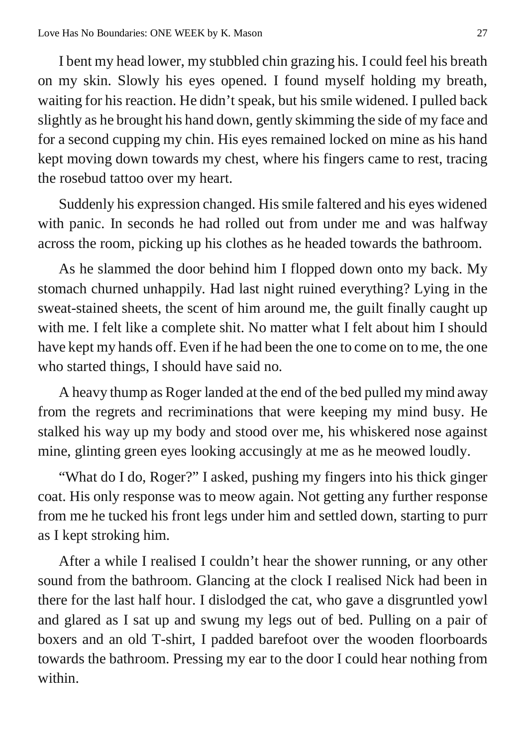I bent my head lower, my stubbled chin grazing his. I could feel his breath on my skin. Slowly his eyes opened. I found myself holding my breath, waiting for his reaction. He didn't speak, but his smile widened. I pulled back slightly as he brought his hand down, gently skimming the side of my face and for a second cupping my chin. His eyes remained locked on mine as his hand kept moving down towards my chest, where his fingers came to rest, tracing the rosebud tattoo over my heart.

Suddenly his expression changed. His smile faltered and his eyes widened with panic. In seconds he had rolled out from under me and was halfway across the room, picking up his clothes as he headed towards the bathroom.

As he slammed the door behind him I flopped down onto my back. My stomach churned unhappily. Had last night ruined everything? Lying in the sweat-stained sheets, the scent of him around me, the guilt finally caught up with me. I felt like a complete shit. No matter what I felt about him I should have kept my hands off. Even if he had been the one to come on to me, the one who started things, I should have said no.

A heavy thump as Roger landed at the end of the bed pulled my mind away from the regrets and recriminations that were keeping my mind busy. He stalked his way up my body and stood over me, his whiskered nose against mine, glinting green eyes looking accusingly at me as he meowed loudly.

"What do I do, Roger?" I asked, pushing my fingers into his thick ginger coat. His only response was to meow again. Not getting any further response from me he tucked his front legs under him and settled down, starting to purr as I kept stroking him.

After a while I realised I couldn't hear the shower running, or any other sound from the bathroom. Glancing at the clock I realised Nick had been in there for the last half hour. I dislodged the cat, who gave a disgruntled yowl and glared as I sat up and swung my legs out of bed. Pulling on a pair of boxers and an old T-shirt, I padded barefoot over the wooden floorboards towards the bathroom. Pressing my ear to the door I could hear nothing from within.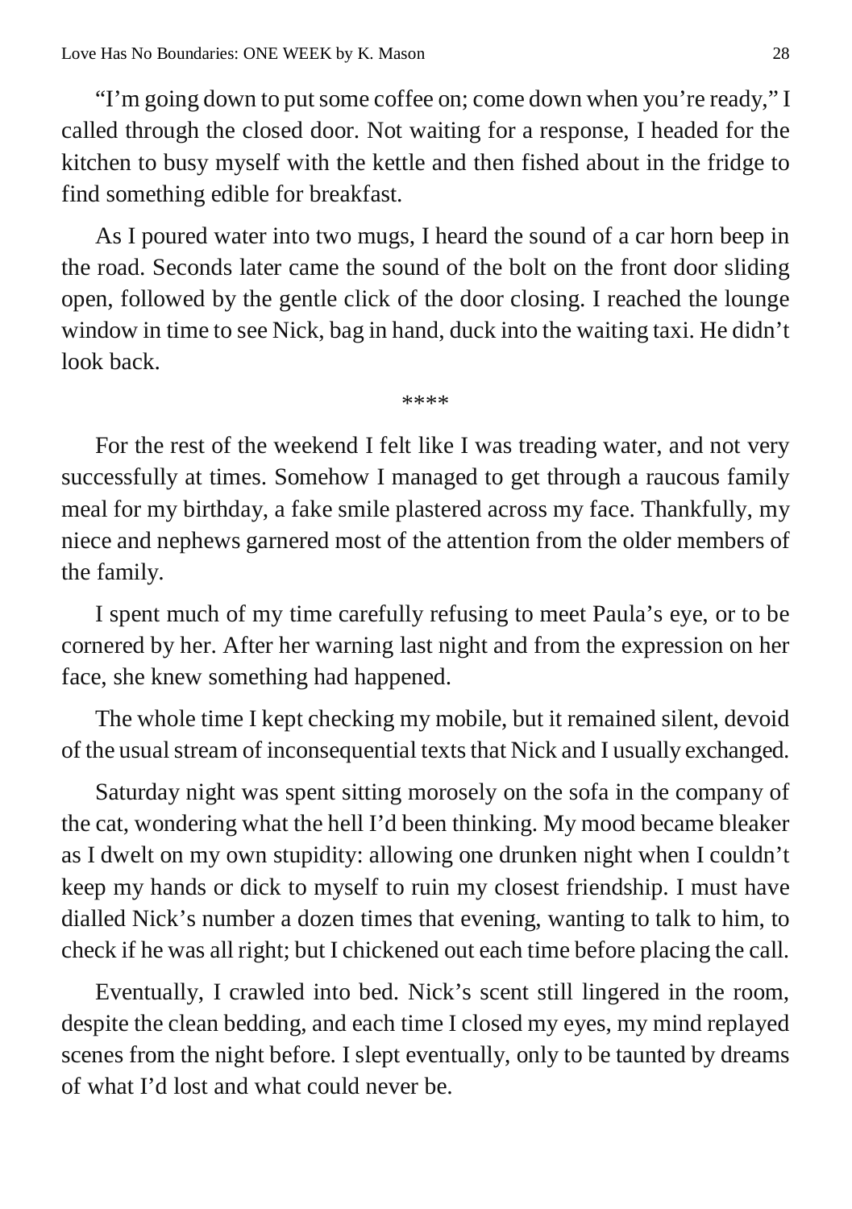"I'm going down to put some coffee on; come down when you're ready," I called through the closed door. Not waiting for a response, I headed for the kitchen to busy myself with the kettle and then fished about in the fridge to find something edible for breakfast.

As I poured water into two mugs, I heard the sound of a car horn beep in the road. Seconds later came the sound of the bolt on the front door sliding open, followed by the gentle click of the door closing. I reached the lounge window in time to see Nick, bag in hand, duck into the waiting taxi. He didn't look back.

****

For the rest of the weekend I felt like I was treading water, and not very successfully at times. Somehow I managed to get through a raucous family meal for my birthday, a fake smile plastered across my face. Thankfully, my niece and nephews garnered most of the attention from the older members of the family.

I spent much of my time carefully refusing to meet Paula's eye, or to be cornered by her. After her warning last night and from the expression on her face, she knew something had happened.

The whole time I kept checking my mobile, but it remained silent, devoid of the usual stream of inconsequential texts that Nick and I usually exchanged.

Saturday night was spent sitting morosely on the sofa in the company of the cat, wondering what the hell I'd been thinking. My mood became bleaker as I dwelt on my own stupidity: allowing one drunken night when I couldn't keep my hands or dick to myself to ruin my closest friendship. I must have dialled Nick's number a dozen times that evening, wanting to talk to him, to check if he was all right; but I chickened out each time before placing the call.

Eventually, I crawled into bed. Nick's scent still lingered in the room, despite the clean bedding, and each time I closed my eyes, my mind replayed scenes from the night before. I slept eventually, only to be taunted by dreams of what I'd lost and what could never be.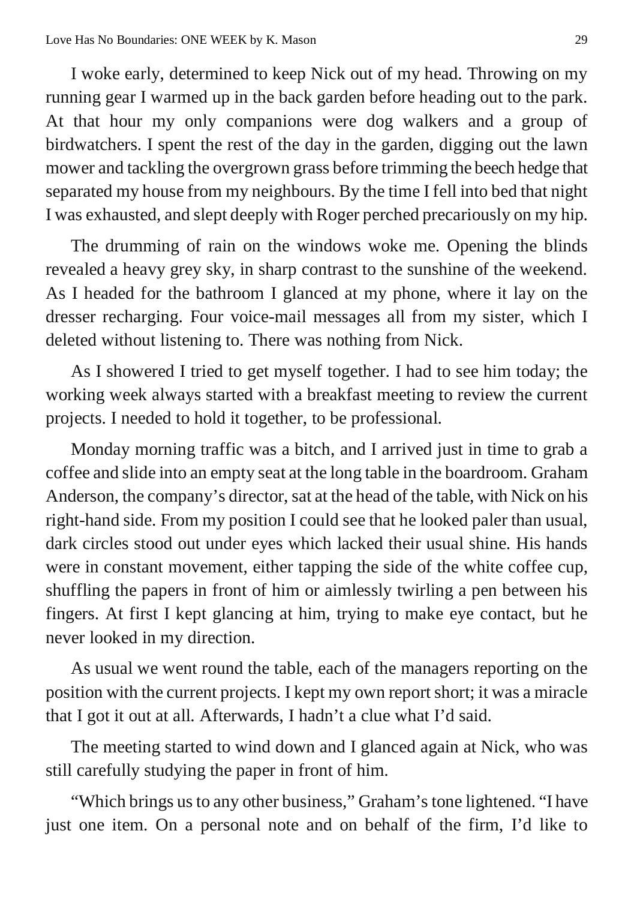I woke early, determined to keep Nick out of my head. Throwing on my running gear I warmed up in the back garden before heading out to the park. At that hour my only companions were dog walkers and a group of birdwatchers. I spent the rest of the day in the garden, digging out the lawn mower and tackling the overgrown grass before trimming the beech hedge that separated my house from my neighbours. By the time I fell into bed that night I was exhausted, and slept deeply with Roger perched precariously on my hip.

The drumming of rain on the windows woke me. Opening the blinds revealed a heavy grey sky, in sharp contrast to the sunshine of the weekend. As I headed for the bathroom I glanced at my phone, where it lay on the dresser recharging. Four voice-mail messages all from my sister, which I deleted without listening to. There was nothing from Nick.

As I showered I tried to get myself together. I had to see him today; the working week always started with a breakfast meeting to review the current projects. I needed to hold it together, to be professional.

Monday morning traffic was a bitch, and I arrived just in time to grab a coffee and slide into an empty seat at the long table in the boardroom. Graham Anderson, the company's director, sat at the head of the table, with Nick on his right-hand side. From my position I could see that he looked paler than usual, dark circles stood out under eyes which lacked their usual shine. His hands were in constant movement, either tapping the side of the white coffee cup, shuffling the papers in front of him or aimlessly twirling a pen between his fingers. At first I kept glancing at him, trying to make eye contact, but he never looked in my direction.

As usual we went round the table, each of the managers reporting on the position with the current projects. I kept my own report short; it was a miracle that I got it out at all. Afterwards, I hadn't a clue what I'd said.

The meeting started to wind down and I glanced again at Nick, who was still carefully studying the paper in front of him.

"Which brings us to any other business," Graham's tone lightened. "I have just one item. On a personal note and on behalf of the firm, I'd like to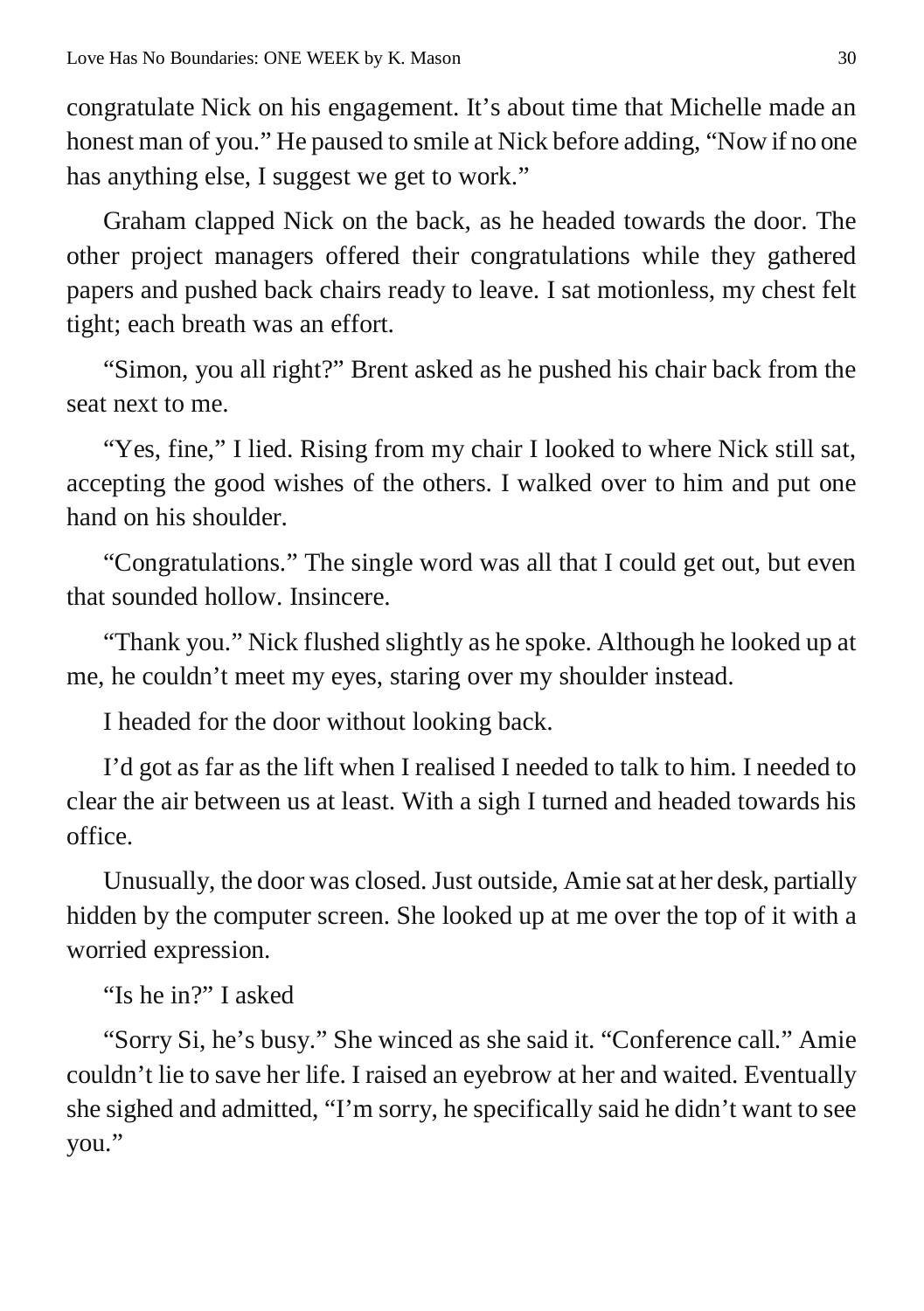congratulate Nick on his engagement. It's about time that Michelle made an honest man of you." He paused to smile at Nick before adding, "Now if no one has anything else, I suggest we get to work."

Graham clapped Nick on the back, as he headed towards the door. The other project managers offered their congratulations while they gathered papers and pushed back chairs ready to leave. I sat motionless, my chest felt tight; each breath was an effort.

"Simon, you all right?" Brent asked as he pushed his chair back from the seat next to me.

"Yes, fine," I lied. Rising from my chair I looked to where Nick still sat, accepting the good wishes of the others. I walked over to him and put one hand on his shoulder.

"Congratulations." The single word was all that I could get out, but even that sounded hollow. Insincere.

"Thank you." Nick flushed slightly as he spoke. Although he looked up at me, he couldn't meet my eyes, staring over my shoulder instead.

I headed for the door without looking back.

I'd got as far as the lift when I realised I needed to talk to him. I needed to clear the air between us at least. With a sigh I turned and headed towards his office.

Unusually, the door was closed. Just outside, Amie sat at her desk, partially hidden by the computer screen. She looked up at me over the top of it with a worried expression.

"Is he in?" I asked

"Sorry Si, he's busy." She winced as she said it. "Conference call." Amie couldn't lie to save her life. I raised an eyebrow at her and waited. Eventually she sighed and admitted, "I'm sorry, he specifically said he didn't want to see you."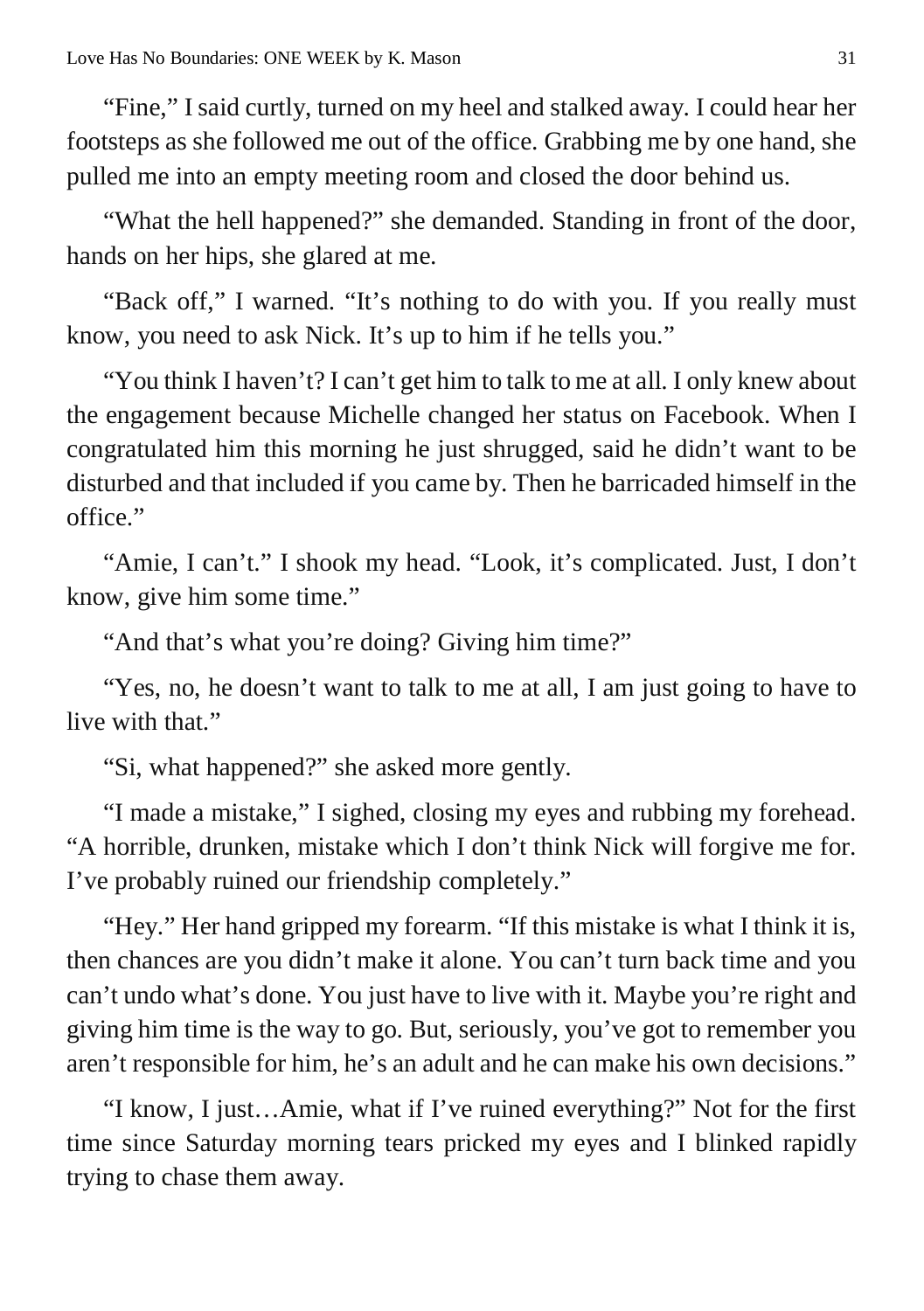"Fine," I said curtly, turned on my heel and stalked away. I could hear her footsteps as she followed me out of the office. Grabbing me by one hand, she pulled me into an empty meeting room and closed the door behind us.

"What the hell happened?" she demanded. Standing in front of the door, hands on her hips, she glared at me.

"Back off," I warned. "It's nothing to do with you. If you really must know, you need to ask Nick. It's up to him if he tells you."

"You think I haven't? I can't get him to talk to me at all. I only knew about the engagement because Michelle changed her status on Facebook. When I congratulated him this morning he just shrugged, said he didn't want to be disturbed and that included if you came by. Then he barricaded himself in the office."

"Amie, I can't." I shook my head. "Look, it's complicated. Just, I don't know, give him some time."

"And that's what you're doing? Giving him time?"

"Yes, no, he doesn't want to talk to me at all, I am just going to have to live with that."

"Si, what happened?" she asked more gently.

"I made a mistake," I sighed, closing my eyes and rubbing my forehead. "A horrible, drunken, mistake which I don't think Nick will forgive me for. I've probably ruined our friendship completely."

"Hey." Her hand gripped my forearm. "If this mistake is what I think it is, then chances are you didn't make it alone. You can't turn back time and you can't undo what's done. You just have to live with it. Maybe you're right and giving him time is the way to go. But, seriously, you've got to remember you aren't responsible for him, he's an adult and he can make his own decisions."

"I know, I just…Amie, what if I've ruined everything?" Not for the first time since Saturday morning tears pricked my eyes and I blinked rapidly trying to chase them away.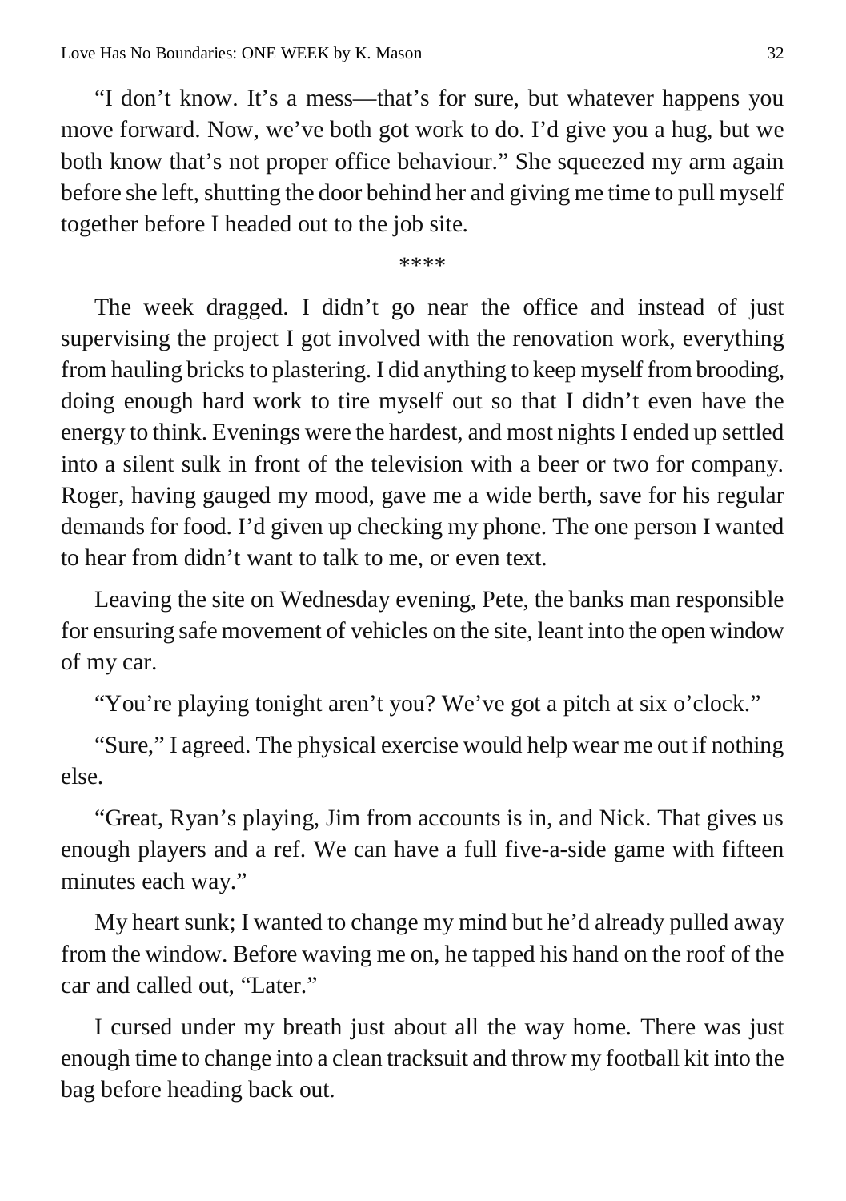"I don't know. It's a mess—that's for sure, but whatever happens you move forward. Now, we've both got work to do. I'd give you a hug, but we both know that's not proper office behaviour." She squeezed my arm again before she left, shutting the door behind her and giving me time to pull myself together before I headed out to the job site.

****

The week dragged. I didn't go near the office and instead of just supervising the project I got involved with the renovation work, everything from hauling bricks to plastering. I did anything to keep myself from brooding, doing enough hard work to tire myself out so that I didn't even have the energy to think. Evenings were the hardest, and most nights I ended up settled into a silent sulk in front of the television with a beer or two for company. Roger, having gauged my mood, gave me a wide berth, save for his regular demands for food. I'd given up checking my phone. The one person I wanted to hear from didn't want to talk to me, or even text.

Leaving the site on Wednesday evening, Pete, the banks man responsible for ensuring safe movement of vehicles on the site, leant into the open window of my car.

"You're playing tonight aren't you? We've got a pitch at six o'clock."

"Sure," I agreed. The physical exercise would help wear me out if nothing else.

"Great, Ryan's playing, Jim from accounts is in, and Nick. That gives us enough players and a ref. We can have a full five-a-side game with fifteen minutes each way."

My heart sunk; I wanted to change my mind but he'd already pulled away from the window. Before waving me on, he tapped his hand on the roof of the car and called out, "Later."

I cursed under my breath just about all the way home. There was just enough time to change into a clean tracksuit and throw my football kit into the bag before heading back out.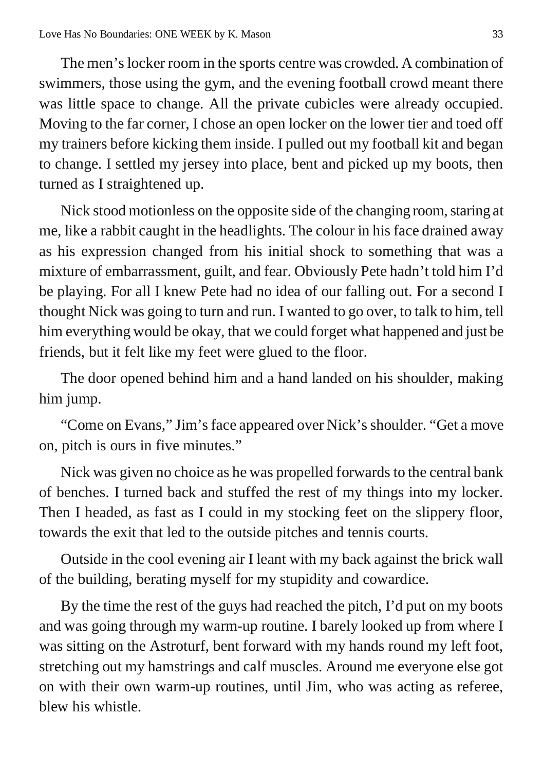The men's locker room in the sports centre was crowded. A combination of swimmers, those using the gym, and the evening football crowd meant there was little space to change. All the private cubicles were already occupied. Moving to the far corner, I chose an open locker on the lower tier and toed off my trainers before kicking them inside. I pulled out my football kit and began to change. I settled my jersey into place, bent and picked up my boots, then turned as I straightened up.

Nick stood motionless on the opposite side of the changing room, staring at me, like a rabbit caught in the headlights. The colour in his face drained away as his expression changed from his initial shock to something that was a mixture of embarrassment, guilt, and fear. Obviously Pete hadn't told him I'd be playing. For all I knew Pete had no idea of our falling out. For a second I thought Nick was going to turn and run. I wanted to go over, to talk to him, tell him everything would be okay, that we could forget what happened and just be friends, but it felt like my feet were glued to the floor.

The door opened behind him and a hand landed on his shoulder, making him jump.

"Come on Evans," Jim's face appeared over Nick's shoulder. "Get a move on, pitch is ours in five minutes."

Nick was given no choice as he was propelled forwards to the central bank of benches. I turned back and stuffed the rest of my things into my locker. Then I headed, as fast as I could in my stocking feet on the slippery floor, towards the exit that led to the outside pitches and tennis courts.

Outside in the cool evening air I leant with my back against the brick wall of the building, berating myself for my stupidity and cowardice.

By the time the rest of the guys had reached the pitch, I'd put on my boots and was going through my warm-up routine. I barely looked up from where I was sitting on the Astroturf, bent forward with my hands round my left foot, stretching out my hamstrings and calf muscles. Around me everyone else got on with their own warm-up routines, until Jim, who was acting as referee, blew his whistle.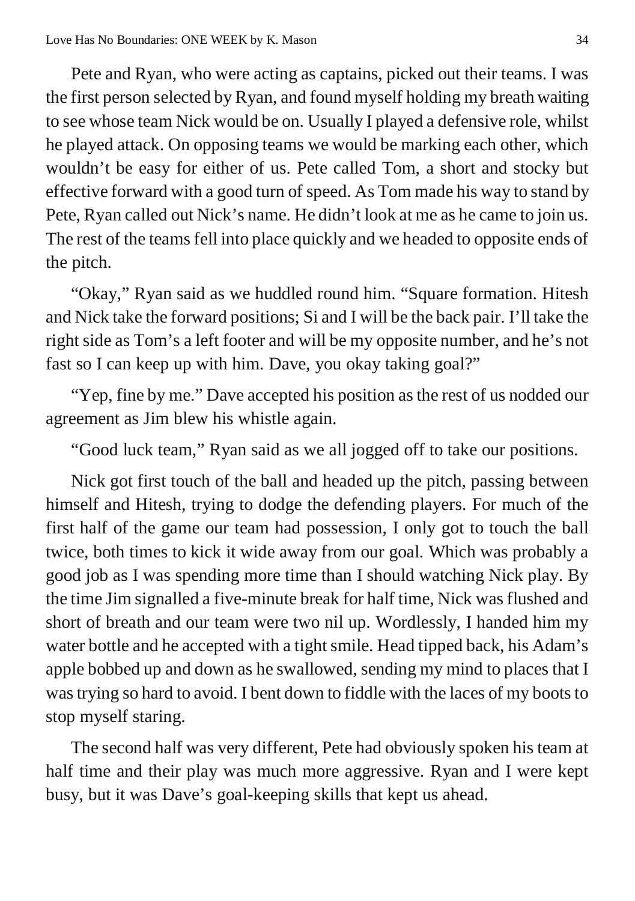Pete and Ryan, who were acting as captains, picked out their teams. I was the first person selected by Ryan, and found myself holding my breath waiting to see whose team Nick would be on. Usually I played a defensive role, whilst he played attack. On opposing teams we would be marking each other, which wouldn't be easy for either of us. Pete called Tom, a short and stocky but effective forward with a good turn of speed. As Tom made his way to stand by Pete, Ryan called out Nick's name. He didn't look at me as he came to join us. The rest of the teams fell into place quickly and we headed to opposite ends of the pitch.

"Okay," Ryan said as we huddled round him. "Square formation. Hitesh and Nick take the forward positions; Si and I will be the back pair. I'll take the right side as Tom's a left footer and will be my opposite number, and he's not fast so I can keep up with him. Dave, you okay taking goal?"

"Yep, fine by me." Dave accepted his position as the rest of us nodded our agreement as Jim blew his whistle again.

"Good luck team," Ryan said as we all jogged off to take our positions.

Nick got first touch of the ball and headed up the pitch, passing between himself and Hitesh, trying to dodge the defending players. For much of the first half of the game our team had possession, I only got to touch the ball twice, both times to kick it wide away from our goal. Which was probably a good job as I was spending more time than I should watching Nick play. By the time Jim signalled a five-minute break for half time, Nick was flushed and short of breath and our team were two nil up. Wordlessly, I handed him my water bottle and he accepted with a tight smile. Head tipped back, his Adam's apple bobbed up and down as he swallowed, sending my mind to places that I was trying so hard to avoid. I bent down to fiddle with the laces of my boots to stop myself staring.

The second half was very different, Pete had obviously spoken his team at half time and their play was much more aggressive. Ryan and I were kept busy, but it was Dave's goal-keeping skills that kept us ahead.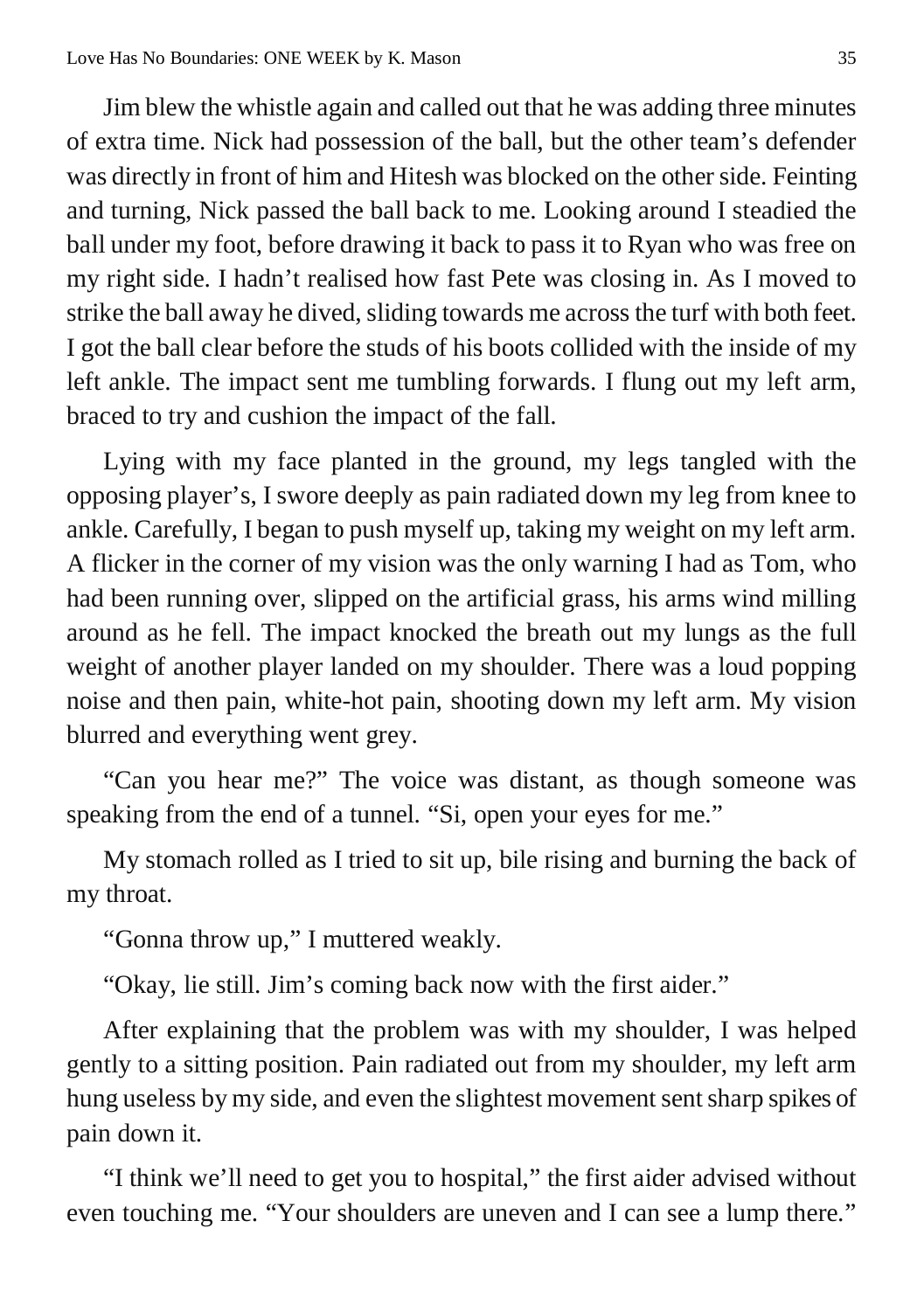Jim blew the whistle again and called out that he was adding three minutes of extra time. Nick had possession of the ball, but the other team's defender was directly in front of him and Hitesh was blocked on the other side. Feinting and turning, Nick passed the ball back to me. Looking around I steadied the ball under my foot, before drawing it back to pass it to Ryan who was free on my right side. I hadn't realised how fast Pete was closing in. As I moved to strike the ball away he dived, sliding towards me across the turf with both feet. I got the ball clear before the studs of his boots collided with the inside of my left ankle. The impact sent me tumbling forwards. I flung out my left arm, braced to try and cushion the impact of the fall.

Lying with my face planted in the ground, my legs tangled with the opposing player's, I swore deeply as pain radiated down my leg from knee to ankle. Carefully, I began to push myself up, taking my weight on my left arm. A flicker in the corner of my vision was the only warning I had as Tom, who had been running over, slipped on the artificial grass, his arms wind milling around as he fell. The impact knocked the breath out my lungs as the full weight of another player landed on my shoulder. There was a loud popping noise and then pain, white-hot pain, shooting down my left arm. My vision blurred and everything went grey.

"Can you hear me?" The voice was distant, as though someone was speaking from the end of a tunnel. "Si, open your eyes for me."

My stomach rolled as I tried to sit up, bile rising and burning the back of my throat.

"Gonna throw up," I muttered weakly.

"Okay, lie still. Jim's coming back now with the first aider."

After explaining that the problem was with my shoulder, I was helped gently to a sitting position. Pain radiated out from my shoulder, my left arm hung useless by my side, and even the slightest movement sent sharp spikes of pain down it.

"I think we'll need to get you to hospital," the first aider advised without even touching me. "Your shoulders are uneven and I can see a lump there."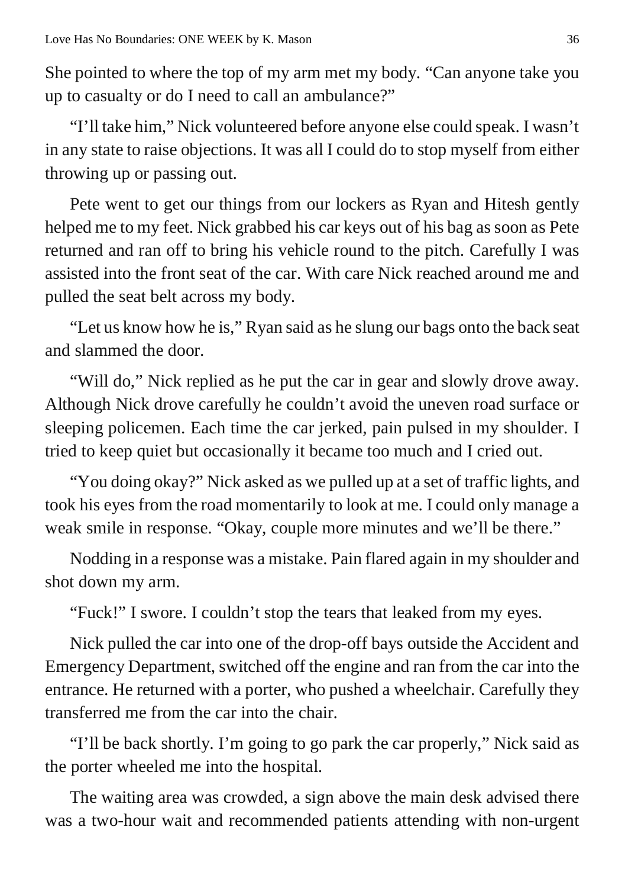She pointed to where the top of my arm met my body. “Can anyone take you up to casualty or do I need to call an ambulance?”

“I’ll take him,” Nick volunteered before anyone else could speak. I wasn’t in any state to raise objections. It was all I could do to stop myself from either throwing up or passing out.

Pete went to get our things from our lockers as Ryan and Hitesh gently helped me to my feet. Nick grabbed his car keys out of his bag as soon as Pete returned and ran off to bring his vehicle round to the pitch. Carefully I was assisted into the front seat of the car. With care Nick reached around me and pulled the seat belt across my body.

“Let us know how he is,” Ryan said as he slung our bags onto the back seat and slammed the door.

“Will do,” Nick replied as he put the car in gear and slowly drove away. Although Nick drove carefully he couldn’t avoid the uneven road surface or sleeping policemen. Each time the car jerked, pain pulsed in my shoulder. I tried to keep quiet but occasionally it became too much and I cried out.

“You doing okay?” Nick asked as we pulled up at a set of traffic lights, and took his eyes from the road momentarily to look at me. I could only manage a weak smile in response. “Okay, couple more minutes and we’ll be there.”

Nodding in a response was a mistake. Pain flared again in my shoulder and shot down my arm.

“Fuck!” I swore. I couldn’t stop the tears that leaked from my eyes.

Nick pulled the car into one of the drop-off bays outside the Accident and Emergency Department, switched off the engine and ran from the car into the entrance. He returned with a porter, who pushed a wheelchair. Carefully they transferred me from the car into the chair.

“I’ll be back shortly. I’m going to go park the car properly,” Nick said as the porter wheeled me into the hospital.

The waiting area was crowded, a sign above the main desk advised there was a two-hour wait and recommended patients attending with non-urgent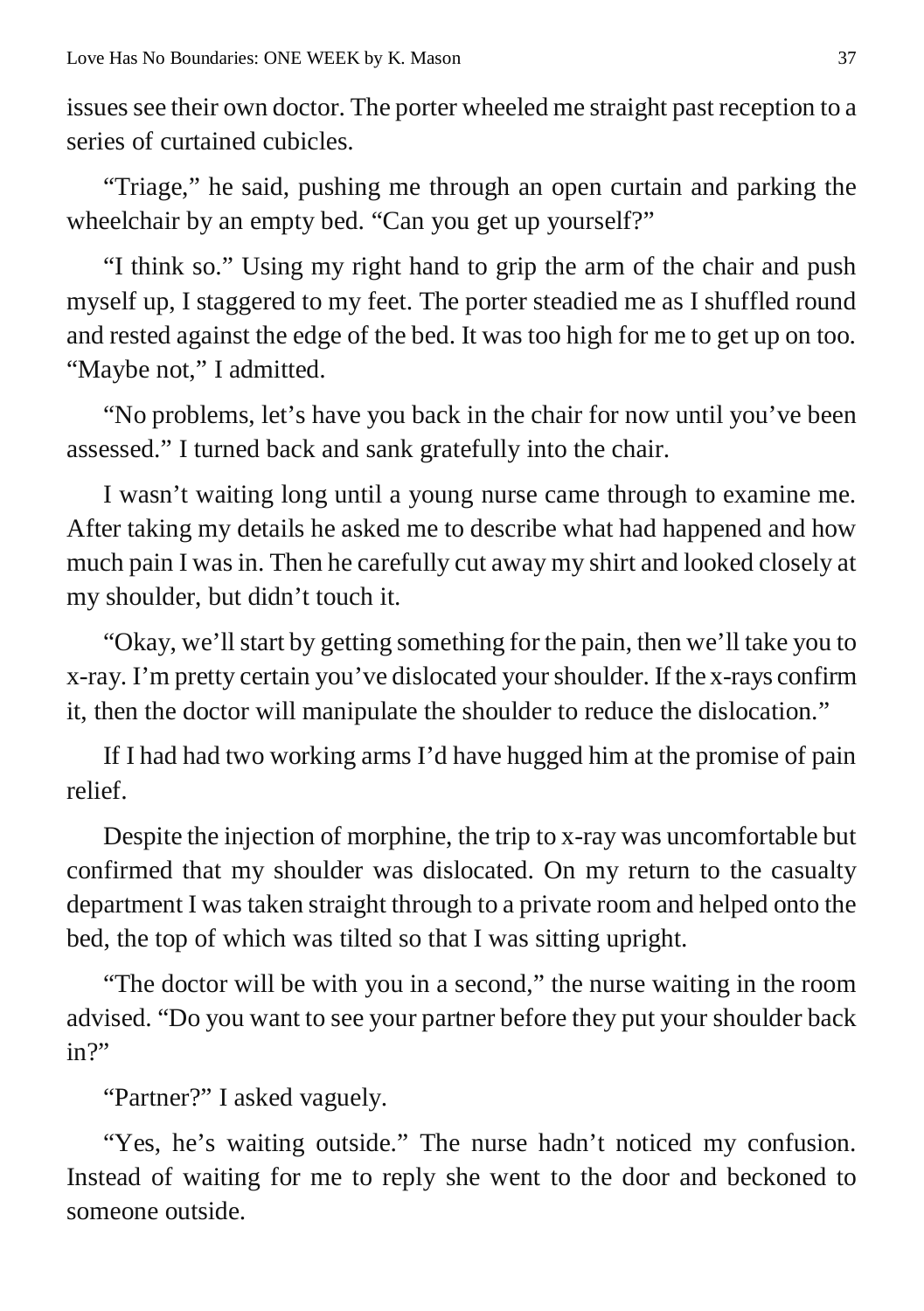issues see their own doctor. The porter wheeled me straight past reception to a series of curtained cubicles.

"Triage," he said, pushing me through an open curtain and parking the wheelchair by an empty bed. "Can you get up yourself?"

"I think so." Using my right hand to grip the arm of the chair and push myself up, I staggered to my feet. The porter steadied me as I shuffled round and rested against the edge of the bed. It was too high for me to get up on too. "Maybe not," I admitted.

"No problems, let's have you back in the chair for now until you've been assessed." I turned back and sank gratefully into the chair.

I wasn't waiting long until a young nurse came through to examine me. After taking my details he asked me to describe what had happened and how much pain I was in. Then he carefully cut away my shirt and looked closely at my shoulder, but didn't touch it.

"Okay, we'll start by getting something for the pain, then we'll take you to x-ray. I'm pretty certain you've dislocated your shoulder. If the x-rays confirm it, then the doctor will manipulate the shoulder to reduce the dislocation."

If I had had two working arms I'd have hugged him at the promise of pain relief.

Despite the injection of morphine, the trip to x-ray was uncomfortable but confirmed that my shoulder was dislocated. On my return to the casualty department I was taken straight through to a private room and helped onto the bed, the top of which was tilted so that I was sitting upright.

"The doctor will be with you in a second," the nurse waiting in the room advised. "Do you want to see your partner before they put your shoulder back in?"

"Partner?" I asked vaguely.

"Yes, he's waiting outside." The nurse hadn't noticed my confusion. Instead of waiting for me to reply she went to the door and beckoned to someone outside.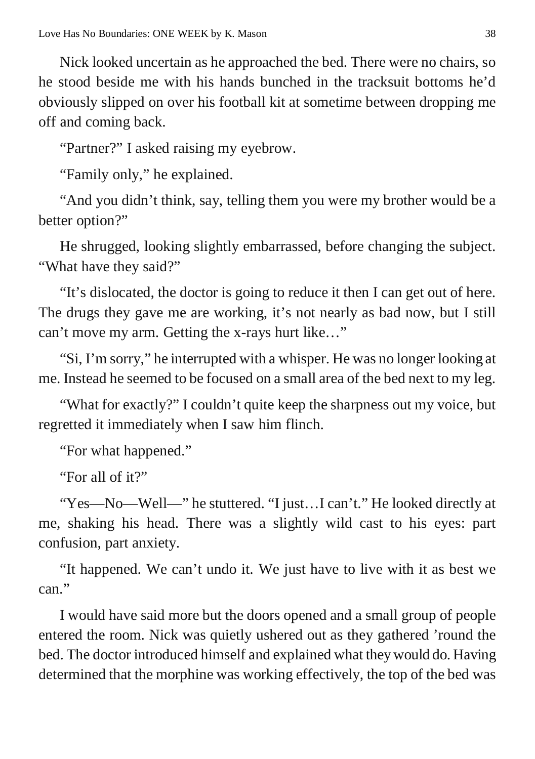Nick looked uncertain as he approached the bed. There were no chairs, so he stood beside me with his hands bunched in the tracksuit bottoms he'd obviously slipped on over his football kit at sometime between dropping me off and coming back.

"Partner?" I asked raising my eyebrow.

"Family only," he explained.

"And you didn't think, say, telling them you were my brother would be a better option?"

He shrugged, looking slightly embarrassed, before changing the subject. "What have they said?"

"It's dislocated, the doctor is going to reduce it then I can get out of here. The drugs they gave me are working, it's not nearly as bad now, but I still can't move my arm. Getting the x-rays hurt like…"

"Si, I'm sorry," he interrupted with a whisper. He was no longer looking at me. Instead he seemed to be focused on a small area of the bed next to my leg.

"What for exactly?" I couldn't quite keep the sharpness out my voice, but regretted it immediately when I saw him flinch.

"For what happened."

"For all of it?"

"Yes—No—Well—" he stuttered. "I just…I can't." He looked directly at me, shaking his head. There was a slightly wild cast to his eyes: part confusion, part anxiety.

"It happened. We can't undo it. We just have to live with it as best we can."

I would have said more but the doors opened and a small group of people entered the room. Nick was quietly ushered out as they gathered 'round the bed. The doctor introduced himself and explained what they would do. Having determined that the morphine was working effectively, the top of the bed was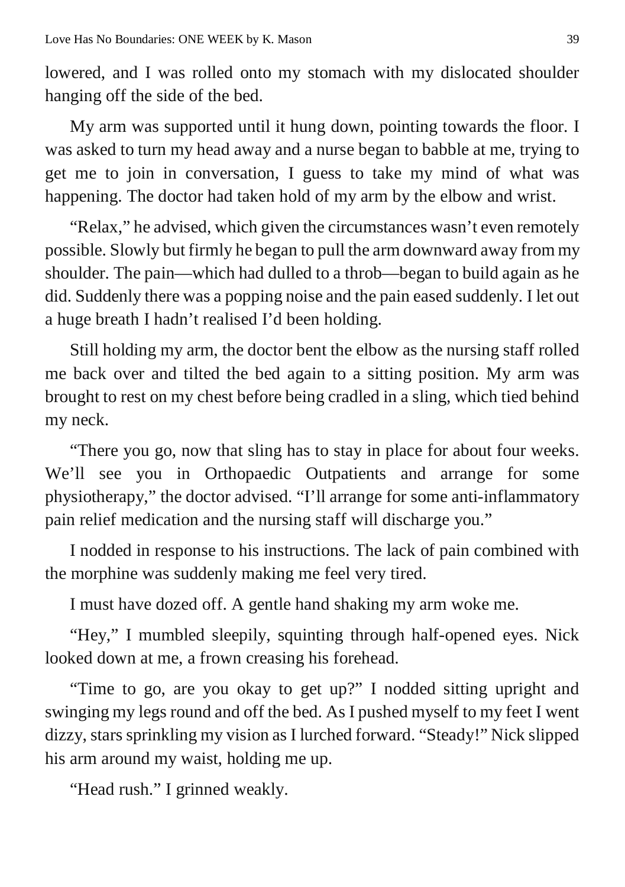lowered, and I was rolled onto my stomach with my dislocated shoulder hanging off the side of the bed.

My arm was supported until it hung down, pointing towards the floor. I was asked to turn my head away and a nurse began to babble at me, trying to get me to join in conversation, I guess to take my mind of what was happening. The doctor had taken hold of my arm by the elbow and wrist.

"Relax," he advised, which given the circumstances wasn't even remotely possible. Slowly but firmly he began to pull the arm downward away from my shoulder. The pain—which had dulled to a throb—began to build again as he did. Suddenly there was a popping noise and the pain eased suddenly. I let out a huge breath I hadn't realised I'd been holding.

Still holding my arm, the doctor bent the elbow as the nursing staff rolled me back over and tilted the bed again to a sitting position. My arm was brought to rest on my chest before being cradled in a sling, which tied behind my neck.

"There you go, now that sling has to stay in place for about four weeks. We'll see you in Orthopaedic Outpatients and arrange for some physiotherapy," the doctor advised. "I'll arrange for some anti-inflammatory pain relief medication and the nursing staff will discharge you."

I nodded in response to his instructions. The lack of pain combined with the morphine was suddenly making me feel very tired.

I must have dozed off. A gentle hand shaking my arm woke me.

"Hey," I mumbled sleepily, squinting through half-opened eyes. Nick looked down at me, a frown creasing his forehead.

"Time to go, are you okay to get up?" I nodded sitting upright and swinging my legs round and off the bed. As I pushed myself to my feet I went dizzy, stars sprinkling my vision as I lurched forward. "Steady!" Nick slipped his arm around my waist, holding me up.

"Head rush." I grinned weakly.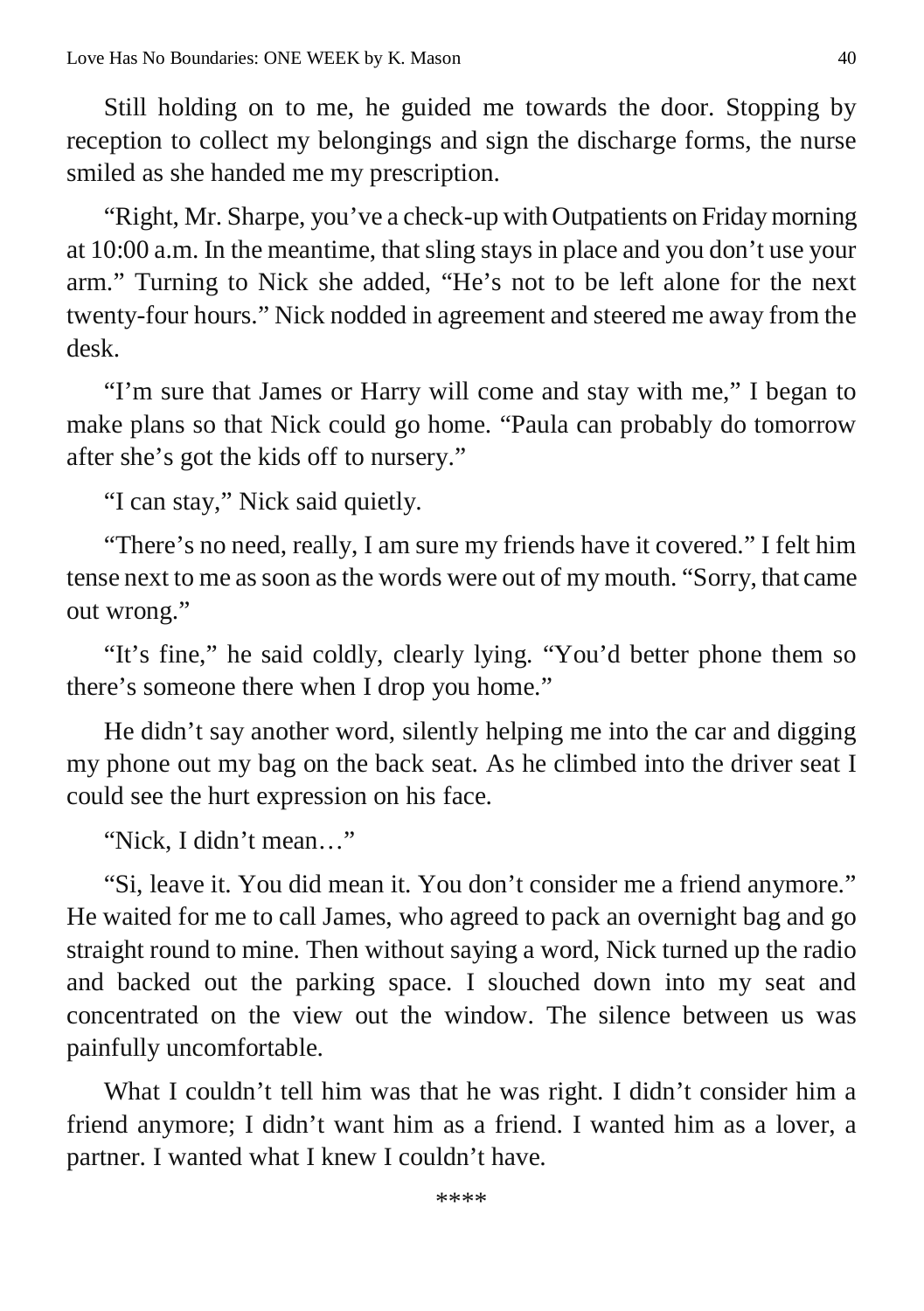Still holding on to me, he guided me towards the door. Stopping by reception to collect my belongings and sign the discharge forms, the nurse smiled as she handed me my prescription.

"Right, Mr. Sharpe, you've a check-up with Outpatients on Friday morning at 10:00 a.m. In the meantime, that sling stays in place and you don't use your arm." Turning to Nick she added, "He's not to be left alone for the next twenty-four hours." Nick nodded in agreement and steered me away from the desk.

"I'm sure that James or Harry will come and stay with me," I began to make plans so that Nick could go home. "Paula can probably do tomorrow after she's got the kids off to nursery."

"I can stay," Nick said quietly.

"There's no need, really, I am sure my friends have it covered." I felt him tense next to me as soon as the words were out of my mouth. "Sorry, that came out wrong."

"It's fine," he said coldly, clearly lying. "You'd better phone them so there's someone there when I drop you home."

He didn't say another word, silently helping me into the car and digging my phone out my bag on the back seat. As he climbed into the driver seat I could see the hurt expression on his face.

"Nick, I didn't mean…"

"Si, leave it. You did mean it. You don't consider me a friend anymore." He waited for me to call James, who agreed to pack an overnight bag and go straight round to mine. Then without saying a word, Nick turned up the radio and backed out the parking space. I slouched down into my seat and concentrated on the view out the window. The silence between us was painfully uncomfortable.

What I couldn't tell him was that he was right. I didn't consider him a friend anymore; I didn't want him as a friend. I wanted him as a lover, a partner. I wanted what I knew I couldn't have.

****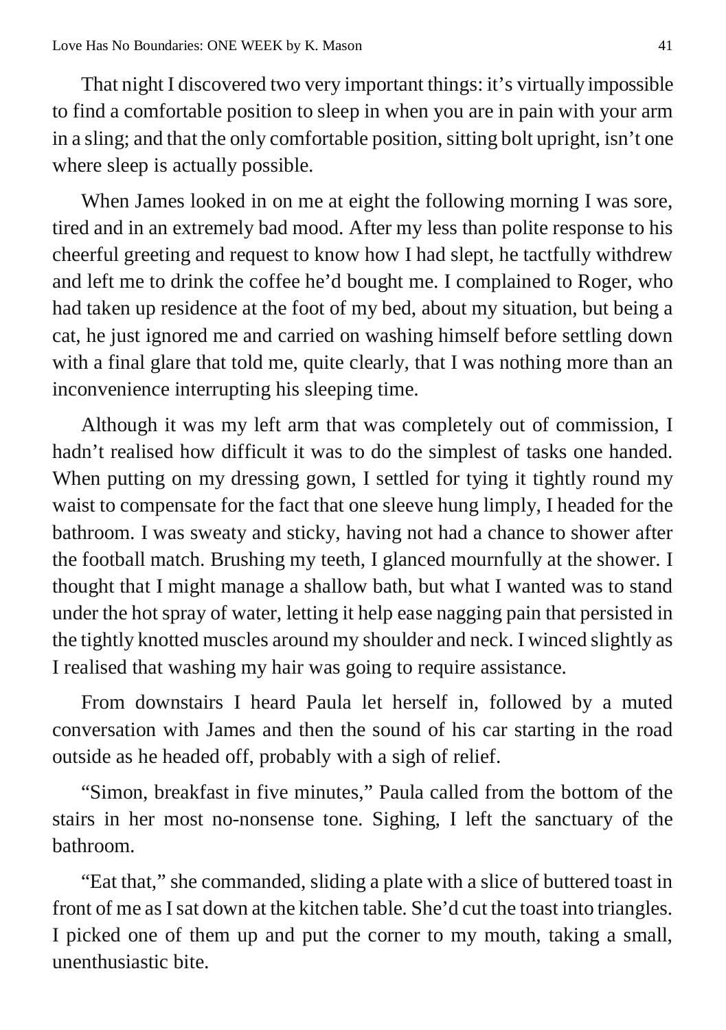That night I discovered two very important things: it's virtually impossible to find a comfortable position to sleep in when you are in pain with your arm in a sling; and that the only comfortable position, sitting bolt upright, isn't one where sleep is actually possible.

When James looked in on me at eight the following morning I was sore, tired and in an extremely bad mood. After my less than polite response to his cheerful greeting and request to know how I had slept, he tactfully withdrew and left me to drink the coffee he'd bought me. I complained to Roger, who had taken up residence at the foot of my bed, about my situation, but being a cat, he just ignored me and carried on washing himself before settling down with a final glare that told me, quite clearly, that I was nothing more than an inconvenience interrupting his sleeping time.

Although it was my left arm that was completely out of commission, I hadn't realised how difficult it was to do the simplest of tasks one handed. When putting on my dressing gown, I settled for tying it tightly round my waist to compensate for the fact that one sleeve hung limply, I headed for the bathroom. I was sweaty and sticky, having not had a chance to shower after the football match. Brushing my teeth, I glanced mournfully at the shower. I thought that I might manage a shallow bath, but what I wanted was to stand under the hot spray of water, letting it help ease nagging pain that persisted in the tightly knotted muscles around my shoulder and neck. I winced slightly as I realised that washing my hair was going to require assistance.

From downstairs I heard Paula let herself in, followed by a muted conversation with James and then the sound of his car starting in the road outside as he headed off, probably with a sigh of relief.

"Simon, breakfast in five minutes," Paula called from the bottom of the stairs in her most no-nonsense tone. Sighing, I left the sanctuary of the bathroom.

"Eat that," she commanded, sliding a plate with a slice of buttered toast in front of me as I sat down at the kitchen table. She'd cut the toast into triangles. I picked one of them up and put the corner to my mouth, taking a small, unenthusiastic bite.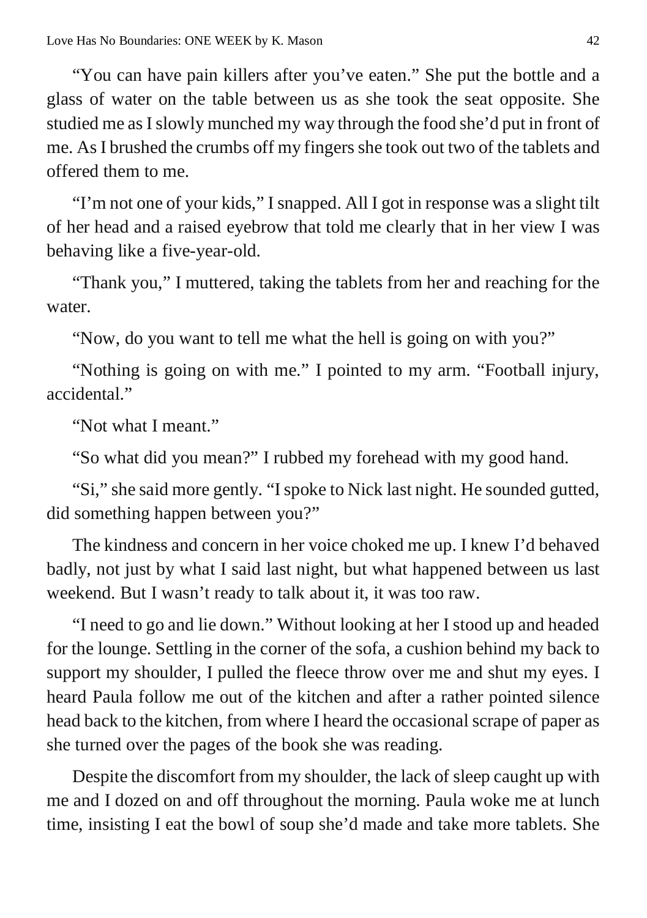"You can have pain killers after you've eaten." She put the bottle and a glass of water on the table between us as she took the seat opposite. She studied me as I slowly munched my way through the food she'd put in front of me. As I brushed the crumbs off my fingers she took out two of the tablets and offered them to me.

"I'm not one of your kids," I snapped. All I got in response was a slight tilt of her head and a raised eyebrow that told me clearly that in her view I was behaving like a five-year-old.

"Thank you," I muttered, taking the tablets from her and reaching for the water.

"Now, do you want to tell me what the hell is going on with you?"

"Nothing is going on with me." I pointed to my arm. "Football injury, accidental."

"Not what I meant."

"So what did you mean?" I rubbed my forehead with my good hand.

"Si," she said more gently. "I spoke to Nick last night. He sounded gutted, did something happen between you?"

The kindness and concern in her voice choked me up. I knew I'd behaved badly, not just by what I said last night, but what happened between us last weekend. But I wasn't ready to talk about it, it was too raw.

"I need to go and lie down." Without looking at her I stood up and headed for the lounge. Settling in the corner of the sofa, a cushion behind my back to support my shoulder, I pulled the fleece throw over me and shut my eyes. I heard Paula follow me out of the kitchen and after a rather pointed silence head back to the kitchen, from where I heard the occasional scrape of paper as she turned over the pages of the book she was reading.

Despite the discomfort from my shoulder, the lack of sleep caught up with me and I dozed on and off throughout the morning. Paula woke me at lunch time, insisting I eat the bowl of soup she'd made and take more tablets. She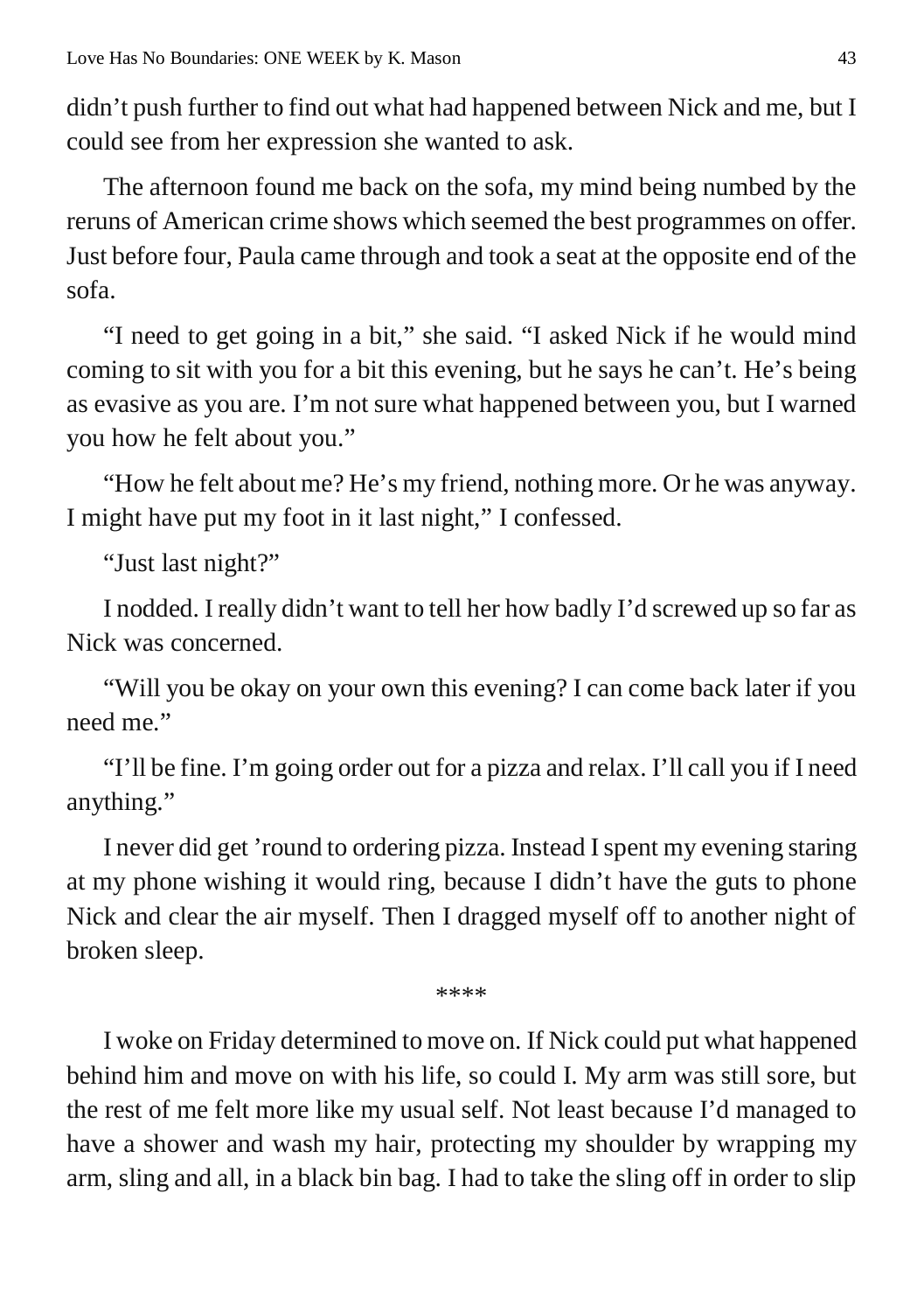didn't push further to find out what had happened between Nick and me, but I could see from her expression she wanted to ask.

The afternoon found me back on the sofa, my mind being numbed by the reruns of American crime shows which seemed the best programmes on offer. Just before four, Paula came through and took a seat at the opposite end of the sofa.

"I need to get going in a bit," she said. "I asked Nick if he would mind coming to sit with you for a bit this evening, but he says he can't. He's being as evasive as you are. I'm not sure what happened between you, but I warned you how he felt about you."

"How he felt about me? He's my friend, nothing more. Or he was anyway. I might have put my foot in it last night," I confessed.

"Just last night?"

I nodded. I really didn't want to tell her how badly I'd screwed up so far as Nick was concerned.

"Will you be okay on your own this evening? I can come back later if you need me."

"I'll be fine. I'm going order out for a pizza and relax. I'll call you if I need anything."

I never did get 'round to ordering pizza. Instead I spent my evening staring at my phone wishing it would ring, because I didn't have the guts to phone Nick and clear the air myself. Then I dragged myself off to another night of broken sleep.

\*\*\*\*

I woke on Friday determined to move on. If Nick could put what happened behind him and move on with his life, so could I. My arm was still sore, but the rest of me felt more like my usual self. Not least because I'd managed to have a shower and wash my hair, protecting my shoulder by wrapping my arm, sling and all, in a black bin bag. I had to take the sling off in order to slip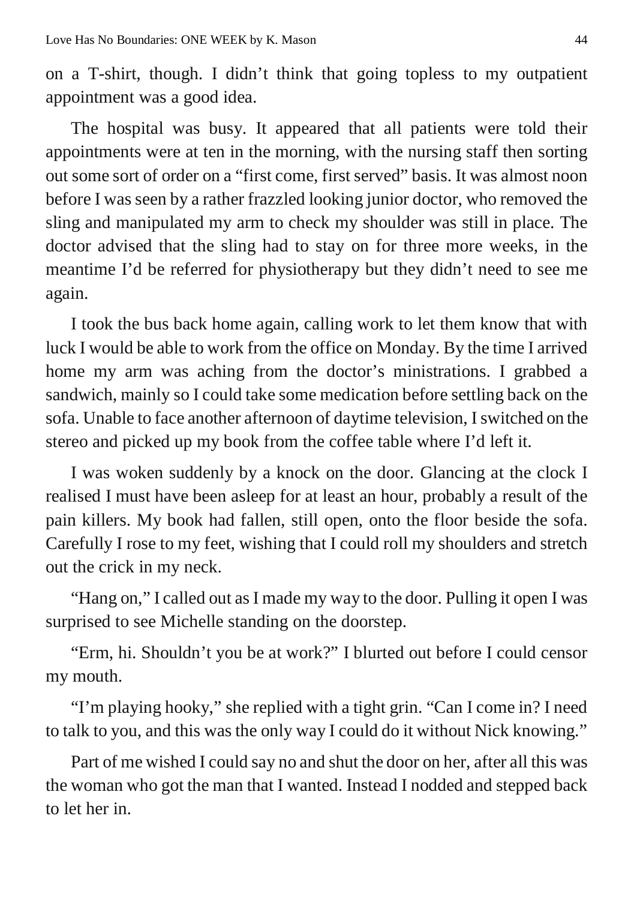on a T-shirt, though. I didn't think that going topless to my outpatient appointment was a good idea.

The hospital was busy. It appeared that all patients were told their appointments were at ten in the morning, with the nursing staff then sorting out some sort of order on a "first come, first served" basis. It was almost noon before I was seen by a rather frazzled looking junior doctor, who removed the sling and manipulated my arm to check my shoulder was still in place. The doctor advised that the sling had to stay on for three more weeks, in the meantime I'd be referred for physiotherapy but they didn't need to see me again.

I took the bus back home again, calling work to let them know that with luck I would be able to work from the office on Monday. By the time I arrived home my arm was aching from the doctor's ministrations. I grabbed a sandwich, mainly so I could take some medication before settling back on the sofa. Unable to face another afternoon of daytime television, I switched on the stereo and picked up my book from the coffee table where I'd left it.

I was woken suddenly by a knock on the door. Glancing at the clock I realised I must have been asleep for at least an hour, probably a result of the pain killers. My book had fallen, still open, onto the floor beside the sofa. Carefully I rose to my feet, wishing that I could roll my shoulders and stretch out the crick in my neck.

"Hang on," I called out as I made my way to the door. Pulling it open I was surprised to see Michelle standing on the doorstep.

"Erm, hi. Shouldn't you be at work?" I blurted out before I could censor my mouth.

"I'm playing hooky," she replied with a tight grin. "Can I come in? I need to talk to you, and this was the only way I could do it without Nick knowing."

Part of me wished I could say no and shut the door on her, after all this was the woman who got the man that I wanted. Instead I nodded and stepped back to let her in.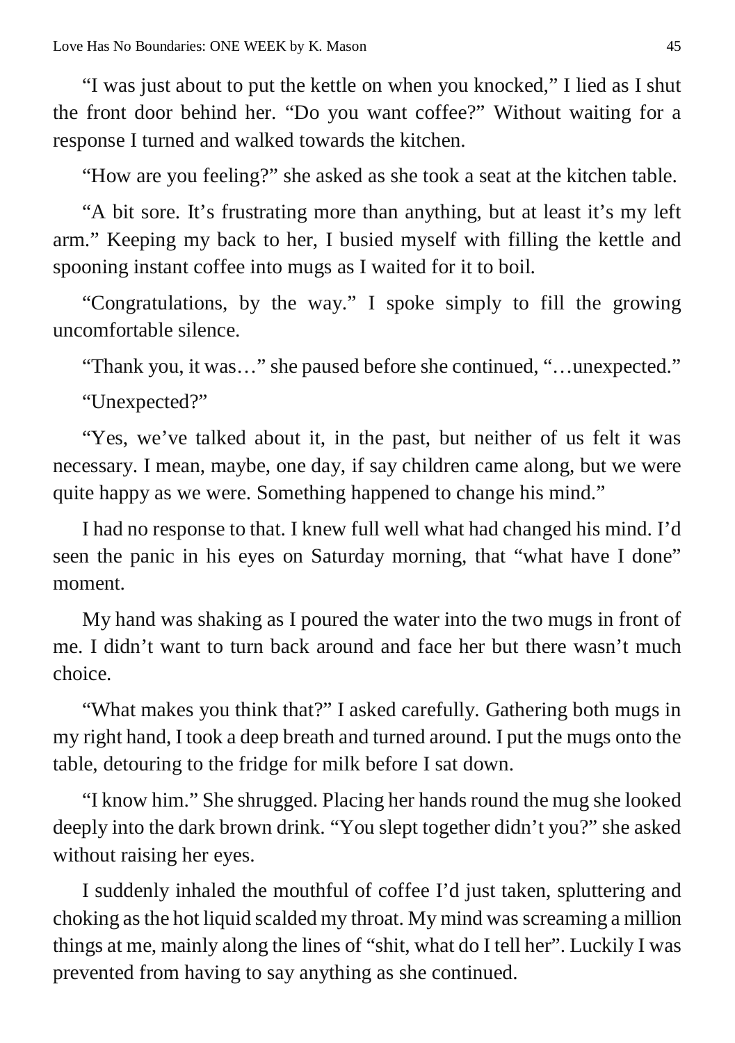"I was just about to put the kettle on when you knocked," I lied as I shut the front door behind her. "Do you want coffee?" Without waiting for a response I turned and walked towards the kitchen.

"How are you feeling?" she asked as she took a seat at the kitchen table.

"A bit sore. It's frustrating more than anything, but at least it's my left arm." Keeping my back to her, I busied myself with filling the kettle and spooning instant coffee into mugs as I waited for it to boil.

"Congratulations, by the way." I spoke simply to fill the growing uncomfortable silence.

"Thank you, it was…" she paused before she continued, "…unexpected."

"Unexpected?"

"Yes, we've talked about it, in the past, but neither of us felt it was necessary. I mean, maybe, one day, if say children came along, but we were quite happy as we were. Something happened to change his mind."

I had no response to that. I knew full well what had changed his mind. I'd seen the panic in his eyes on Saturday morning, that "what have I done" moment.

My hand was shaking as I poured the water into the two mugs in front of me. I didn't want to turn back around and face her but there wasn't much choice.

"What makes you think that?" I asked carefully. Gathering both mugs in my right hand, I took a deep breath and turned around. I put the mugs onto the table, detouring to the fridge for milk before I sat down.

"I know him." She shrugged. Placing her hands round the mug she looked deeply into the dark brown drink. "You slept together didn't you?" she asked without raising her eyes.

I suddenly inhaled the mouthful of coffee I'd just taken, spluttering and choking as the hot liquid scalded my throat. My mind was screaming a million things at me, mainly along the lines of "shit, what do I tell her". Luckily I was prevented from having to say anything as she continued.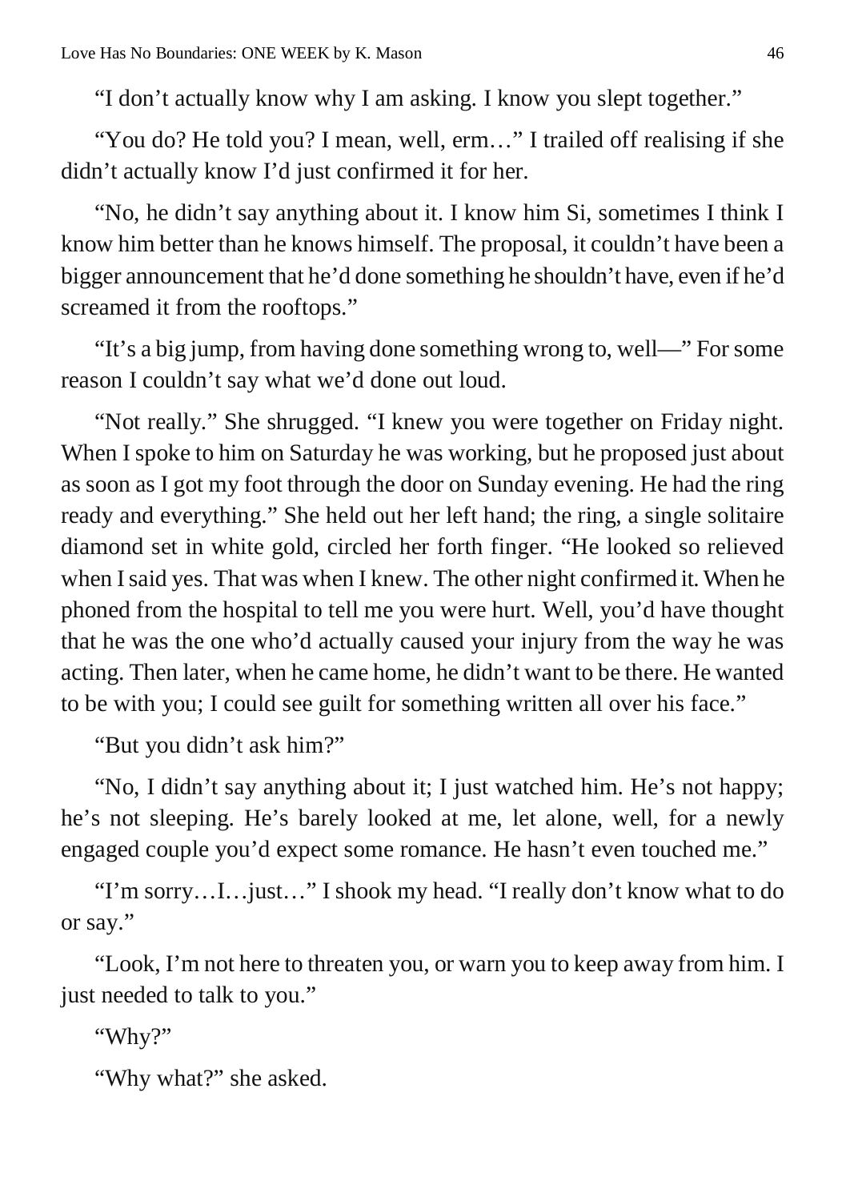"I don't actually know why I am asking. I know you slept together."

"You do? He told you? I mean, well, erm…" I trailed off realising if she didn't actually know I'd just confirmed it for her.

"No, he didn't say anything about it. I know him Si, sometimes I think I know him better than he knows himself. The proposal, it couldn't have been a bigger announcement that he'd done something he shouldn't have, even if he'd screamed it from the rooftops."

"It's a big jump, from having done something wrong to, well—" For some reason I couldn't say what we'd done out loud.

"Not really." She shrugged. "I knew you were together on Friday night. When I spoke to him on Saturday he was working, but he proposed just about as soon as I got my foot through the door on Sunday evening. He had the ring ready and everything." She held out her left hand; the ring, a single solitaire diamond set in white gold, circled her forth finger. "He looked so relieved when I said yes. That was when I knew. The other night confirmed it. When he phoned from the hospital to tell me you were hurt. Well, you'd have thought that he was the one who'd actually caused your injury from the way he was acting. Then later, when he came home, he didn't want to be there. He wanted to be with you; I could see guilt for something written all over his face."

"But you didn't ask him?"

"No, I didn't say anything about it; I just watched him. He's not happy; he's not sleeping. He's barely looked at me, let alone, well, for a newly engaged couple you'd expect some romance. He hasn't even touched me."

"I'm sorry…I…just…" I shook my head. "I really don't know what to do or say."

"Look, I'm not here to threaten you, or warn you to keep away from him. I just needed to talk to you."

"Why?"

"Why what?" she asked.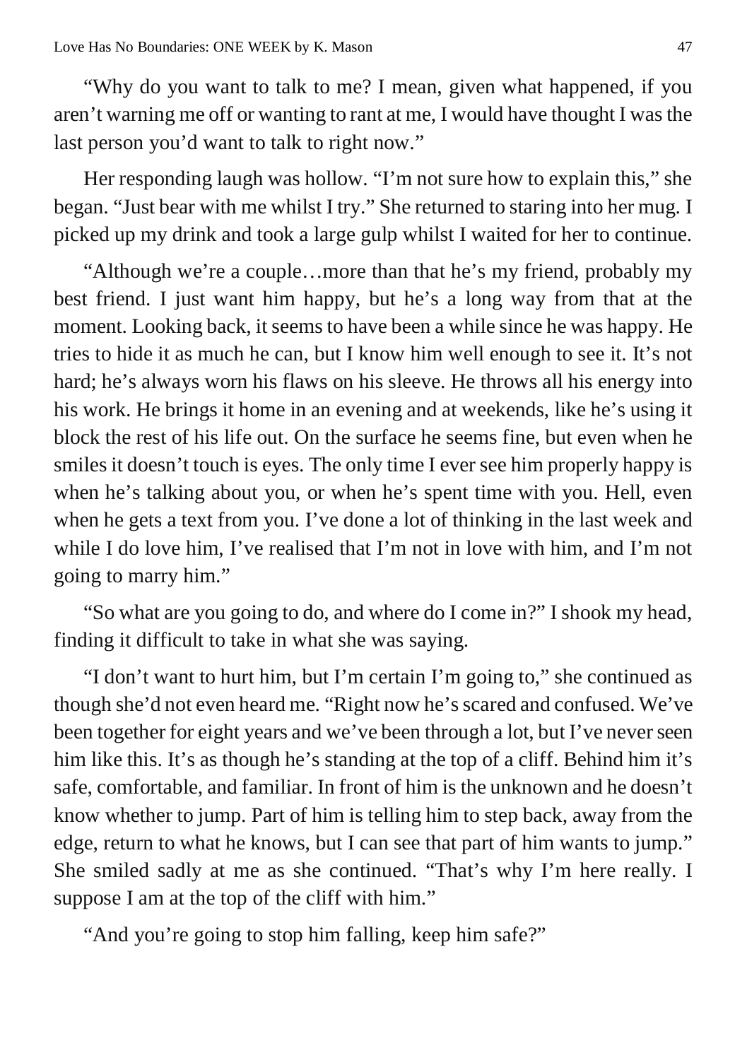"Why do you want to talk to me? I mean, given what happened, if you aren't warning me off or wanting to rant at me, I would have thought I was the last person you'd want to talk to right now."

Her responding laugh was hollow. "I'm not sure how to explain this," she began. "Just bear with me whilst I try." She returned to staring into her mug. I picked up my drink and took a large gulp whilst I waited for her to continue.

"Although we're a couple…more than that he's my friend, probably my best friend. I just want him happy, but he's a long way from that at the moment. Looking back, it seems to have been a while since he was happy. He tries to hide it as much he can, but I know him well enough to see it. It's not hard; he's always worn his flaws on his sleeve. He throws all his energy into his work. He brings it home in an evening and at weekends, like he's using it block the rest of his life out. On the surface he seems fine, but even when he smiles it doesn't touch is eyes. The only time I ever see him properly happy is when he's talking about you, or when he's spent time with you. Hell, even when he gets a text from you. I've done a lot of thinking in the last week and while I do love him, I've realised that I'm not in love with him, and I'm not going to marry him."

"So what are you going to do, and where do I come in?" I shook my head, finding it difficult to take in what she was saying.

"I don't want to hurt him, but I'm certain I'm going to," she continued as though she'd not even heard me. "Right now he's scared and confused. We've been together for eight years and we've been through a lot, but I've never seen him like this. It's as though he's standing at the top of a cliff. Behind him it's safe, comfortable, and familiar. In front of him is the unknown and he doesn't know whether to jump. Part of him is telling him to step back, away from the edge, return to what he knows, but I can see that part of him wants to jump." She smiled sadly at me as she continued. "That's why I'm here really. I suppose I am at the top of the cliff with him."

"And you're going to stop him falling, keep him safe?"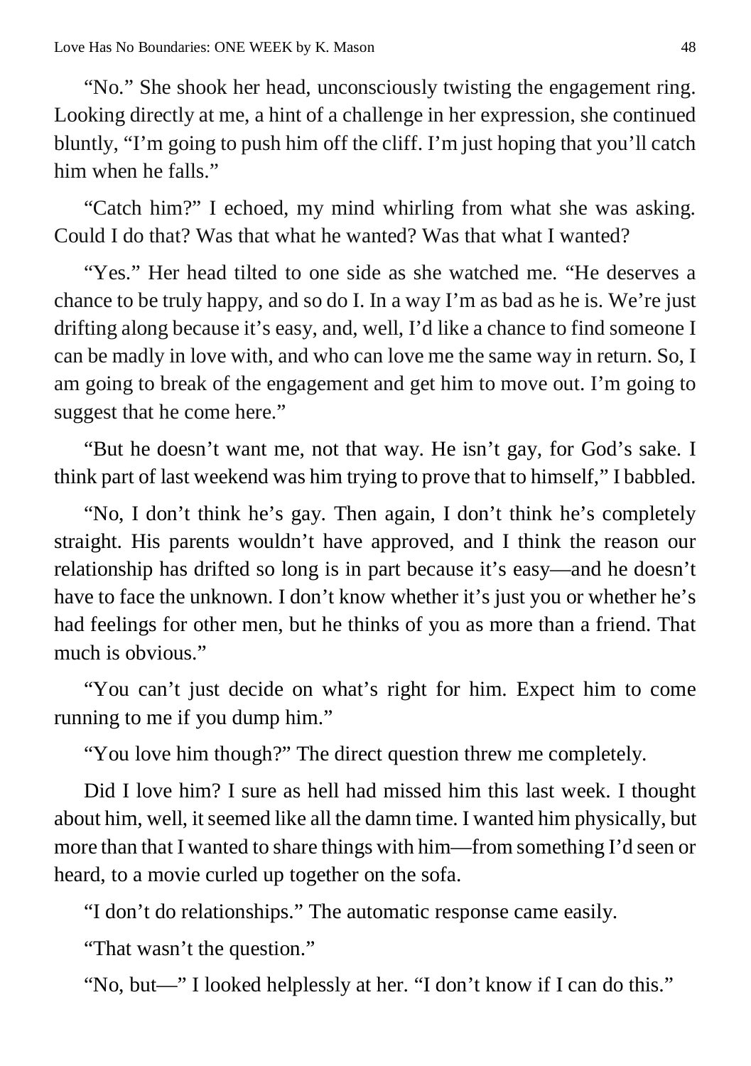"No." She shook her head, unconsciously twisting the engagement ring. Looking directly at me, a hint of a challenge in her expression, she continued bluntly, "I'm going to push him off the cliff. I'm just hoping that you'll catch him when he falls."

"Catch him?" I echoed, my mind whirling from what she was asking. Could I do that? Was that what he wanted? Was that what I wanted?

"Yes." Her head tilted to one side as she watched me. "He deserves a chance to be truly happy, and so do I. In a way I'm as bad as he is. We're just drifting along because it's easy, and, well, I'd like a chance to find someone I can be madly in love with, and who can love me the same way in return. So, I am going to break of the engagement and get him to move out. I'm going to suggest that he come here."

"But he doesn't want me, not that way. He isn't gay, for God's sake. I think part of last weekend was him trying to prove that to himself," I babbled.

"No, I don't think he's gay. Then again, I don't think he's completely straight. His parents wouldn't have approved, and I think the reason our relationship has drifted so long is in part because it's easy—and he doesn't have to face the unknown. I don't know whether it's just you or whether he's had feelings for other men, but he thinks of you as more than a friend. That much is obvious."

"You can't just decide on what's right for him. Expect him to come running to me if you dump him."

"You love him though?" The direct question threw me completely.

Did I love him? I sure as hell had missed him this last week. I thought about him, well, it seemed like all the damn time. I wanted him physically, but more than that I wanted to share things with him—from something I'd seen or heard, to a movie curled up together on the sofa.

"I don't do relationships." The automatic response came easily.

"That wasn't the question."

"No, but—" I looked helplessly at her. "I don't know if I can do this."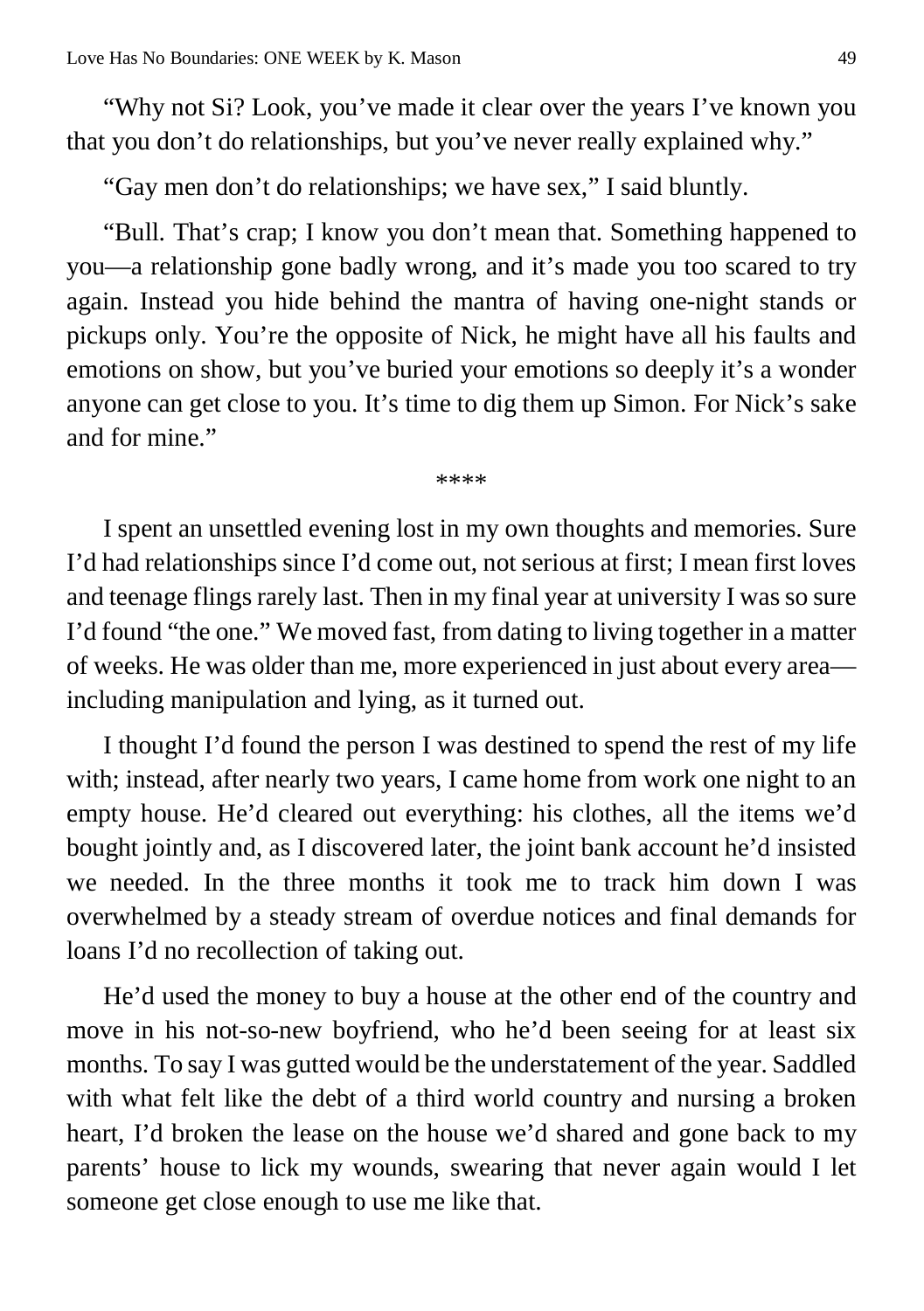"Why not Si? Look, you've made it clear over the years I've known you that you don't do relationships, but you've never really explained why."

"Gay men don't do relationships; we have sex," I said bluntly.

"Bull. That's crap; I know you don't mean that. Something happened to you—a relationship gone badly wrong, and it's made you too scared to try again. Instead you hide behind the mantra of having one-night stands or pickups only. You're the opposite of Nick, he might have all his faults and emotions on show, but you've buried your emotions so deeply it's a wonder anyone can get close to you. It's time to dig them up Simon. For Nick's sake and for mine."

****

I spent an unsettled evening lost in my own thoughts and memories. Sure I'd had relationships since I'd come out, not serious at first; I mean first loves and teenage flings rarely last. Then in my final year at university I was so sure I'd found "the one." We moved fast, from dating to living together in a matter of weeks. He was older than me, more experienced in just about every area—including manipulation and lying, as it turned out.

I thought I'd found the person I was destined to spend the rest of my life with; instead, after nearly two years, I came home from work one night to an empty house. He'd cleared out everything: his clothes, all the items we'd bought jointly and, as I discovered later, the joint bank account he'd insisted we needed. In the three months it took me to track him down I was overwhelmed by a steady stream of overdue notices and final demands for loans I'd no recollection of taking out.

He'd used the money to buy a house at the other end of the country and move in his not-so-new boyfriend, who he'd been seeing for at least six months. To say I was gutted would be the understatement of the year. Saddled with what felt like the debt of a third world country and nursing a broken heart, I'd broken the lease on the house we'd shared and gone back to my parents' house to lick my wounds, swearing that never again would I let someone get close enough to use me like that.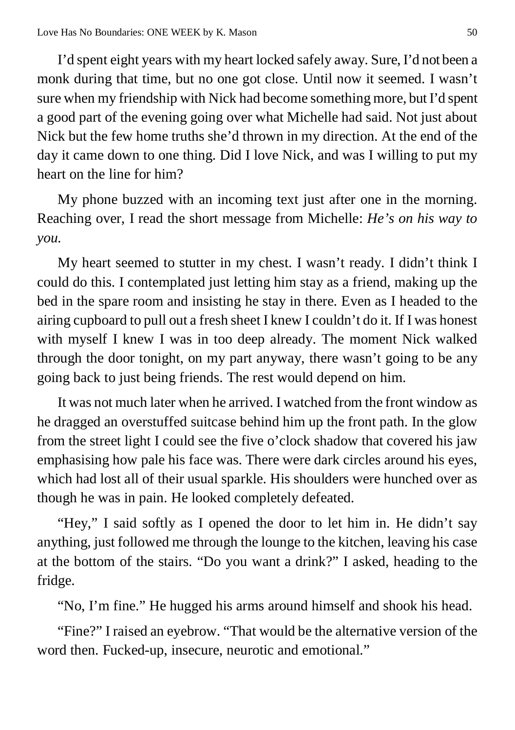I'd spent eight years with my heart locked safely away. Sure, I'd not been a monk during that time, but no one got close. Until now it seemed. I wasn't sure when my friendship with Nick had become something more, but I'd spent a good part of the evening going over what Michelle had said. Not just about Nick but the few home truths she'd thrown in my direction. At the end of the day it came down to one thing. Did I love Nick, and was I willing to put my heart on the line for him?

My phone buzzed with an incoming text just after one in the morning. Reaching over, I read the short message from Michelle: *He's on his way to you.*

My heart seemed to stutter in my chest. I wasn't ready. I didn't think I could do this. I contemplated just letting him stay as a friend, making up the bed in the spare room and insisting he stay in there. Even as I headed to the airing cupboard to pull out a fresh sheet I knew I couldn't do it. If I was honest with myself I knew I was in too deep already. The moment Nick walked through the door tonight, on my part anyway, there wasn't going to be any going back to just being friends. The rest would depend on him.

It was not much later when he arrived. I watched from the front window as he dragged an overstuffed suitcase behind him up the front path. In the glow from the street light I could see the five o'clock shadow that covered his jaw emphasising how pale his face was. There were dark circles around his eyes, which had lost all of their usual sparkle. His shoulders were hunched over as though he was in pain. He looked completely defeated.

"Hey," I said softly as I opened the door to let him in. He didn't say anything, just followed me through the lounge to the kitchen, leaving his case at the bottom of the stairs. "Do you want a drink?" I asked, heading to the fridge.

"No, I'm fine." He hugged his arms around himself and shook his head.

"Fine?" I raised an eyebrow. "That would be the alternative version of the word then. Fucked-up, insecure, neurotic and emotional."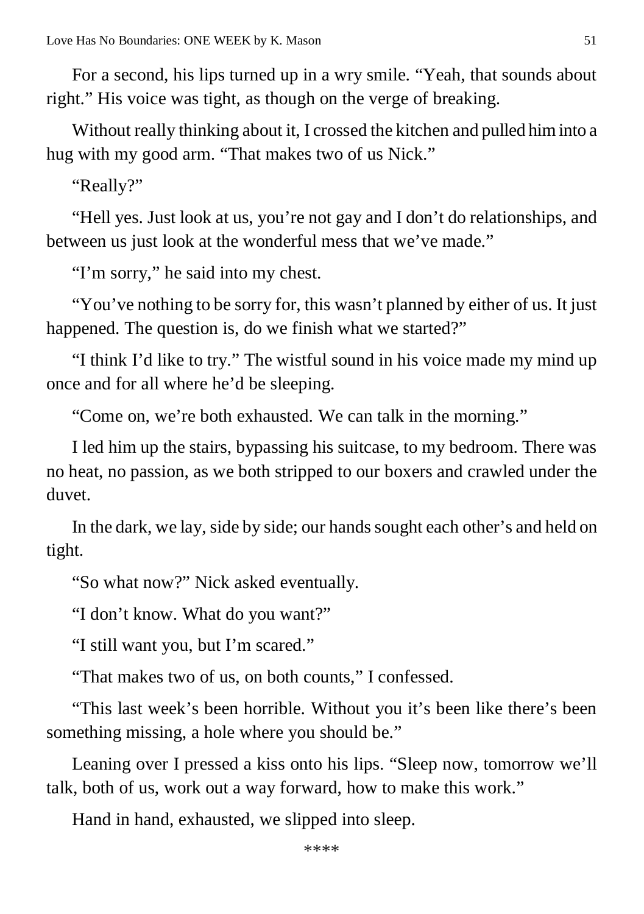For a second, his lips turned up in a wry smile. "Yeah, that sounds about right." His voice was tight, as though on the verge of breaking.

Without really thinking about it, I crossed the kitchen and pulled him into a hug with my good arm. "That makes two of us Nick."

"Really?"

"Hell yes. Just look at us, you're not gay and I don't do relationships, and between us just look at the wonderful mess that we've made."

"I'm sorry," he said into my chest.

"You've nothing to be sorry for, this wasn't planned by either of us. It just happened. The question is, do we finish what we started?"

"I think I'd like to try." The wistful sound in his voice made my mind up once and for all where he'd be sleeping.

"Come on, we're both exhausted. We can talk in the morning."

I led him up the stairs, bypassing his suitcase, to my bedroom. There was no heat, no passion, as we both stripped to our boxers and crawled under the duvet.

In the dark, we lay, side by side; our hands sought each other's and held on tight.

"So what now?" Nick asked eventually.

"I don't know. What do you want?"

"I still want you, but I'm scared."

"That makes two of us, on both counts," I confessed.

"This last week's been horrible. Without you it's been like there's been something missing, a hole where you should be."

Leaning over I pressed a kiss onto his lips. "Sleep now, tomorrow we'll talk, both of us, work out a way forward, how to make this work."

Hand in hand, exhausted, we slipped into sleep.

****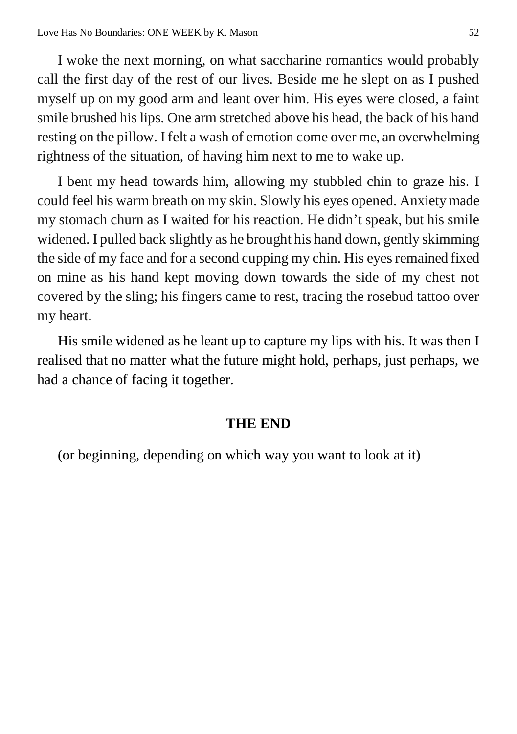I woke the next morning, on what saccharine romantics would probably call the first day of the rest of our lives. Beside me he slept on as I pushed myself up on my good arm and leant over him. His eyes were closed, a faint smile brushed his lips. One arm stretched above his head, the back of his hand resting on the pillow. I felt a wash of emotion come over me, an overwhelming rightness of the situation, of having him next to me to wake up.

I bent my head towards him, allowing my stubbled chin to graze his. I could feel his warm breath on my skin. Slowly his eyes opened. Anxiety made my stomach churn as I waited for his reaction. He didn't speak, but his smile widened. I pulled back slightly as he brought his hand down, gently skimming the side of my face and for a second cupping my chin. His eyes remained fixed on mine as his hand kept moving down towards the side of my chest not covered by the sling; his fingers came to rest, tracing the rosebud tattoo over my heart.

His smile widened as he leant up to capture my lips with his. It was then I realised that no matter what the future might hold, perhaps, just perhaps, we had a chance of facing it together.

**THE END**

(or beginning, depending on which way you want to look at it)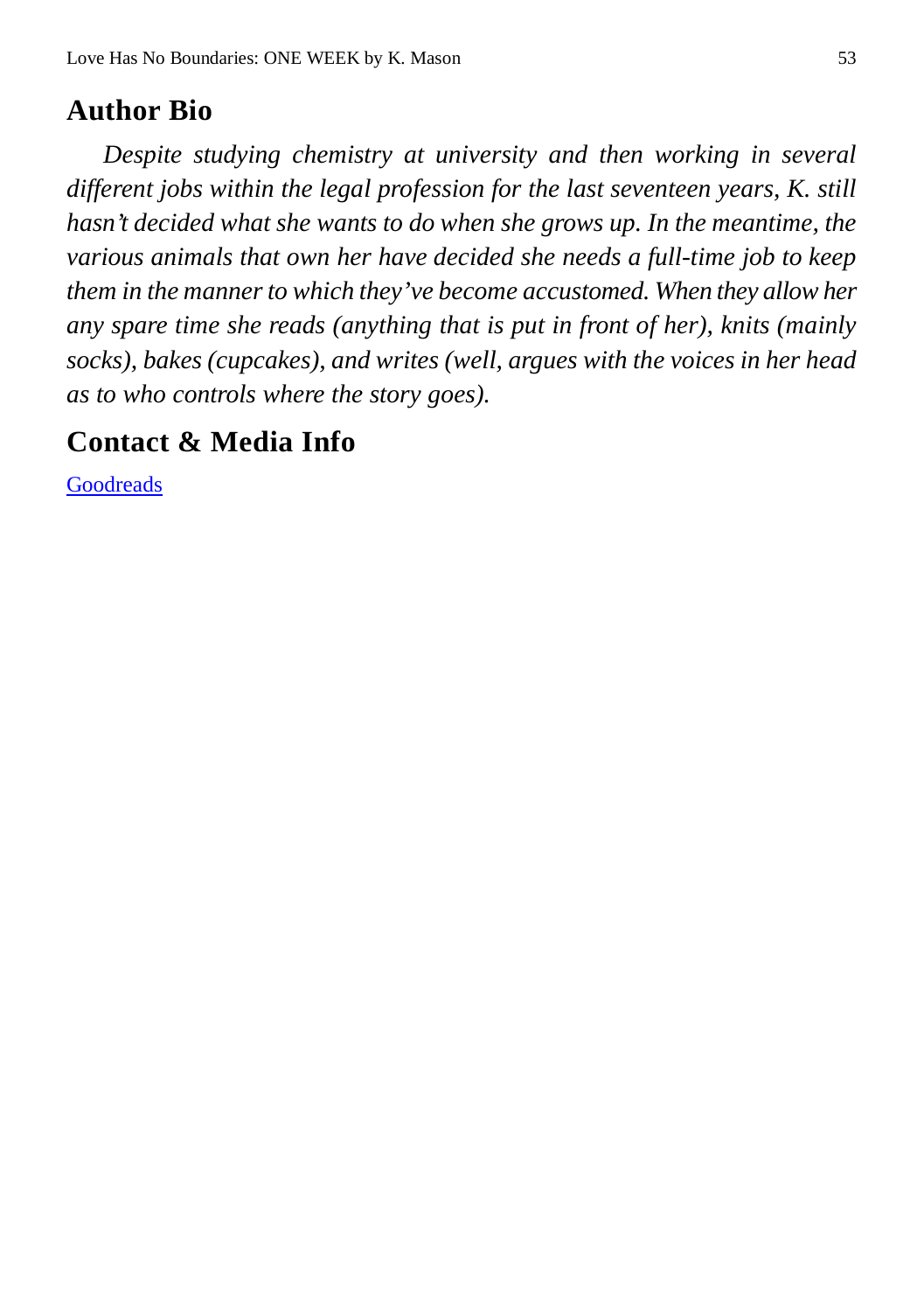## Author Bio

*Despite studying chemistry at university and then working in several different jobs within the legal profession for the last seventeen years, K. still hasn't decided what she wants to do when she grows up. In the meantime, the various animals that own her have decided she needs a full-time job to keep them in the manner to which they've become accustomed. When they allow her any spare time she reads (anything that is put in front of her), knits (mainly socks), bakes (cupcakes), and writes (well, argues with the voices in her head as to who controls where the story goes).*

## Contact & Media Info

Goodreads